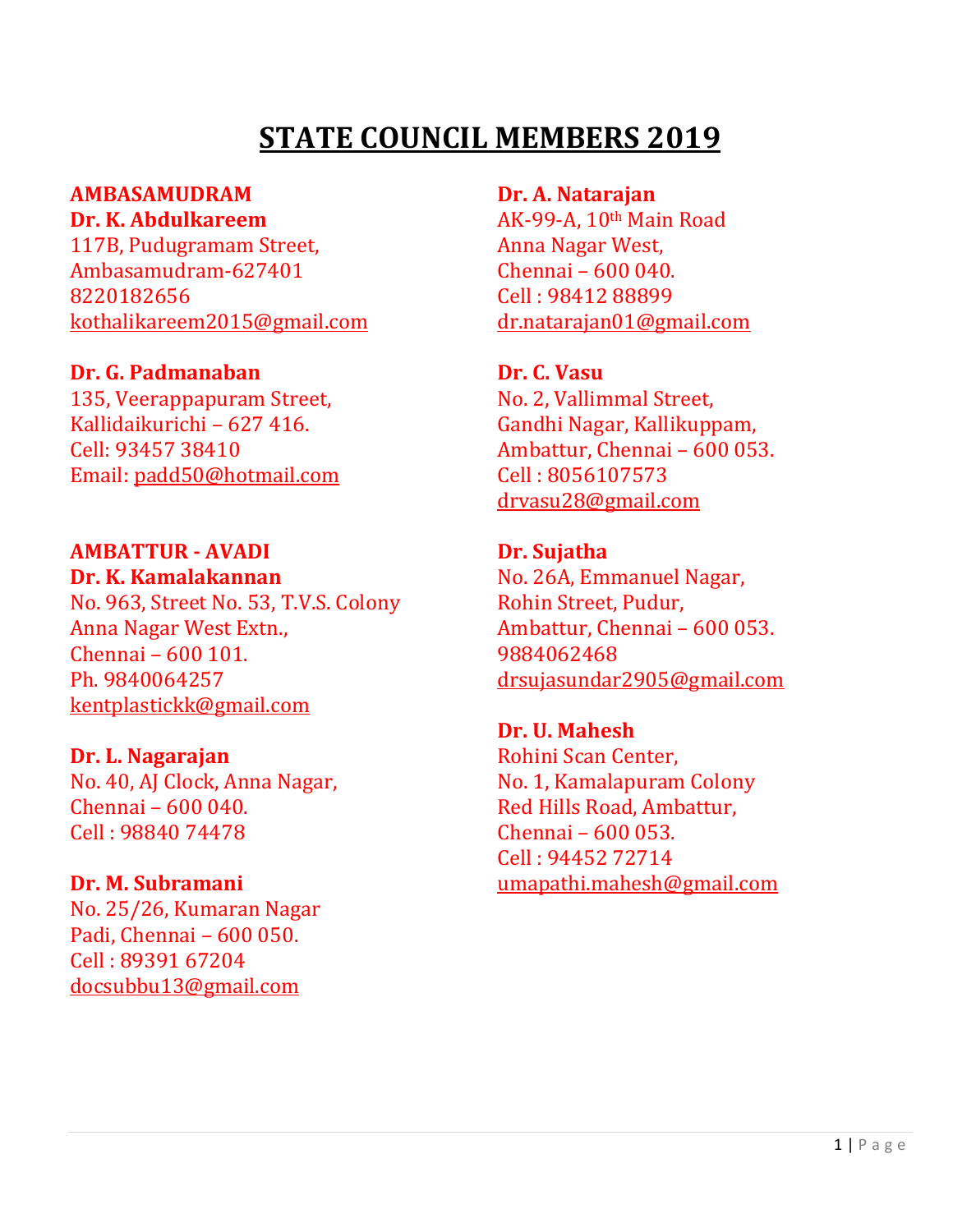# STATE COUNCIL MEMBERS 2019

**AMBASAMUDRAM**

**Dr. K. Abdulkareem**
117B, Pudugramam Street,
Ambasamudram-627401
8220182656
kothalikareem2015@gmail.com

**Dr. G. Padmanaban**
135, Veerappapuram Street,
Kallidaikurichi – 627 416.
Cell: 93457 38410
Email: padd50@hotmail.com

**AMBATTUR - AVADI**

**Dr. K. Kamalakannan**
No. 963, Street No. 53, T.V.S. Colony
Anna Nagar West Extn.,
Chennai – 600 101.
Ph. 9840064257
kentplastickk@gmail.com

**Dr. L. Nagarajan**
No. 40, AJ Clock, Anna Nagar,
Chennai – 600 040.
Cell : 98840 74478

**Dr. M. Subramani**
No. 25/26, Kumaran Nagar
Padi, Chennai – 600 050.
Cell : 89391 67204
docsubbu13@gmail.com

**Dr. A. Natarajan**
AK-99-A, 10th Main Road
Anna Nagar West,
Chennai – 600 040.
Cell : 98412 88899
dr.natarajan01@gmail.com

**Dr. C. Vasu**
No. 2, Vallimmal Street,
Gandhi Nagar, Kallikuppam,
Ambattur, Chennai – 600 053.
Cell : 8056107573
drvasu28@gmail.com

**Dr. Sujatha**
No. 26A, Emmanuel Nagar,
Rohin Street, Pudur,
Ambattur, Chennai – 600 053.
9884062468
drsujasundar2905@gmail.com

**Dr. U. Mahesh**
Rohini Scan Center,
No. 1, Kamalapuram Colony
Red Hills Road, Ambattur,
Chennai – 600 053.
Cell : 94452 72714
umapathi.mahesh@gmail.com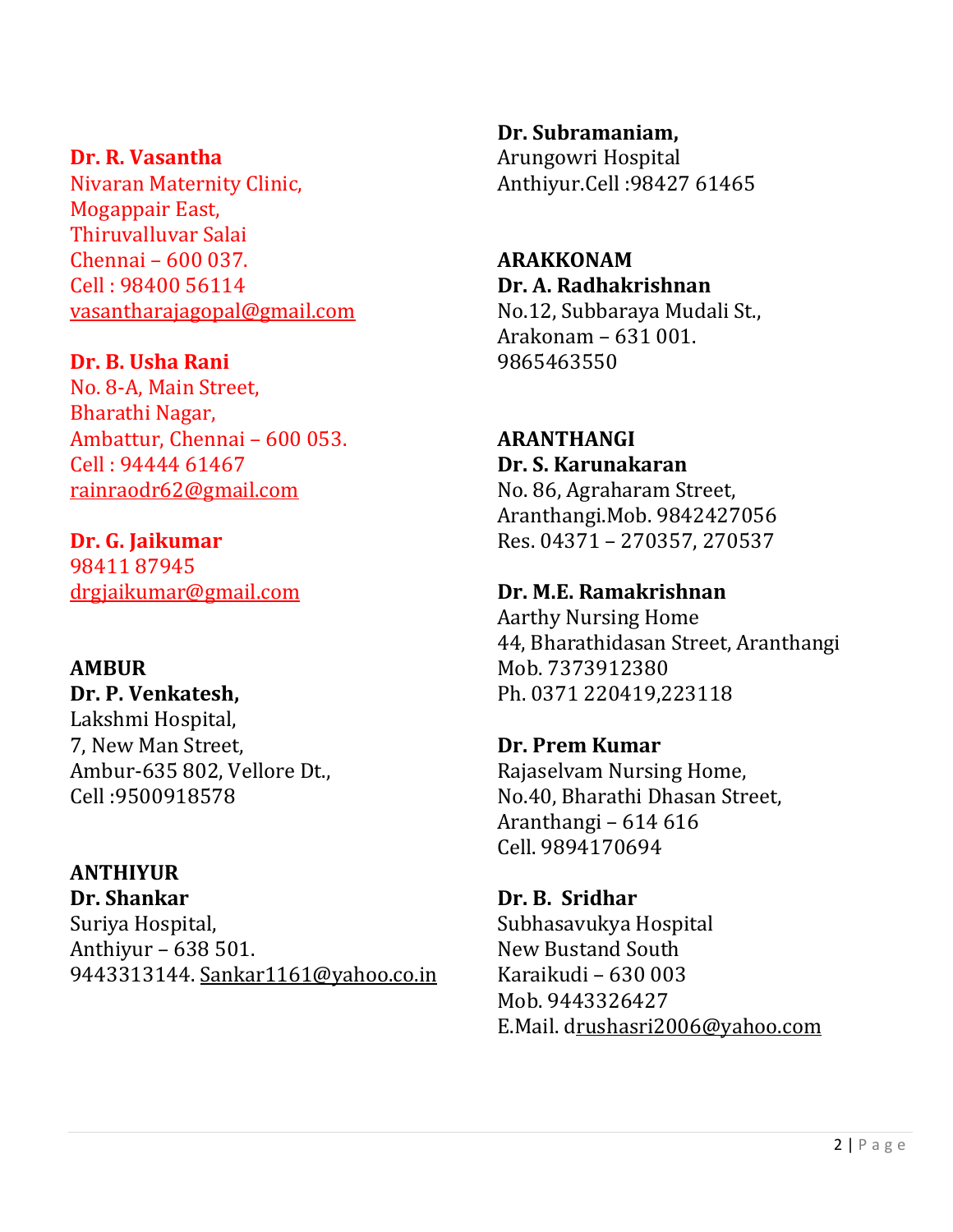**Dr. R. Vasantha**
Nivaran Maternity Clinic,
Mogappair East,
Thiruvalluvar Salai
Chennai – 600 037.
Cell : 98400 56114
vasantharajagopal@gmail.com

**Dr. B. Usha Rani**
No. 8-A, Main Street,
Bharathi Nagar,
Ambattur, Chennai – 600 053.
Cell : 94444 61467
rainraodr62@gmail.com

**Dr. G. Jaikumar**
98411 87945
drgjaikumar@gmail.com

**AMBUR**
**Dr. P. Venkatesh,**
Lakshmi Hospital,
7, New Man Street,
Ambur-635 802, Vellore Dt.,
Cell :9500918578

**ANTHIYUR**
**Dr. Shankar**
Suriya Hospital,
Anthiyur – 638 501.
9443313144. Sankar1161@yahoo.co.in

**Dr. Subramaniam,**
Arungowri Hospital
Anthiyur.Cell :98427 61465

**ARAKKONAM**
**Dr. A. Radhakrishnan**
No.12, Subbaraya Mudali St.,
Arakonam – 631 001.
9865463550

**ARANTHANGI**
**Dr. S. Karunakaran**
No. 86, Agraharam Street,
Aranthangi.Mob. 9842427056
Res. 04371 – 270357, 270537

**Dr. M.E. Ramakrishnan**
Aarthy Nursing Home
44, Bharathidasan Street, Aranthangi
Mob. 7373912380
Ph. 0371 220419,223118

**Dr. Prem Kumar**
Rajaselvam Nursing Home,
No.40, Bharathi Dhasan Street,
Aranthangi – 614 616
Cell. 9894170694

**Dr. B. Sridhar**
Subhasavukya Hospital
New Bustand South
Karaikudi – 630 003
Mob. 9443326427
E.Mail. drushasri2006@yahoo.com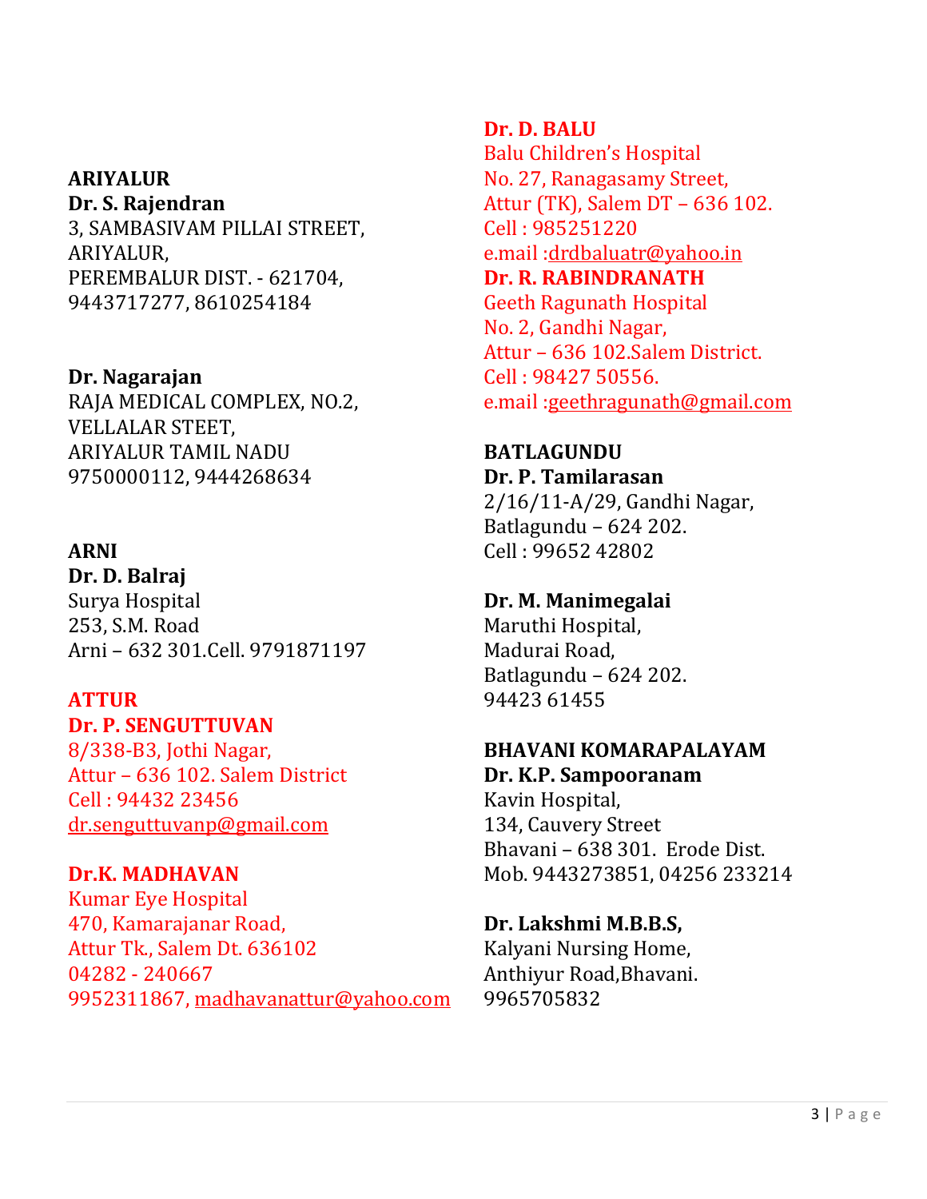**ARIYALUR**

**Dr. S. Rajendran**
3, SAMBASIVAM PILLAI STREET,
ARIYALUR,
PEREMBALUR DIST. - 621704,
9443717277, 8610254184

**Dr. Nagarajan**
RAJA MEDICAL COMPLEX, NO.2,
VELLALAR STEET,
ARIYALUR TAMIL NADU
9750000112, 9444268634

**ARNI**

**Dr. D. Balraj**
Surya Hospital
253, S.M. Road
Arni – 632 301.Cell. 9791871197

**ATTUR**

**Dr. P. SENGUTTUVAN**
8/338-B3, Jothi Nagar,
Attur – 636 102. Salem District
Cell : 94432 23456
dr.senguttuvanp@gmail.com

**Dr.K. MADHAVAN**
Kumar Eye Hospital
470, Kamarajanar Road,
Attur Tk., Salem Dt. 636102
04282 - 240667
9952311867, madhavanattur@yahoo.com

**Dr. D. BALU**
Balu Children's Hospital
No. 27, Ranagasamy Street,
Attur (TK), Salem DT – 636 102.
Cell : 985251220
e.mail :drdbaluatr@yahoo.in

**Dr. R. RABINDRANATH**
Geeth Ragunath Hospital
No. 2, Gandhi Nagar,
Attur – 636 102.Salem District.
Cell : 98427 50556.
e.mail :geethragunath@gmail.com

**BATLAGUNDU**

**Dr. P. Tamilarasan**
2/16/11-A/29, Gandhi Nagar,
Batlagundu – 624 202.
Cell : 99652 42802

**Dr. M. Manimegalai**
Maruthi Hospital,
Madurai Road,
Batlagundu – 624 202.
94423 61455

**BHAVANI KOMARAPALAYAM**

**Dr. K.P. Sampooranam**
Kavin Hospital,
134, Cauvery Street
Bhavani – 638 301. Erode Dist.
Mob. 9443273851, 04256 233214

**Dr. Lakshmi M.B.B.S,**
Kalyani Nursing Home,
Anthiyur Road,Bhavani.
9965705832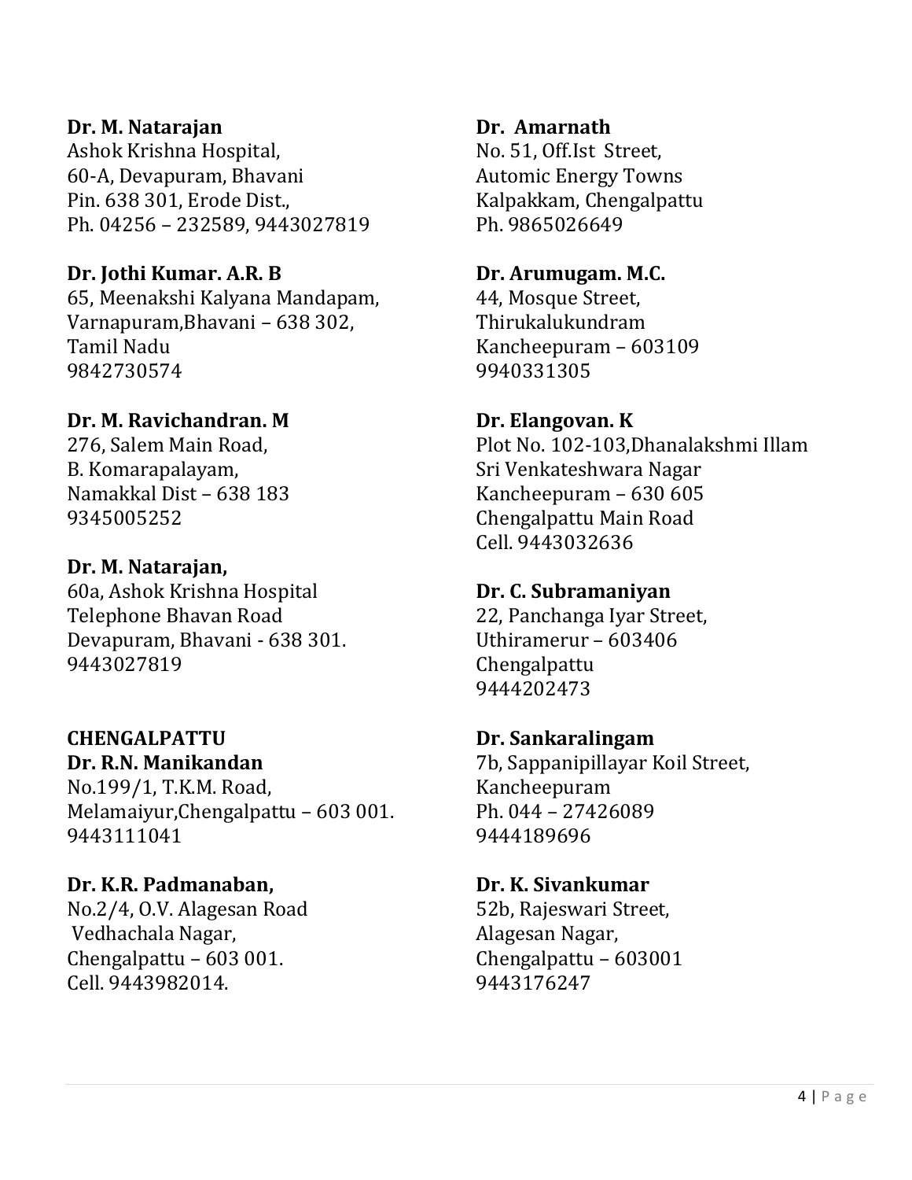**Dr. M. Natarajan**
Ashok Krishna Hospital,
60-A, Devapuram, Bhavani
Pin. 638 301, Erode Dist.,
Ph. 04256 – 232589, 9443027819

**Dr. Jothi Kumar. A.R. B**
65, Meenakshi Kalyana Mandapam,
Varnapuram,Bhavani – 638 302,
Tamil Nadu
9842730574

**Dr. M. Ravichandran. M**
276, Salem Main Road,
B. Komarapalayam,
Namakkal Dist – 638 183
9345005252

**Dr. M. Natarajan,**
60a, Ashok Krishna Hospital
Telephone Bhavan Road
Devapuram, Bhavani - 638 301.
9443027819

**CHENGALPATTU**

**Dr. R.N. Manikandan**
No.199/1, T.K.M. Road,
Melamaiyur,Chengalpattu – 603 001.
9443111041

**Dr. K.R. Padmanaban,**
No.2/4, O.V. Alagesan Road
Vedhachala Nagar,
Chengalpattu – 603 001.
Cell. 9443982014.

**Dr. Amarnath**
No. 51, Off.Ist Street,
Automic Energy Towns
Kalpakkam, Chengalpattu
Ph. 9865026649

**Dr. Arumugam. M.C.**
44, Mosque Street,
Thirukalukundram
Kancheepuram – 603109
9940331305

**Dr. Elangovan. K**
Plot No. 102-103,Dhanalakshmi Illam
Sri Venkateshwara Nagar
Kancheepuram – 630 605
Chengalpattu Main Road
Cell. 9443032636

**Dr. C. Subramaniyan**
22, Panchanga Iyar Street,
Uthiramerur – 603406
Chengalpattu
9444202473

**Dr. Sankaralingam**
7b, Sappanipillayar Koil Street,
Kancheepuram
Ph. 044 – 27426089
9444189696

**Dr. K. Sivankumar**
52b, Rajeswari Street,
Alagesan Nagar,
Chengalpattu – 603001
9443176247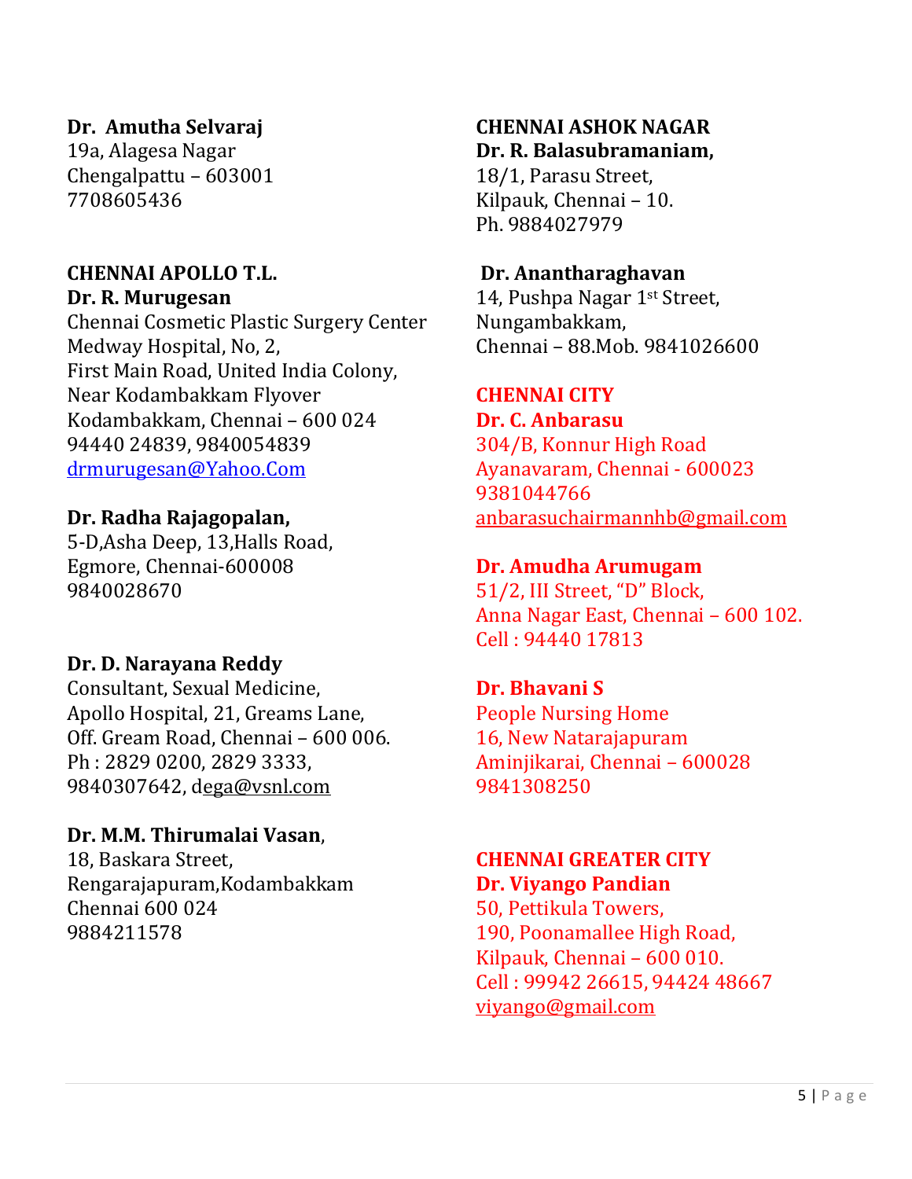**Dr. Amutha Selvaraj**
19a, Alagesa Nagar
Chengalpattu – 603001
7708605436

**CHENNAI APOLLO T.L.**
**Dr. R. Murugesan**
Chennai Cosmetic Plastic Surgery Center
Medway Hospital, No, 2,
First Main Road, United India Colony,
Near Kodambakkam Flyover
Kodambakkam, Chennai – 600 024
94440 24839, 9840054839
drmurugesan@Yahoo.Com

**Dr. Radha Rajagopalan,**
5-D,Asha Deep, 13,Halls Road,
Egmore, Chennai-600008
9840028670

**Dr. D. Narayana Reddy**
Consultant, Sexual Medicine,
Apollo Hospital, 21, Greams Lane,
Off. Gream Road, Chennai – 600 006.
Ph : 2829 0200, 2829 3333,
9840307642, dega@vsnl.com

**Dr. M.M. Thirumalai Vasan**,
18, Baskara Street,
Rengarajapuram,Kodambakkam
Chennai 600 024
9884211578

**CHENNAI ASHOK NAGAR**
**Dr. R. Balasubramaniam,**
18/1, Parasu Street,
Kilpauk, Chennai – 10.
Ph. 9884027979

**Dr. Anantharaghavan**
14, Pushpa Nagar 1st Street,
Nungambakkam,
Chennai – 88.Mob. 9841026600

**CHENNAI CITY**
**Dr. C. Anbarasu**
304/B, Konnur High Road
Ayanavaram, Chennai - 600023
9381044766
anbarasuchairmannhb@gmail.com

**Dr. Amudha Arumugam**
51/2, III Street, "D" Block,
Anna Nagar East, Chennai – 600 102.
Cell : 94440 17813

**Dr. Bhavani S**
People Nursing Home
16, New Natarajapuram
Aminjikarai, Chennai – 600028
9841308250

**CHENNAI GREATER CITY**
**Dr. Viyango Pandian**
50, Pettikula Towers,
190, Poonamallee High Road,
Kilpauk, Chennai – 600 010.
Cell : 99942 26615, 94424 48667
viyango@gmail.com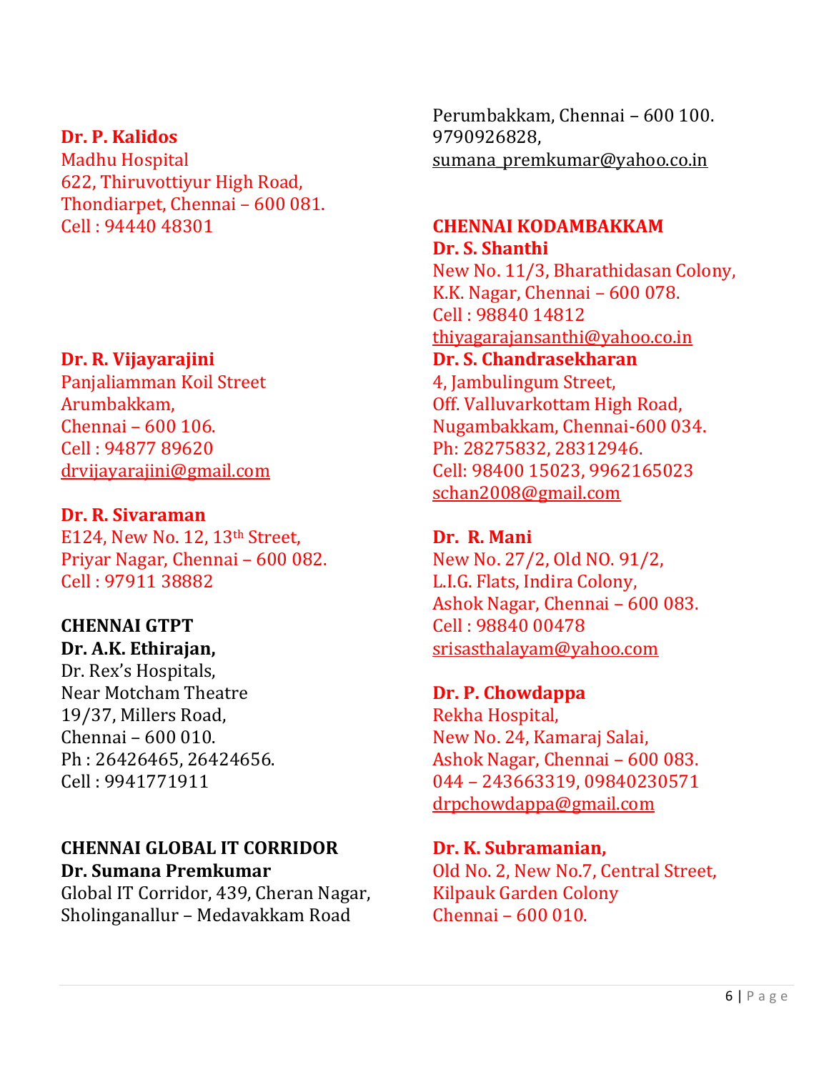**Dr. P. Kalidos**
Madhu Hospital
622, Thiruvottiyur High Road,
Thondiarpet, Chennai – 600 081.
Cell : 94440 48301

**Dr. R. Vijayarajini**
Panjaliamman Koil Street
Arumbakkam,
Chennai – 600 106.
Cell : 94877 89620
drvijayarajini@gmail.com

**Dr. R. Sivaraman**
E124, New No. 12, 13th Street,
Priyar Nagar, Chennai – 600 082.
Cell : 97911 38882

**CHENNAI GTPT**
**Dr. A.K. Ethirajan,**
Dr. Rex's Hospitals,
Near Motcham Theatre
19/37, Millers Road,
Chennai – 600 010.
Ph : 26426465, 26424656.
Cell : 9941771911

**CHENNAI GLOBAL IT CORRIDOR**
**Dr. Sumana Premkumar**
Global IT Corridor, 439, Cheran Nagar,
Sholinganallur – Medavakkam Road
Perumbakkam, Chennai – 600 100.
9790926828,
sumana_premkumar@yahoo.co.in

**CHENNAI KODAMBAKKAM**
**Dr. S. Shanthi**
New No. 11/3, Bharathidasan Colony,
K.K. Nagar, Chennai – 600 078.
Cell : 98840 14812
thiyagarajansanthi@yahoo.co.in

**Dr. S. Chandrasekharan**
4, Jambulingum Street,
Off. Valluvarkottam High Road,
Nugambakkam, Chennai-600 034.
Ph: 28275832, 28312946.
Cell: 98400 15023, 9962165023
schan2008@gmail.com

**Dr. R. Mani**
New No. 27/2, Old NO. 91/2,
L.I.G. Flats, Indira Colony,
Ashok Nagar, Chennai – 600 083.
Cell : 98840 00478
srisasthalayam@yahoo.com

**Dr. P. Chowdappa**
Rekha Hospital,
New No. 24, Kamaraj Salai,
Ashok Nagar, Chennai – 600 083.
044 – 243663319, 09840230571
drpchowdappa@gmail.com

**Dr. K. Subramanian,**
Old No. 2, New No.7, Central Street,
Kilpauk Garden Colony
Chennai – 600 010.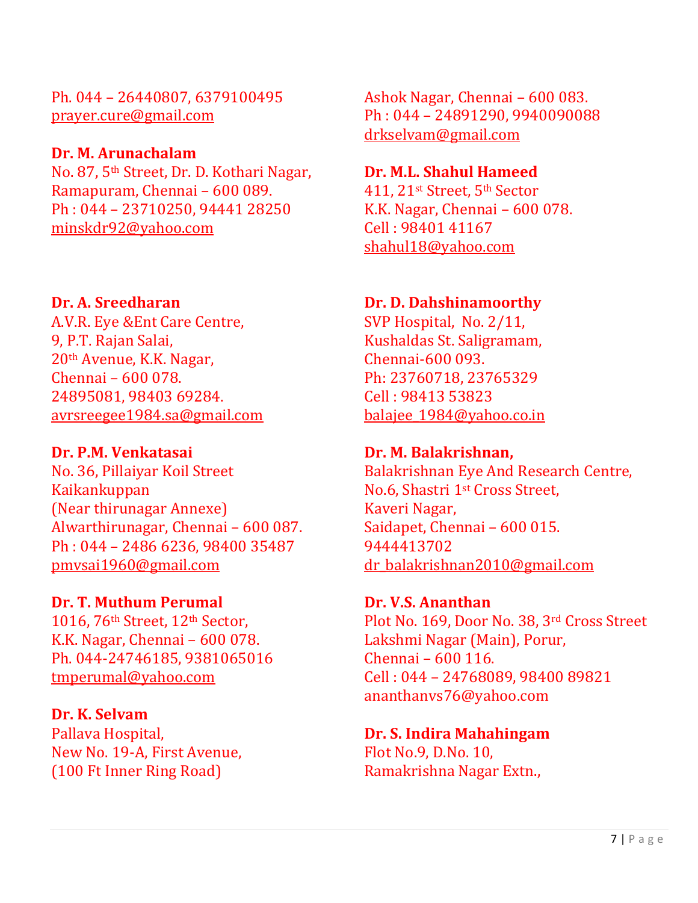Ph. 044 – 26440807, 6379100495
prayer.cure@gmail.com

**Dr. M. Arunachalam**
No. 87, 5th Street, Dr. D. Kothari Nagar,
Ramapuram, Chennai – 600 089.
Ph : 044 – 23710250, 94441 28250
minskdr92@yahoo.com

**Dr. A. Sreedharan**
A.V.R. Eye &Ent Care Centre,
9, P.T. Rajan Salai,
20th Avenue, K.K. Nagar,
Chennai – 600 078.
24895081, 98403 69284.
avrsreegee1984.sa@gmail.com

**Dr. P.M. Venkatasai**
No. 36, Pillaiyar Koil Street
Kaikankuppan
(Near thirunagar Annexe)
Alwarthirunagar, Chennai – 600 087.
Ph : 044 – 2486 6236, 98400 35487
pmvsai1960@gmail.com

**Dr. T. Muthum Perumal**
1016, 76th Street, 12th Sector,
K.K. Nagar, Chennai – 600 078.
Ph. 044-24746185, 9381065016
tmperumal@yahoo.com

**Dr. K. Selvam**
Pallava Hospital,
New No. 19-A, First Avenue,
(100 Ft Inner Ring Road)
Ashok Nagar, Chennai – 600 083.
Ph : 044 – 24891290, 9940090088
drkselvam@gmail.com

**Dr. M.L. Shahul Hameed**
411, 21st Street, 5th Sector
K.K. Nagar, Chennai – 600 078.
Cell : 98401 41167
shahul18@yahoo.com

**Dr. D. Dahshinamoorthy**
SVP Hospital, No. 2/11,
Kushaldas St. Saligramam,
Chennai-600 093.
Ph: 23760718, 23765329
Cell : 98413 53823
balajee_1984@yahoo.co.in

**Dr. M. Balakrishnan,**
Balakrishnan Eye And Research Centre,
No.6, Shastri 1st Cross Street,
Kaveri Nagar,
Saidapet, Chennai – 600 015.
9444413702
dr_balakrishnan2010@gmail.com

**Dr. V.S. Ananthan**
Plot No. 169, Door No. 38, 3rd Cross Street
Lakshmi Nagar (Main), Porur,
Chennai – 600 116.
Cell : 044 – 24768089, 98400 89821
ananthanvs76@yahoo.com

**Dr. S. Indira Mahahingam**
Flot No.9, D.No. 10,
Ramakrishna Nagar Extn.,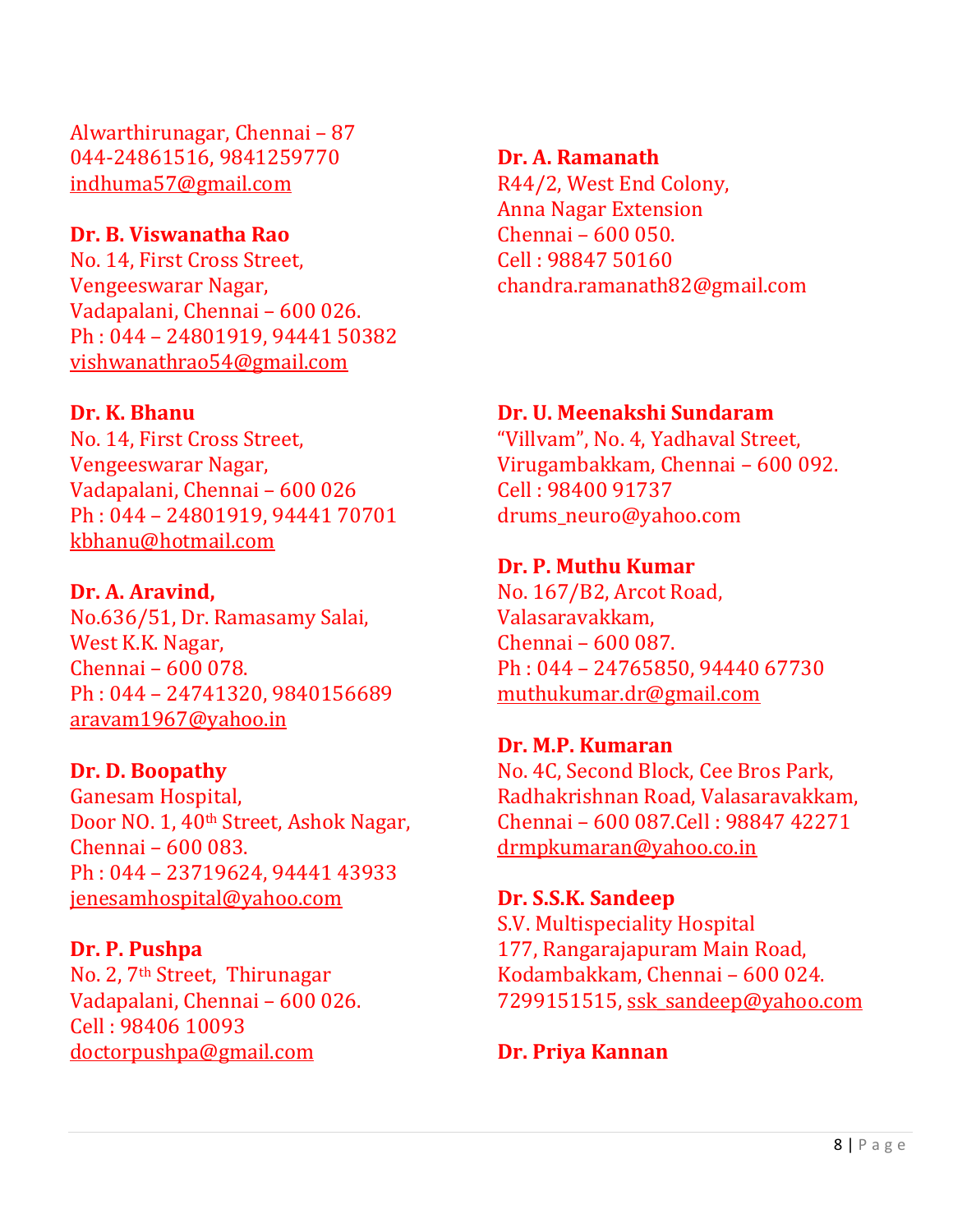Alwarthirunagar, Chennai – 87
044-24861516, 9841259770
indhuma57@gmail.com

**Dr. B. Viswanatha Rao**
No. 14, First Cross Street,
Vengeeswarar Nagar,
Vadapalani, Chennai – 600 026.
Ph : 044 – 24801919, 94441 50382
vishwanathrao54@gmail.com

**Dr. K. Bhanu**
No. 14, First Cross Street,
Vengeeswarar Nagar,
Vadapalani, Chennai – 600 026
Ph : 044 – 24801919, 94441 70701
kbhanu@hotmail.com

**Dr. A. Aravind,**
No.636/51, Dr. Ramasamy Salai,
West K.K. Nagar,
Chennai – 600 078.
Ph : 044 – 24741320, 9840156689
aravam1967@yahoo.in

**Dr. D. Boopathy**
Ganesam Hospital,
Door NO. 1, 40th Street, Ashok Nagar,
Chennai – 600 083.
Ph : 044 – 23719624, 94441 43933
jenesamhospital@yahoo.com

**Dr. P. Pushpa**
No. 2, 7th Street, Thirunagar
Vadapalani, Chennai – 600 026.
Cell : 98406 10093
doctorpushpa@gmail.com

**Dr. A. Ramanath**
R44/2, West End Colony,
Anna Nagar Extension
Chennai – 600 050.
Cell : 98847 50160
chandra.ramanath82@gmail.com

**Dr. U. Meenakshi Sundaram**
"Villvam", No. 4, Yadhaval Street,
Virugambakkam, Chennai – 600 092.
Cell : 98400 91737
drums_neuro@yahoo.com

**Dr. P. Muthu Kumar**
No. 167/B2, Arcot Road,
Valasaravakkam,
Chennai – 600 087.
Ph : 044 – 24765850, 94440 67730
muthukumar.dr@gmail.com

**Dr. M.P. Kumaran**
No. 4C, Second Block, Cee Bros Park,
Radhakrishnan Road, Valasaravakkam,
Chennai – 600 087.Cell : 98847 42271
drmpkumaran@yahoo.co.in

**Dr. S.S.K. Sandeep**
S.V. Multispeciality Hospital
177, Rangarajapuram Main Road,
Kodambakkam, Chennai – 600 024.
7299151515, ssk_sandeep@yahoo.com

**Dr. Priya Kannan**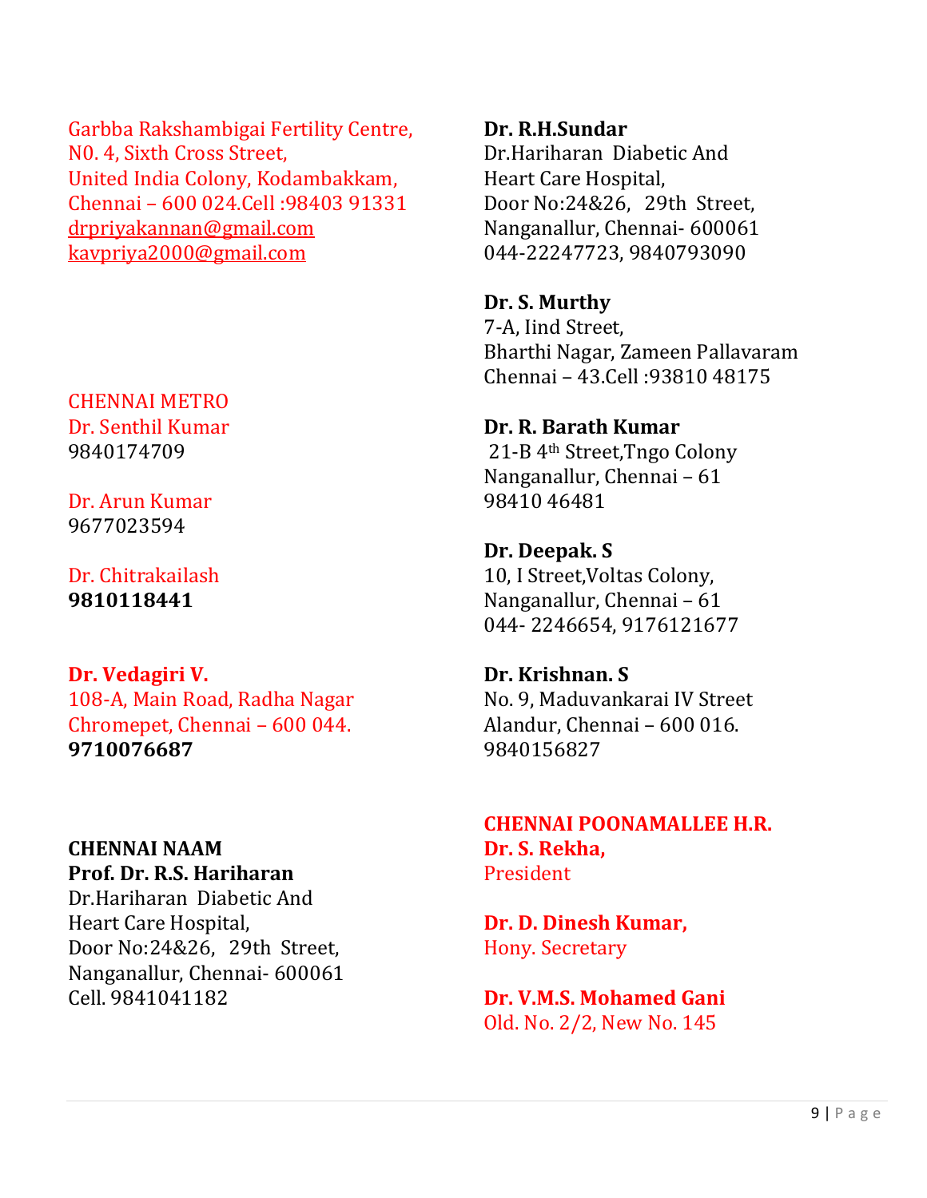Garbba Rakshambigai Fertility Centre,
N0. 4, Sixth Cross Street,
United India Colony, Kodambakkam,
Chennai – 600 024.Cell :98403 91331
drpriyakannan@gmail.com
kavpriya2000@gmail.com

CHENNAI METRO
Dr. Senthil Kumar
9840174709

Dr. Arun Kumar
9677023594

Dr. Chitrakailash
**9810118441**

**Dr. Vedagiri V.**
108-A, Main Road, Radha Nagar
Chromepet, Chennai – 600 044.
**9710076687**

**CHENNAI NAAM**
**Prof. Dr. R.S. Hariharan**
Dr.Hariharan Diabetic And
Heart Care Hospital,
Door No:24&26, 29th Street,
Nanganallur, Chennai- 600061
Cell. 9841041182

**Dr. R.H.Sundar**
Dr.Hariharan Diabetic And
Heart Care Hospital,
Door No:24&26, 29th Street,
Nanganallur, Chennai- 600061
044-22247723, 9840793090

**Dr. S. Murthy**
7-A, IInd Street,
Bharthi Nagar, Zameen Pallavaram
Chennai – 43.Cell :93810 48175

**Dr. R. Barath Kumar**
21-B 4th Street,Tngo Colony
Nanganallur, Chennai – 61
98410 46481

**Dr. Deepak. S**
10, I Street,Voltas Colony,
Nanganallur, Chennai – 61
044- 2246654, 9176121677

**Dr. Krishnan. S**
No. 9, Maduvankarai IV Street
Alandur, Chennai – 600 016.
9840156827

**CHENNAI POONAMALLEE H.R.**
**Dr. S. Rekha,**
President

**Dr. D. Dinesh Kumar,**
Hony. Secretary

**Dr. V.M.S. Mohamed Gani**
Old. No. 2/2, New No. 145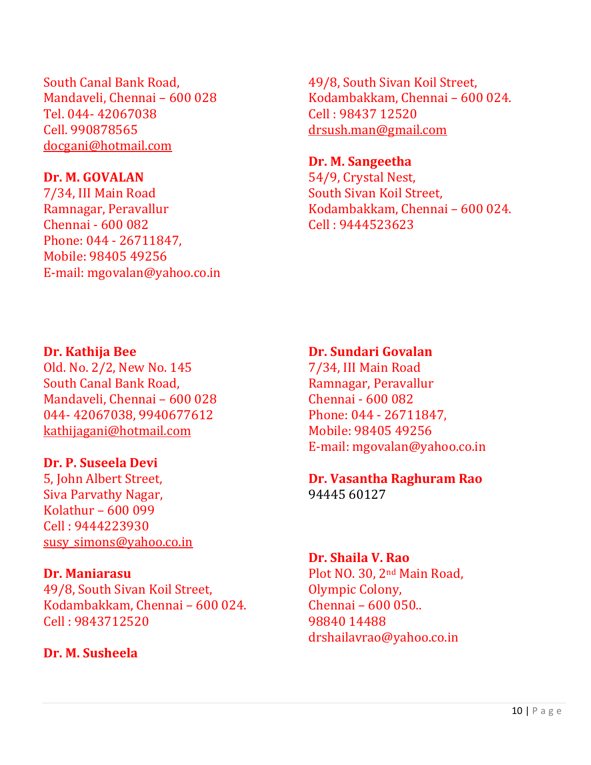South Canal Bank Road,
Mandaveli, Chennai – 600 028
Tel. 044- 42067038
Cell. 990878565
docgani@hotmail.com

**Dr. M. GOVALAN**
7/34, III Main Road
Ramnagar, Peravallur
Chennai - 600 082
Phone: 044 - 26711847,
Mobile: 98405 49256
E-mail: mgovalan@yahoo.co.in

49/8, South Sivan Koil Street,
Kodambakkam, Chennai – 600 024.
Cell : 98437 12520
drsush.man@gmail.com

**Dr. M. Sangeetha**
54/9, Crystal Nest,
South Sivan Koil Street,
Kodambakkam, Chennai – 600 024.
Cell : 9444523623

**Dr. Kathija Bee**
Old. No. 2/2, New No. 145
South Canal Bank Road,
Mandaveli, Chennai – 600 028
044- 42067038, 9940677612
kathijagani@hotmail.com

**Dr. P. Suseela Devi**
5, John Albert Street,
Siva Parvathy Nagar,
Kolathur – 600 099
Cell : 9444223930
susy_simons@yahoo.co.in

**Dr. Maniarasu**
49/8, South Sivan Koil Street,
Kodambakkam, Chennai – 600 024.
Cell : 9843712520

**Dr. M. Susheela**

**Dr. Sundari Govalan**
7/34, III Main Road
Ramnagar, Peravallur
Chennai - 600 082
Phone: 044 - 26711847,
Mobile: 98405 49256
E-mail: mgovalan@yahoo.co.in

**Dr. Vasantha Raghuram Rao**
94445 60127

**Dr. Shaila V. Rao**
Plot NO. 30, 2nd Main Road,
Olympic Colony,
Chennai – 600 050..
98840 14488
drshailavrao@yahoo.co.in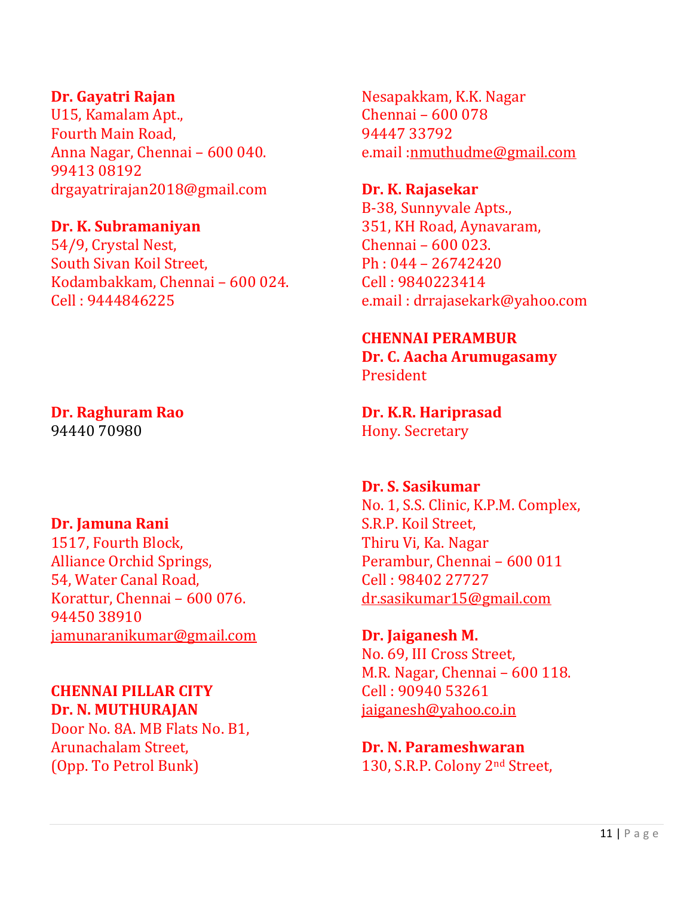**Dr. Gayatri Rajan**
U15, Kamalam Apt.,
Fourth Main Road,
Anna Nagar, Chennai – 600 040.
99413 08192
drgayatrirajan2018@gmail.com

**Dr. K. Subramaniyan**
54/9, Crystal Nest,
South Sivan Koil Street,
Kodambakkam, Chennai – 600 024.
Cell : 9444846225

**Dr. Raghuram Rao**
94440 70980

**Dr. Jamuna Rani**
1517, Fourth Block,
Alliance Orchid Springs,
54, Water Canal Road,
Korattur, Chennai – 600 076.
94450 38910
jamunaranikumar@gmail.com

**CHENNAI PILLAR CITY**
**Dr. N. MUTHURAJAN**
Door No. 8A. MB Flats No. B1,
Arunachalam Street,
(Opp. To Petrol Bunk)
Nesapakkam, K.K. Nagar
Chennai – 600 078
94447 33792
e.mail :nmuthudme@gmail.com

**Dr. K. Rajasekar**
B-38, Sunnyvale Apts.,
351, KH Road, Aynavaram,
Chennai – 600 023.
Ph : 044 – 26742420
Cell : 9840223414
e.mail : drrajasekark@yahoo.com

**CHENNAI PERAMBUR**
**Dr. C. Aacha Arumugasamy**
President

**Dr. K.R. Hariprasad**
Hony. Secretary

**Dr. S. Sasikumar**
No. 1, S.S. Clinic, K.P.M. Complex,
S.R.P. Koil Street,
Thiru Vi, Ka. Nagar
Perambur, Chennai – 600 011
Cell : 98402 27727
dr.sasikumar15@gmail.com

**Dr. Jaiganesh M.**
No. 69, III Cross Street,
M.R. Nagar, Chennai – 600 118.
Cell : 90940 53261
jaiganesh@yahoo.co.in

**Dr. N. Parameshwaran**
130, S.R.P. Colony 2nd Street,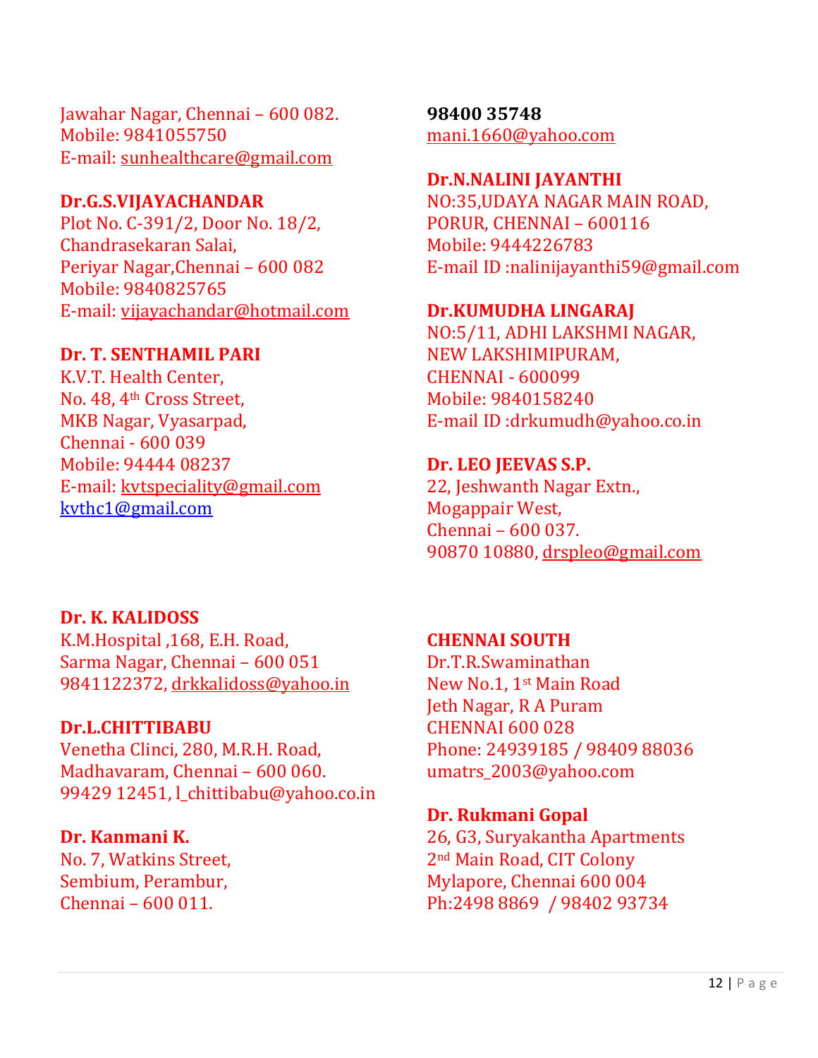Jawahar Nagar, Chennai – 600 082.
Mobile: 9841055750
E-mail: sunhealthcare@gmail.com

**Dr.G.S.VIJAYACHANDAR**
Plot No. C-391/2, Door No. 18/2,
Chandrasekaran Salai,
Periyar Nagar,Chennai – 600 082
Mobile: 9840825765
E-mail: vijayachandar@hotmail.com

**Dr. T. SENTHAMIL PARI**
K.V.T. Health Center,
No. 48, 4th Cross Street,
MKB Nagar, Vyasarpad,
Chennai - 600 039
Mobile: 94444 08237
E-mail: kvtspeciality@gmail.com
kvthc1@gmail.com

**98400 35748**
mani.1660@yahoo.com

**Dr.N.NALINI JAYANTHI**
NO:35,UDAYA NAGAR MAIN ROAD,
PORUR, CHENNAI – 600116
Mobile: 9444226783
E-mail ID :nalinijayanthi59@gmail.com

**Dr.KUMUDHA LINGARAJ**
NO:5/11, ADHI LAKSHMI NAGAR,
NEW LAKSHIMIPURAM,
CHENNAI - 600099
Mobile: 9840158240
E-mail ID :drkumudh@yahoo.co.in

**Dr. LEO JEEVAS S.P.**
22, Jeshwanth Nagar Extn.,
Mogappair West,
Chennai – 600 037.
90870 10880, drspleo@gmail.com

**Dr. K. KALIDOSS**
K.M.Hospital ,168, E.H. Road,
Sarma Nagar, Chennai – 600 051
9841122372, drkkalidoss@yahoo.in

**Dr.L.CHITTIBABU**
Venetha Clinci, 280, M.R.H. Road,
Madhavaram, Chennai – 600 060.
99429 12451, l_chittibabu@yahoo.co.in

**Dr. Kanmani K.**
No. 7, Watkins Street,
Sembium, Perambur,
Chennai – 600 011.

**CHENNAI SOUTH**
Dr.T.R.Swaminathan
New No.1, 1st Main Road
Jeth Nagar, R A Puram
CHENNAI 600 028
Phone: 24939185 / 98409 88036
umatrs_2003@yahoo.com

**Dr. Rukmani Gopal**
26, G3, Suryakantha Apartments
2nd Main Road, CIT Colony
Mylapore, Chennai 600 004
Ph:2498 8869 / 98402 93734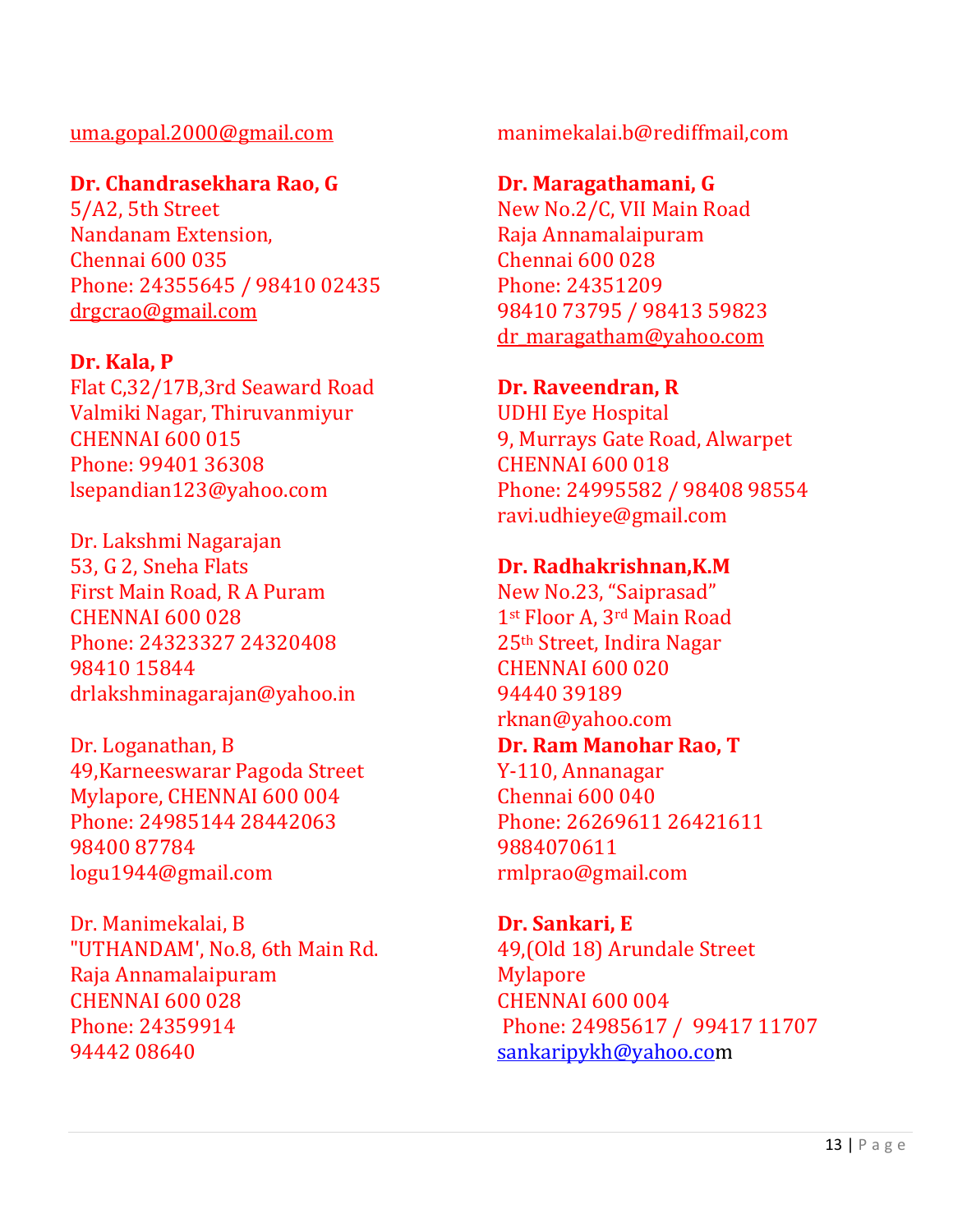uma.gopal.2000@gmail.com

**Dr. Chandrasekhara Rao, G**
5/A2, 5th Street
Nandanam Extension,
Chennai 600 035
Phone: 24355645 / 98410 02435
drgcrao@gmail.com

**Dr. Kala, P**
Flat C,32/17B,3rd Seaward Road
Valmiki Nagar, Thiruvanmiyur
CHENNAI 600 015
Phone: 99401 36308
lsepandian123@yahoo.com

Dr. Lakshmi Nagarajan
53, G 2, Sneha Flats
First Main Road, R A Puram
CHENNAI 600 028
Phone: 24323327 24320408
98410 15844
drlakshminagarajan@yahoo.in

Dr. Loganathan, B
49,Karneeswarar Pagoda Street
Mylapore, CHENNAI 600 004
Phone: 24985144 28442063
98400 87784
logu1944@gmail.com

Dr. Manimekalai, B
"UTHANDAM', No.8, 6th Main Rd.
Raja Annamalaipuram
CHENNAI 600 028
Phone: 24359914
94442 08640
manimekalai.b@rediffmail,com

**Dr. Maragathamani, G**
New No.2/C, VII Main Road
Raja Annamalaipuram
Chennai 600 028
Phone: 24351209
98410 73795 / 98413 59823
dr_maragatham@yahoo.com

**Dr. Raveendran, R**
UDHI Eye Hospital
9, Murrays Gate Road, Alwarpet
CHENNAI 600 018
Phone: 24995582 / 98408 98554
ravi.udhieye@gmail.com

**Dr. Radhakrishnan,K.M**
New No.23, "Saiprasad"
1st Floor A, 3rd Main Road
25th Street, Indira Nagar
CHENNAI 600 020
94440 39189
rknan@yahoo.com

**Dr. Ram Manohar Rao, T**
Y-110, Annanagar
Chennai 600 040
Phone: 26269611 26421611
9884070611
rmlprao@gmail.com

**Dr. Sankari, E**
49,(Old 18) Arundale Street
Mylapore
CHENNAI 600 004
Phone: 24985617 / 99417 11707
sankaripykh@yahoo.com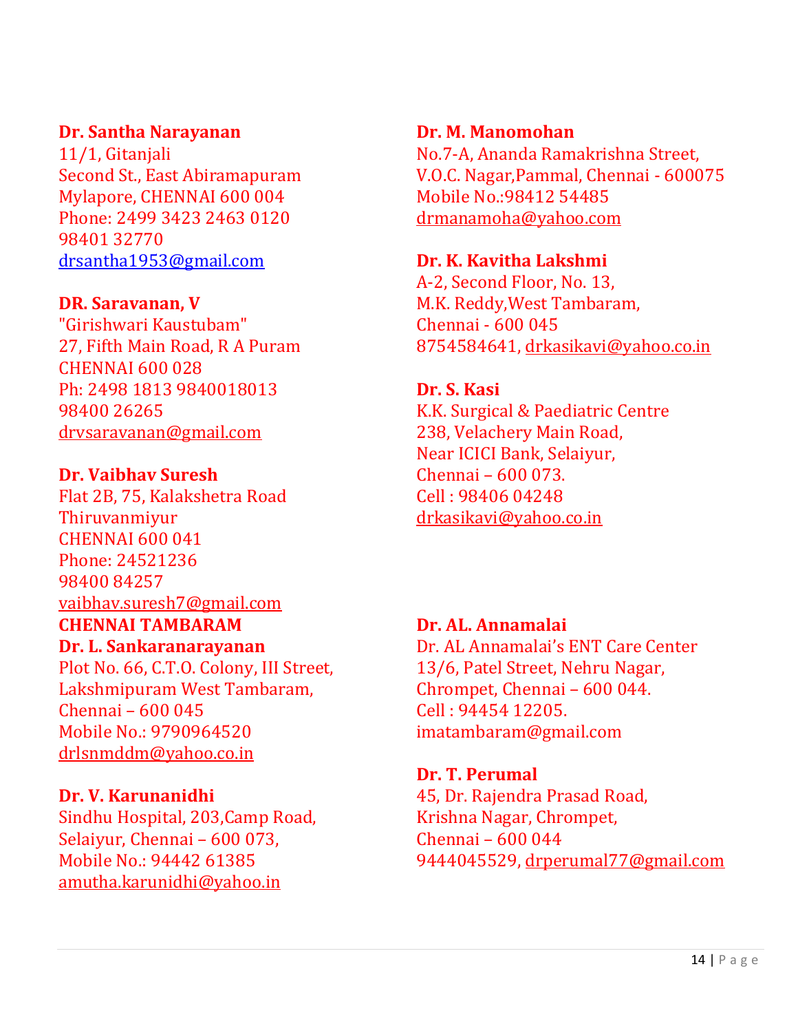**Dr. Santha Narayanan**
11/1, Gitanjali
Second St., East Abiramapuram
Mylapore, CHENNAI 600 004
Phone: 2499 3423 2463 0120
98401 32770
drsantha1953@gmail.com

**DR. Saravanan, V**
"Girishwari Kaustubam"
27, Fifth Main Road, R A Puram
CHENNAI 600 028
Ph: 2498 1813 9840018013
98400 26265
drvsaravanan@gmail.com

**Dr. Vaibhav Suresh**
Flat 2B, 75, Kalakshetra Road
Thiruvanmiyur
CHENNAI 600 041
Phone: 24521236
98400 84257
vaibhav.suresh7@gmail.com

**CHENNAI TAMBARAM**

**Dr. L. Sankaranarayanan**
Plot No. 66, C.T.O. Colony, III Street,
Lakshmipuram West Tambaram,
Chennai – 600 045
Mobile No.: 9790964520
drlsnmddm@yahoo.co.in

**Dr. V. Karunanidhi**
Sindhu Hospital, 203,Camp Road,
Selaiyur, Chennai – 600 073,
Mobile No.: 94442 61385
amutha.karunidhi@yahoo.in

**Dr. M. Manomohan**
No.7-A, Ananda Ramakrishna Street,
V.O.C. Nagar,Pammal, Chennai - 600075
Mobile No.:98412 54485
drmanamoha@yahoo.com

**Dr. K. Kavitha Lakshmi**
A-2, Second Floor, No. 13,
M.K. Reddy,West Tambaram,
Chennai - 600 045
8754584641, drkasikavi@yahoo.co.in

**Dr. S. Kasi**
K.K. Surgical & Paediatric Centre
238, Velachery Main Road,
Near ICICI Bank, Selaiyur,
Chennai – 600 073.
Cell : 98406 04248
drkasikavi@yahoo.co.in

**Dr. AL. Annamalai**
Dr. AL Annamalai's ENT Care Center
13/6, Patel Street, Nehru Nagar,
Chrompet, Chennai – 600 044.
Cell : 94454 12205.
imatambaram@gmail.com

**Dr. T. Perumal**
45, Dr. Rajendra Prasad Road,
Krishna Nagar, Chrompet,
Chennai – 600 044
9444045529, drperumal77@gmail.com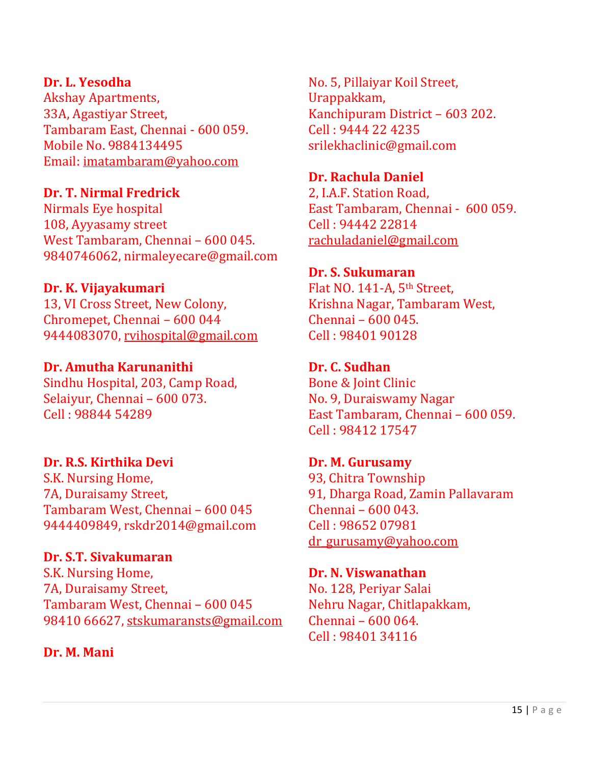**Dr. L. Yesodha**
Akshay Apartments,
33A, Agastiyar Street,
Tambaram East, Chennai - 600 059.
Mobile No. 9884134495
Email: imatambaram@yahoo.com

**Dr. T. Nirmal Fredrick**
Nirmals Eye hospital
108, Ayyasamy street
West Tambaram, Chennai – 600 045.
9840746062, nirmaleyecare@gmail.com

**Dr. K. Vijayakumari**
13, VI Cross Street, New Colony,
Chromepet, Chennai – 600 044
9444083070, rvihospital@gmail.com

**Dr. Amutha Karunanithi**
Sindhu Hospital, 203, Camp Road,
Selaiyur, Chennai – 600 073.
Cell : 98844 54289

**Dr. R.S. Kirthika Devi**
S.K. Nursing Home,
7A, Duraisamy Street,
Tambaram West, Chennai – 600 045
9444409849, rskdr2014@gmail.com

**Dr. S.T. Sivakumaran**
S.K. Nursing Home,
7A, Duraisamy Street,
Tambaram West, Chennai – 600 045
98410 66627, stskumaransts@gmail.com

**Dr. M. Mani**
No. 5, Pillaiyar Koil Street,
Urappakkam,
Kanchipuram District – 603 202.
Cell : 9444 22 4235
srilekhaclinic@gmail.com

**Dr. Rachula Daniel**
2, I.A.F. Station Road,
East Tambaram, Chennai - 600 059.
Cell : 94442 22814
rachuladaniel@gmail.com

**Dr. S. Sukumaran**
Flat NO. 141-A, 5th Street,
Krishna Nagar, Tambaram West,
Chennai – 600 045.
Cell : 98401 90128

**Dr. C. Sudhan**
Bone & Joint Clinic
No. 9, Duraiswamy Nagar
East Tambaram, Chennai – 600 059.
Cell : 98412 17547

**Dr. M. Gurusamy**
93, Chitra Township
91, Dharga Road, Zamin Pallavaram
Chennai – 600 043.
Cell : 98652 07981
dr_gurusamy@yahoo.com

**Dr. N. Viswanathan**
No. 128, Periyar Salai
Nehru Nagar, Chitlapakkam,
Chennai – 600 064.
Cell : 98401 34116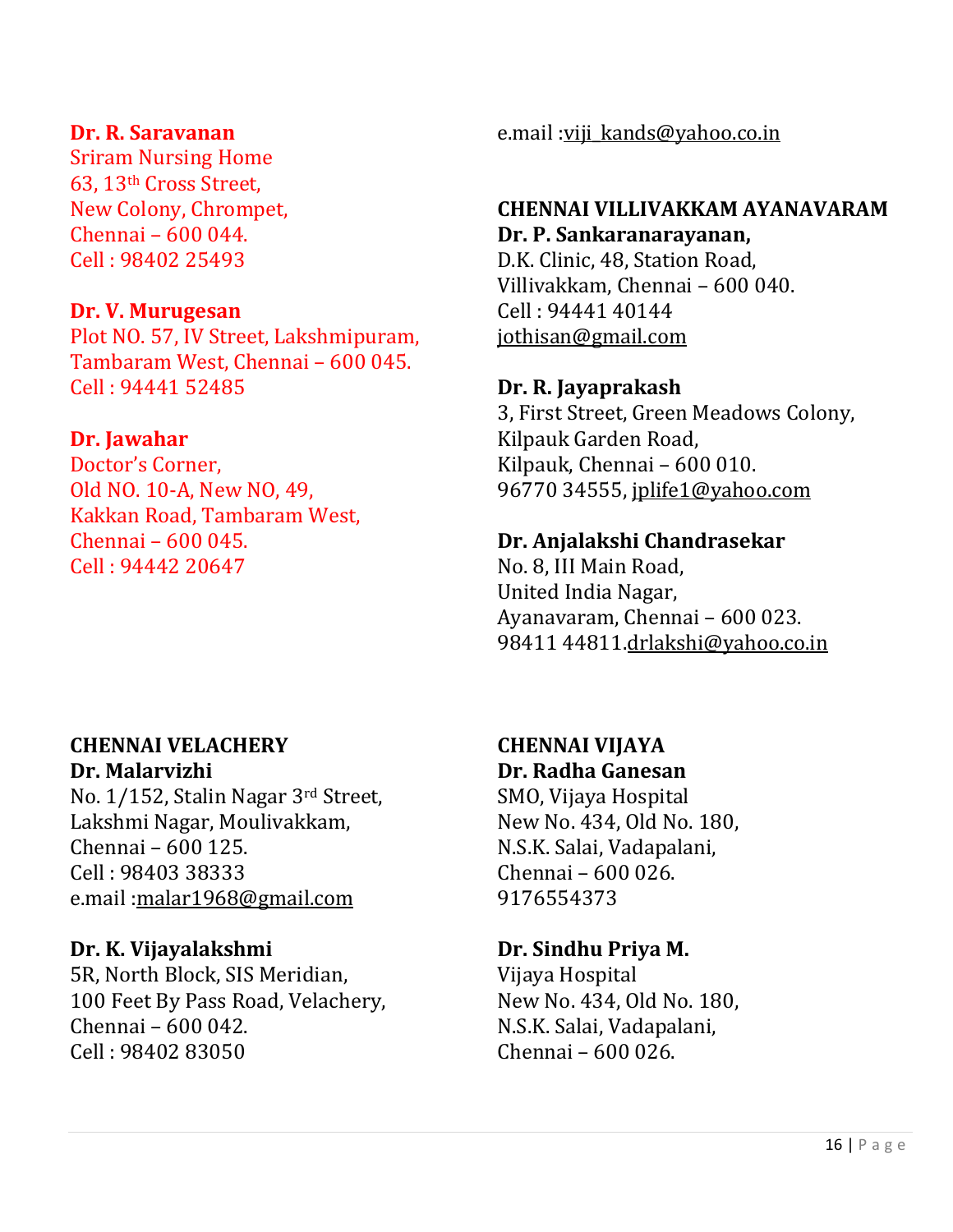**Dr. R. Saravanan**
Sriram Nursing Home
63, 13th Cross Street,
New Colony, Chrompet,
Chennai – 600 044.
Cell : 98402 25493

**Dr. V. Murugesan**
Plot NO. 57, IV Street, Lakshmipuram,
Tambaram West, Chennai – 600 045.
Cell : 94441 52485

**Dr. Jawahar**
Doctor's Corner,
Old NO. 10-A, New NO, 49,
Kakkan Road, Tambaram West,
Chennai – 600 045.
Cell : 94442 20647

e.mail :viji_kands@yahoo.co.in

**CHENNAI VILLIVAKKAM AYANAVARAM**

**Dr. P. Sankaranarayanan,**
D.K. Clinic, 48, Station Road,
Villivakkam, Chennai – 600 040.
Cell : 94441 40144
jothisan@gmail.com

**Dr. R. Jayaprakash**
3, First Street, Green Meadows Colony,
Kilpauk Garden Road,
Kilpauk, Chennai – 600 010.
96770 34555, jplife1@yahoo.com

**Dr. Anjalakshi Chandrasekar**
No. 8, III Main Road,
United India Nagar,
Ayanavaram, Chennai – 600 023.
98411 44811.drlakshi@yahoo.co.in

**CHENNAI VELACHERY**

**Dr. Malarvizhi**
No. 1/152, Stalin Nagar 3rd Street,
Lakshmi Nagar, Moulivakkam,
Chennai – 600 125.
Cell : 98403 38333
e.mail :malar1968@gmail.com

**Dr. K. Vijayalakshmi**
5R, North Block, SIS Meridian,
100 Feet By Pass Road, Velachery,
Chennai – 600 042.
Cell : 98402 83050

**CHENNAI VIJAYA**

**Dr. Radha Ganesan**
SMO, Vijaya Hospital
New No. 434, Old No. 180,
N.S.K. Salai, Vadapalani,
Chennai – 600 026.
9176554373

**Dr. Sindhu Priya M.**
Vijaya Hospital
New No. 434, Old No. 180,
N.S.K. Salai, Vadapalani,
Chennai – 600 026.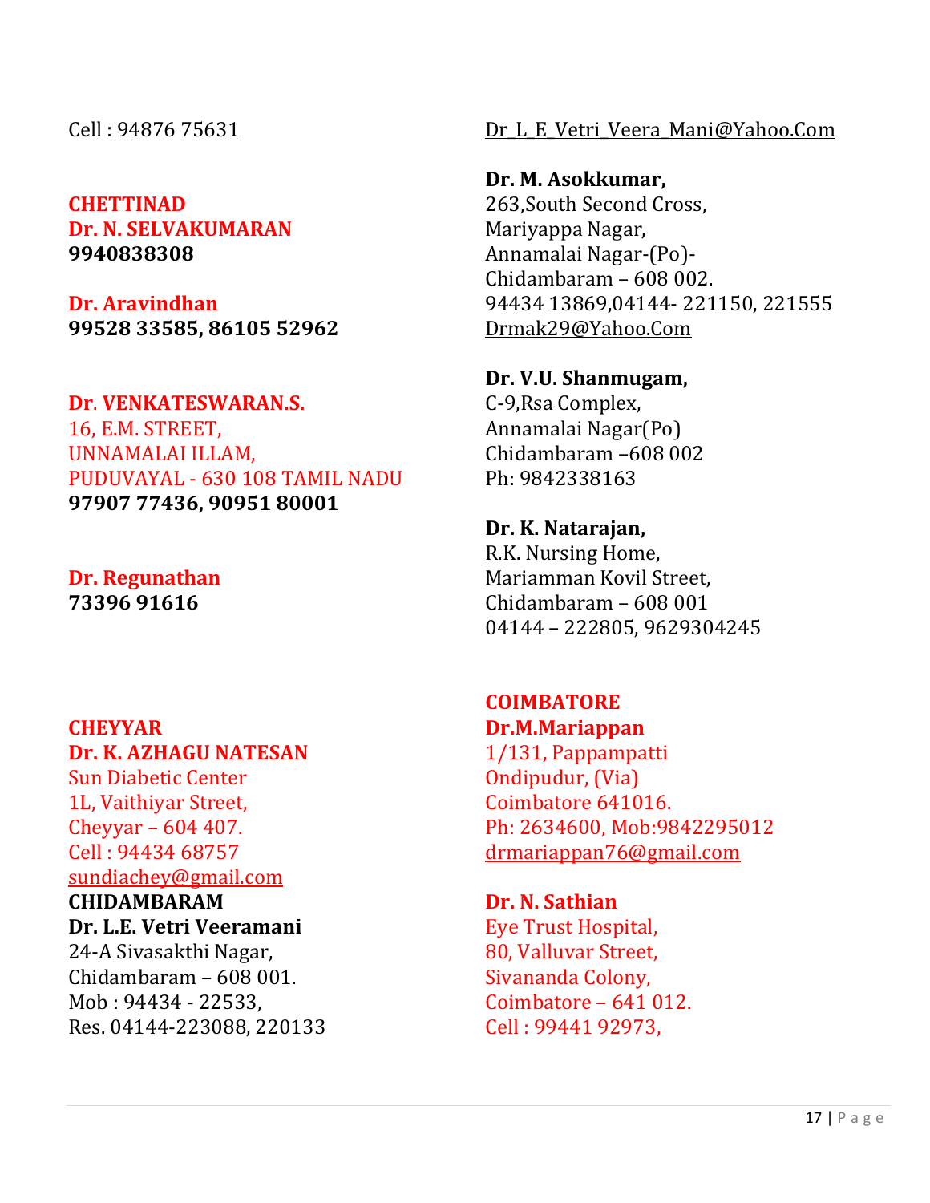Cell : 94876 75631

**CHETTINAD**
**Dr. N. SELVAKUMARAN**
**9940838308**

**Dr. Aravindhan**
**99528 33585, 86105 52962**

**Dr. VENKATESWARAN.S.**
16, E.M. STREET,
UNNAMALAI ILLAM,
PUDUVAYAL - 630 108 TAMIL NADU
**97907 77436, 90951 80001**

**Dr. Regunathan**
**73396 91616**

**CHEYYAR**
**Dr. K. AZHAGU NATESAN**
Sun Diabetic Center
1L, Vaithiyar Street,
Cheyyar – 604 407.
Cell : 94434 68757
sundiachey@gmail.com

**CHIDAMBARAM**
**Dr. L.E. Vetri Veeramani**
24-A Sivasakthi Nagar,
Chidambaram – 608 001.
Mob : 94434 - 22533,
Res. 04144-223088, 220133
Dr_L_E_Vetri_Veera_Mani@Yahoo.Com

**Dr. M. Asokkumar,**
263,South Second Cross,
Mariyappa Nagar,
Annamalai Nagar-(Po)-
Chidambaram – 608 002.
94434 13869,04144- 221150, 221555
Drmak29@Yahoo.Com

**Dr. V.U. Shanmugam,**
C-9,Rsa Complex,
Annamalai Nagar(Po)
Chidambaram –608 002
Ph: 9842338163

**Dr. K. Natarajan,**
R.K. Nursing Home,
Mariamman Kovil Street,
Chidambaram – 608 001
04144 – 222805, 9629304245

**COIMBATORE**
**Dr.M.Mariappan**
1/131, Pappampatti
Ondipudur, (Via)
Coimbatore 641016.
Ph: 2634600, Mob:9842295012
drmariappan76@gmail.com

**Dr. N. Sathian**
Eye Trust Hospital,
80, Valluvar Street,
Sivananda Colony,
Coimbatore – 641 012.
Cell : 99441 92973,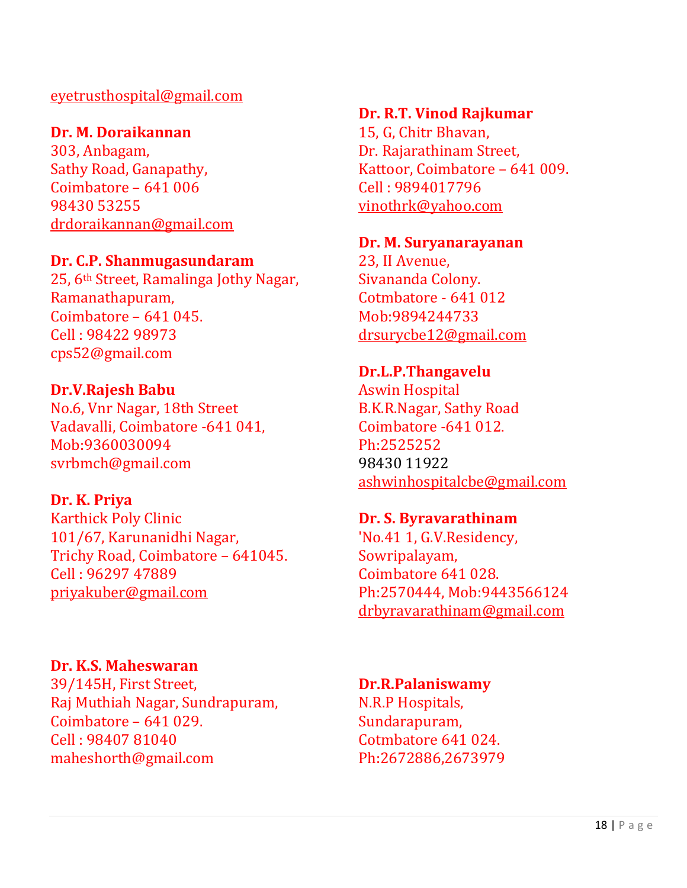eyetrusthospital@gmail.com

**Dr. M. Doraikannan**
303, Anbagam,
Sathy Road, Ganapathy,
Coimbatore – 641 006
98430 53255
drdoraikannan@gmail.com

**Dr. C.P. Shanmugasundaram**
25, 6th Street, Ramalinga Jothy Nagar,
Ramanathapuram,
Coimbatore – 641 045.
Cell : 98422 98973
cps52@gmail.com

**Dr.V.Rajesh Babu**
No.6, Vnr Nagar, 18th Street
Vadavalli, Coimbatore -641 041,
Mob:9360030094
svrbmch@gmail.com

**Dr. K. Priya**
Karthick Poly Clinic
101/67, Karunanidhi Nagar,
Trichy Road, Coimbatore – 641045.
Cell : 96297 47889
priyakuber@gmail.com

**Dr. K.S. Maheswaran**
39/145H, First Street,
Raj Muthiah Nagar, Sundrapuram,
Coimbatore – 641 029.
Cell : 98407 81040
maheshorth@gmail.com

**Dr. R.T. Vinod Rajkumar**
15, G, Chitr Bhavan,
Dr. Rajarathinam Street,
Kattoor, Coimbatore – 641 009.
Cell : 9894017796
vinothrk@yahoo.com

**Dr. M. Suryanarayanan**
23, II Avenue,
Sivananda Colony.
Cotmbatore - 641 012
Mob:9894244733
drsurycbe12@gmail.com

**Dr.L.P.Thangavelu**
Aswin Hospital
B.K.R.Nagar, Sathy Road
Coimbatore -641 012.
Ph:2525252
98430 11922
ashwinhospitalcbe@gmail.com

**Dr. S. Byravarathinam**
'No.41 1, G.V.Residency,
Sowripalayam,
Coimbatore 641 028.
Ph:2570444, Mob:9443566124
drbyravarathinam@gmail.com

**Dr.R.Palaniswamy**
N.R.P Hospitals,
Sundarapuram,
Cotmbatore 641 024.
Ph:2672886,2673979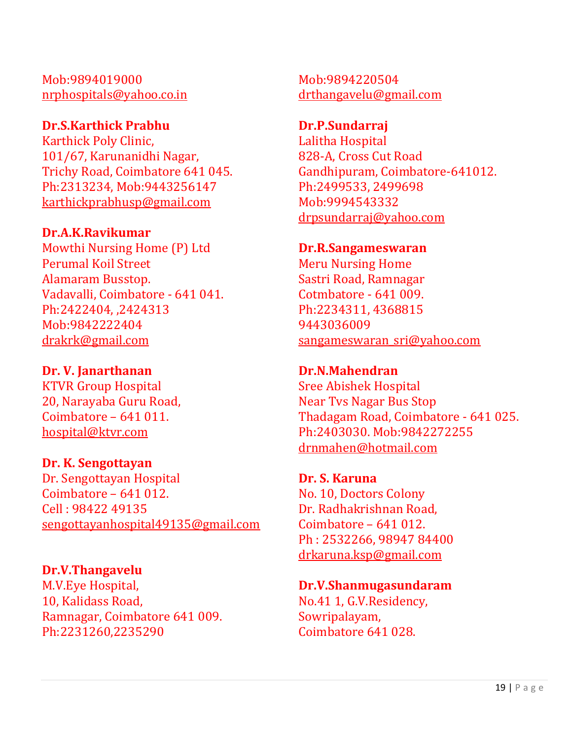Mob:9894019000
nrphospitals@yahoo.co.in

**Dr.S.Karthick Prabhu**
Karthick Poly Clinic,
101/67, Karunanidhi Nagar,
Trichy Road, Coimbatore 641 045.
Ph:2313234, Mob:9443256147
karthickprabhusp@gmail.com

**Dr.A.K.Ravikumar**
Mowthi Nursing Home (P) Ltd
Perumal Koil Street
Alamaram Busstop.
Vadavalli, Coimbatore - 641 041.
Ph:2422404, ,2424313
Mob:9842222404
drakrk@gmail.com

**Dr. V. Janarthanan**
KTVR Group Hospital
20, Narayaba Guru Road,
Coimbatore – 641 011.
hospital@ktvr.com

**Dr. K. Sengottayan**
Dr. Sengottayan Hospital
Coimbatore – 641 012.
Cell : 98422 49135
sengottayanhospital49135@gmail.com

**Dr.V.Thangavelu**
M.V.Eye Hospital,
10, Kalidass Road,
Ramnagar, Coimbatore 641 009.
Ph:2231260,2235290
Mob:9894220504
drthangavelu@gmail.com

**Dr.P.Sundarraj**
Lalitha Hospital
828-A, Cross Cut Road
Gandhipuram, Coimbatore-641012.
Ph:2499533, 2499698
Mob:9994543332
drpsundarraj@yahoo.com

**Dr.R.Sangameswaran**
Meru Nursing Home
Sastri Road, Ramnagar
Cotmbatore - 641 009.
Ph:2234311, 4368815
9443036009
sangameswaran_sri@yahoo.com

**Dr.N.Mahendran**
Sree Abishek Hospital
Near Tvs Nagar Bus Stop
Thadagam Road, Coimbatore - 641 025.
Ph:2403030. Mob:9842272255
drnmahen@hotmail.com

**Dr. S. Karuna**
No. 10, Doctors Colony
Dr. Radhakrishnan Road,
Coimbatore – 641 012.
Ph : 2532266, 98947 84400
drkaruna.ksp@gmail.com

**Dr.V.Shanmugasundaram**
No.41 1, G.V.Residency,
Sowripalayam,
Coimbatore 641 028.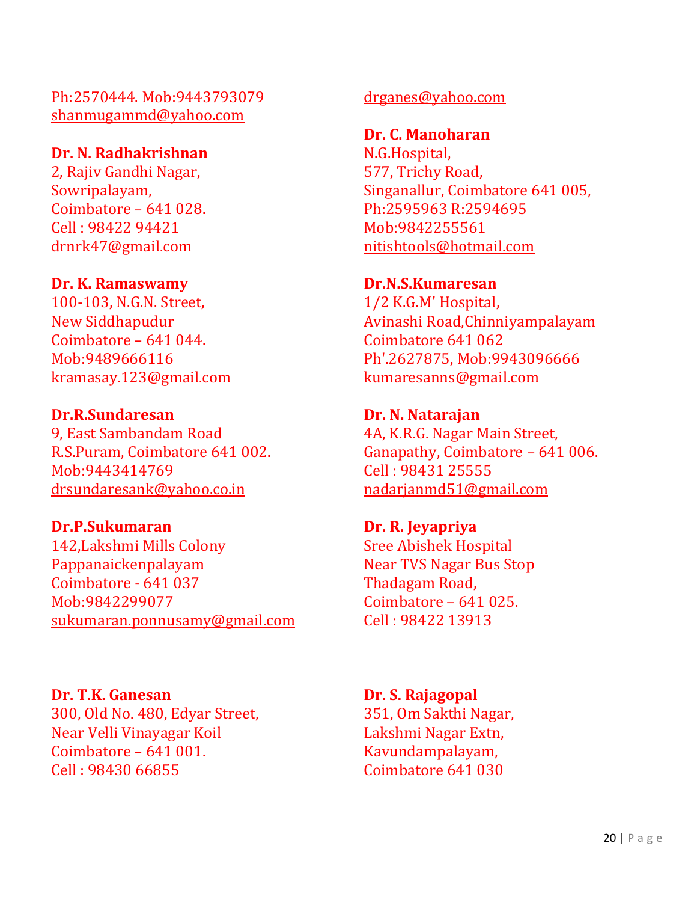Ph:2570444. Mob:9443793079
shanmugammd@yahoo.com

**Dr. N. Radhakrishnan**
2, Rajiv Gandhi Nagar,
Sowripalayam,
Coimbatore – 641 028.
Cell : 98422 94421
drnrk47@gmail.com

**Dr. K. Ramaswamy**
100-103, N.G.N. Street,
New Siddhapudur
Coimbatore – 641 044.
Mob:9489666116
kramasay.123@gmail.com

**Dr.R.Sundaresan**
9, East Sambandam Road
R.S.Puram, Coimbatore 641 002.
Mob:9443414769
drsundaresank@yahoo.co.in

**Dr.P.Sukumaran**
142,Lakshmi Mills Colony
Pappanaickenpalayam
Coimbatore - 641 037
Mob:9842299077
sukumaran.ponnusamy@gmail.com

**Dr. T.K. Ganesan**
300, Old No. 480, Edyar Street,
Near Velli Vinayagar Koil
Coimbatore – 641 001.
Cell : 98430 66855
drganes@yahoo.com

**Dr. C. Manoharan**
N.G.Hospital,
577, Trichy Road,
Singanallur, Coimbatore 641 005,
Ph:2595963 R:2594695
Mob:9842255561
nitishtools@hotmail.com

**Dr.N.S.Kumaresan**
1/2 K.G.M' Hospital,
Avinashi Road,Chinniyampalayam
Coimbatore 641 062
Ph'.2627875, Mob:9943096666
kumaresanns@gmail.com

**Dr. N. Natarajan**
4A, K.R.G. Nagar Main Street,
Ganapathy, Coimbatore – 641 006.
Cell : 98431 25555
nadarjanmd51@gmail.com

**Dr. R. Jeyapriya**
Sree Abishek Hospital
Near TVS Nagar Bus Stop
Thadagam Road,
Coimbatore – 641 025.
Cell : 98422 13913

**Dr. S. Rajagopal**
351, Om Sakthi Nagar,
Lakshmi Nagar Extn,
Kavundampalayam,
Coimbatore 641 030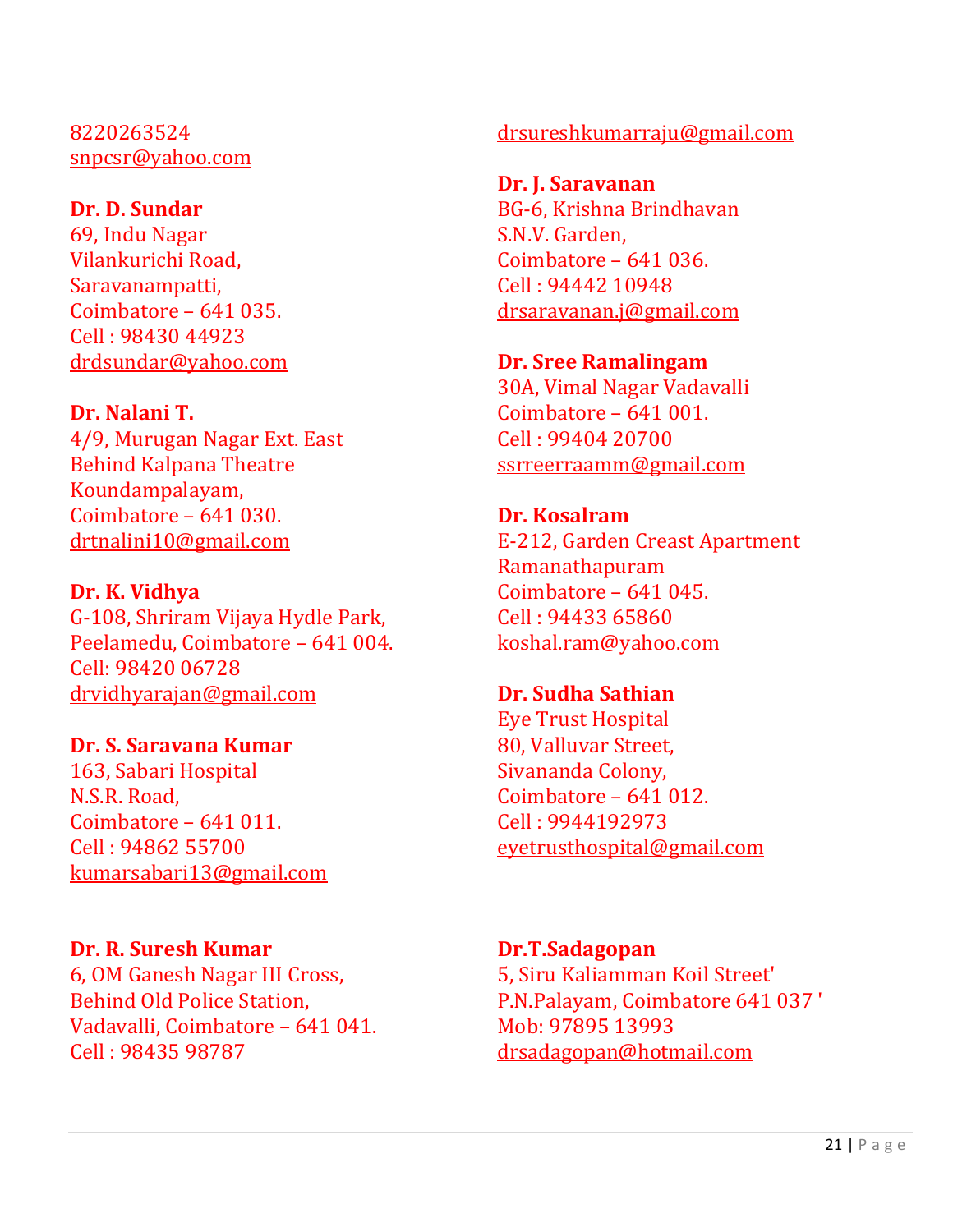8220263524
snpcsr@yahoo.com

**Dr. D. Sundar**
69, Indu Nagar
Vilankurichi Road,
Saravanampatti,
Coimbatore – 641 035.
Cell : 98430 44923
drdsundar@yahoo.com

**Dr. Nalani T.**
4/9, Murugan Nagar Ext. East
Behind Kalpana Theatre
Koundampalayam,
Coimbatore – 641 030.
drtnalini10@gmail.com

**Dr. K. Vidhya**
G-108, Shriram Vijaya Hydle Park,
Peelamedu, Coimbatore – 641 004.
Cell: 98420 06728
drvidhyarajan@gmail.com

**Dr. S. Saravana Kumar**
163, Sabari Hospital
N.S.R. Road,
Coimbatore – 641 011.
Cell : 94862 55700
kumarsabari13@gmail.com

**Dr. R. Suresh Kumar**
6, OM Ganesh Nagar III Cross,
Behind Old Police Station,
Vadavalli, Coimbatore – 641 041.
Cell : 98435 98787
drsureshkumarraju@gmail.com

**Dr. J. Saravanan**
BG-6, Krishna Brindhavan
S.N.V. Garden,
Coimbatore – 641 036.
Cell : 94442 10948
drsaravanan.j@gmail.com

**Dr. Sree Ramalingam**
30A, Vimal Nagar Vadavalli
Coimbatore – 641 001.
Cell : 99404 20700
ssrreerraamm@gmail.com

**Dr. Kosalram**
E-212, Garden Creast Apartment
Ramanathapuram
Coimbatore – 641 045.
Cell : 94433 65860
koshal.ram@yahoo.com

**Dr. Sudha Sathian**
Eye Trust Hospital
80, Valluvar Street,
Sivananda Colony,
Coimbatore – 641 012.
Cell : 9944192973
eyetrusthospital@gmail.com

**Dr.T.Sadagopan**
5, Siru Kaliamman Koil Street'
P.N.Palayam, Coimbatore 641 037 '
Mob: 97895 13993
drsadagopan@hotmail.com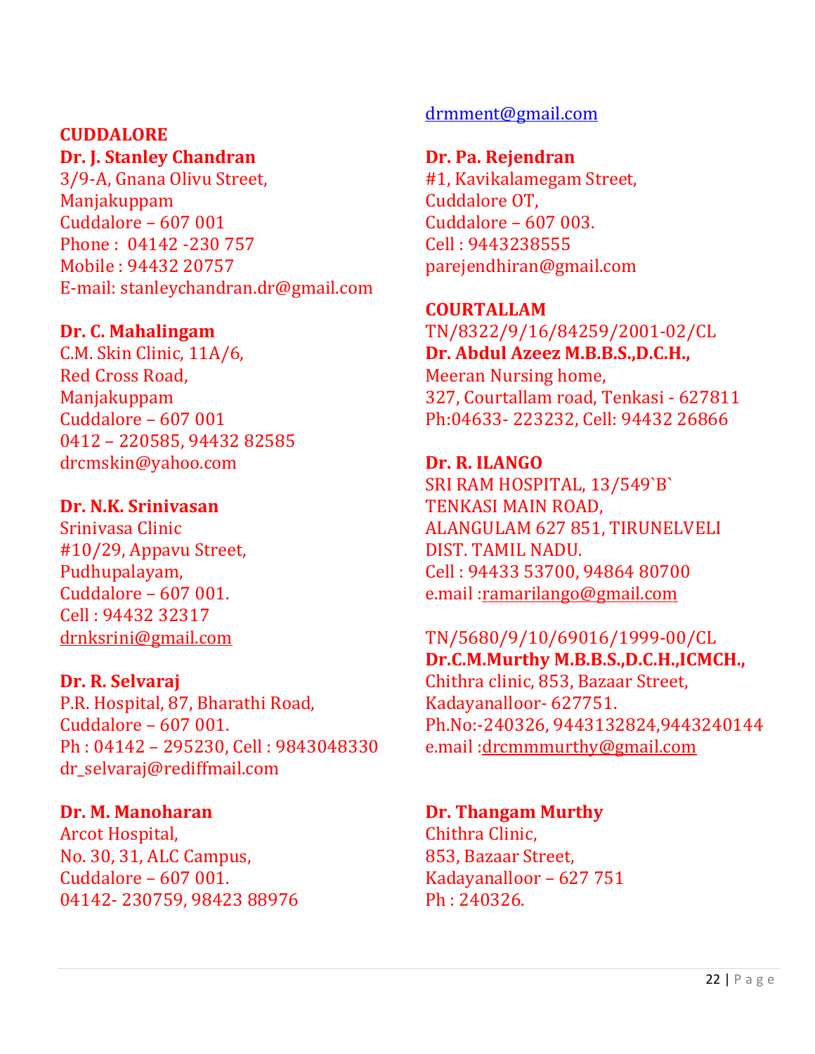**CUDDALORE**

**Dr. J. Stanley Chandran**
3/9-A, Gnana Olivu Street,
Manjakuppam
Cuddalore – 607 001
Phone : 04142 -230 757
Mobile : 94432 20757
E-mail: stanleychandran.dr@gmail.com

**Dr. C. Mahalingam**
C.M. Skin Clinic, 11A/6,
Red Cross Road,
Manjakuppam
Cuddalore – 607 001
0412 – 220585, 94432 82585
drcmskin@yahoo.com

**Dr. N.K. Srinivasan**
Srinivasa Clinic
#10/29, Appavu Street,
Pudhupalayam,
Cuddalore – 607 001.
Cell : 94432 32317
drnksrini@gmail.com

**Dr. R. Selvaraj**
P.R. Hospital, 87, Bharathi Road,
Cuddalore – 607 001.
Ph : 04142 – 295230, Cell : 9843048330
dr_selvaraj@rediffmail.com

**Dr. M. Manoharan**
Arcot Hospital,
No. 30, 31, ALC Campus,
Cuddalore – 607 001.
04142- 230759, 98423 88976
drmment@gmail.com

**Dr. Pa. Rejendran**
#1, Kavikalamegam Street,
Cuddalore OT,
Cuddalore – 607 003.
Cell : 9443238555
parejendhiran@gmail.com

**COURTALLAM**

TN/8322/9/16/84259/2001-02/CL
**Dr. Abdul Azeez M.B.B.S.,D.C.H.,**
Meeran Nursing home,
327, Courtallam road, Tenkasi - 627811
Ph:04633- 223232, Cell: 94432 26866

**Dr. R. ILANGO**
SRI RAM HOSPITAL, 13/549`B`
TENKASI MAIN ROAD,
ALANGULAM 627 851, TIRUNELVELI
DIST. TAMIL NADU.
Cell : 94433 53700, 94864 80700
e.mail :ramarilango@gmail.com

TN/5680/9/10/69016/1999-00/CL
**Dr.C.M.Murthy M.B.B.S.,D.C.H.,ICMCH.,**
Chithra clinic, 853, Bazaar Street,
Kadayanalloor- 627751.
Ph.No:-240326, 9443132824,9443240144
e.mail :drcmmmurthy@gmail.com

**Dr. Thangam Murthy**
Chithra Clinic,
853, Bazaar Street,
Kadayanalloor – 627 751
Ph : 240326.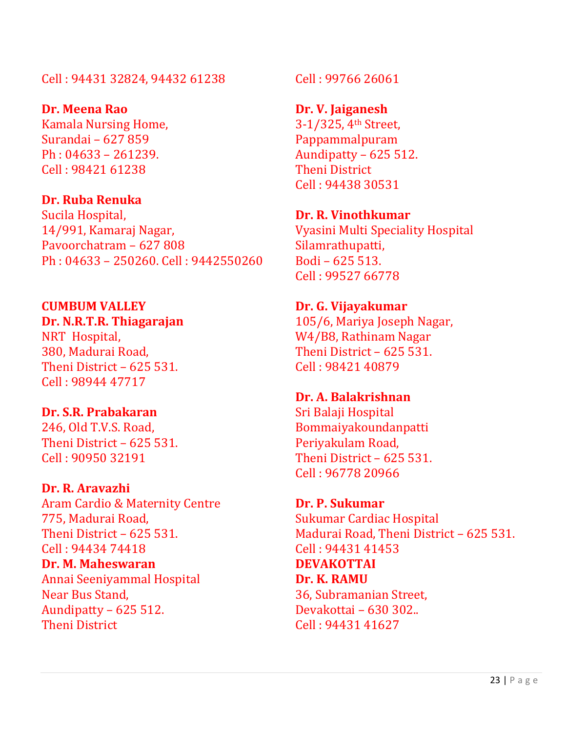Cell : 94431 32824, 94432 61238

**Dr. Meena Rao**
Kamala Nursing Home,
Surandai – 627 859
Ph : 04633 – 261239.
Cell : 98421 61238

**Dr. Ruba Renuka**
Sucila Hospital,
14/991, Kamaraj Nagar,
Pavoorchatram – 627 808
Ph : 04633 – 250260. Cell : 9442550260

## CUMBUM VALLEY

**Dr. N.R.T.R. Thiagarajan**
NRT Hospital,
380, Madurai Road,
Theni District – 625 531.
Cell : 98944 47717

**Dr. S.R. Prabakaran**
246, Old T.V.S. Road,
Theni District – 625 531.
Cell : 90950 32191

**Dr. R. Aravazhi**
Aram Cardio & Maternity Centre
775, Madurai Road,
Theni District – 625 531.
Cell : 94434 74418

**Dr. M. Maheswaran**
Annai Seeniyammal Hospital
Near Bus Stand,
Aundipatty – 625 512.
Theni District
Cell : 99766 26061

**Dr. V. Jaiganesh**
3-1/325, 4th Street,
Pappammalpuram
Aundipatty – 625 512.
Theni District
Cell : 94438 30531

**Dr. R. Vinothkumar**
Vyasini Multi Speciality Hospital
Silamrathupatti,
Bodi – 625 513.
Cell : 99527 66778

**Dr. G. Vijayakumar**
105/6, Mariya Joseph Nagar,
W4/B8, Rathinam Nagar
Theni District – 625 531.
Cell : 98421 40879

**Dr. A. Balakrishnan**
Sri Balaji Hospital
Bommaiyakoundanpatti
Periyakulam Road,
Theni District – 625 531.
Cell : 96778 20966

**Dr. P. Sukumar**
Sukumar Cardiac Hospital
Madurai Road, Theni District – 625 531.
Cell : 94431 41453

## DEVAKOTTAI

**Dr. K. RAMU**
36, Subramanian Street,
Devakottai – 630 302..
Cell : 94431 41627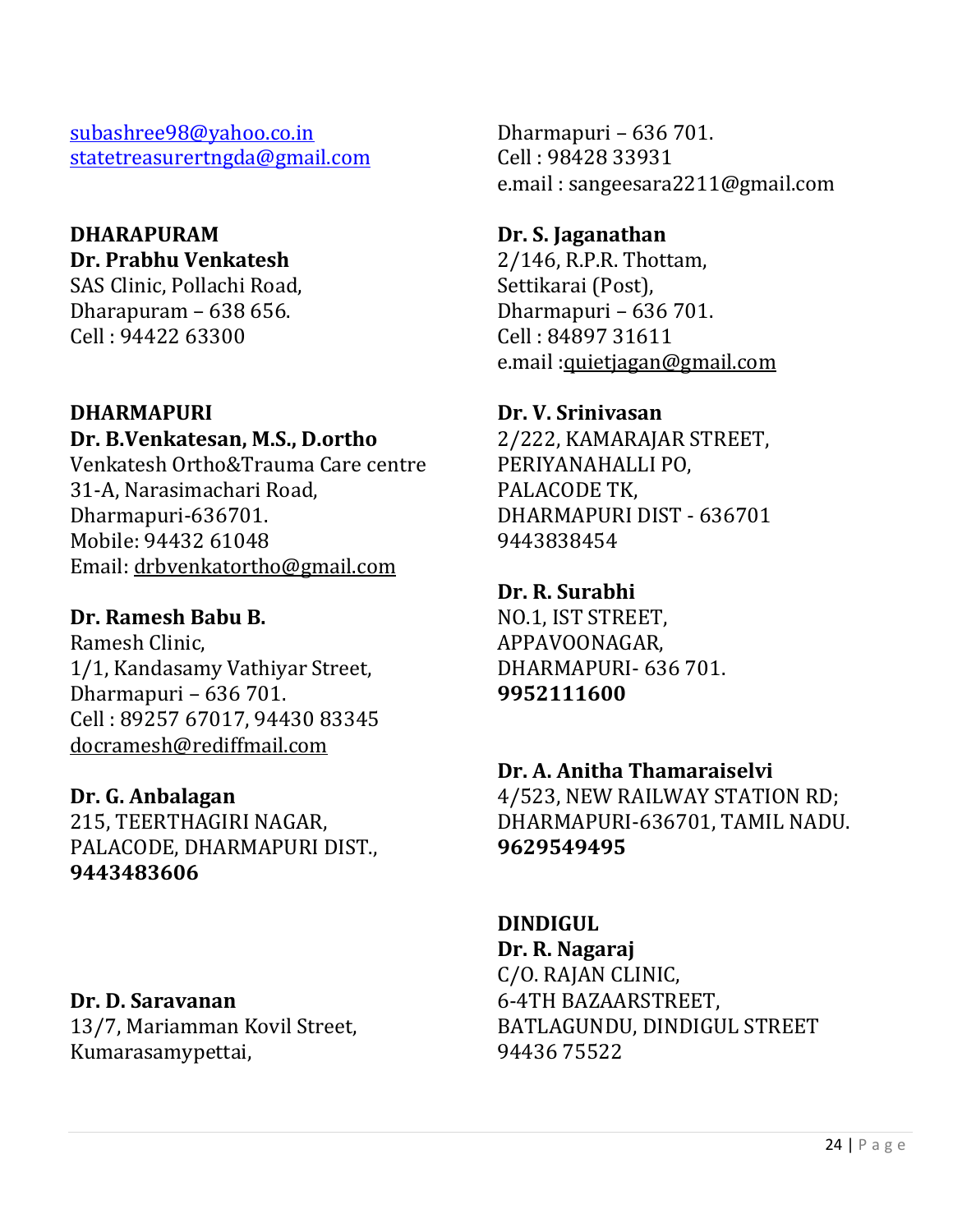subashree98@yahoo.co.in
statetreasurertngda@gmail.com

**DHARAPURAM**
**Dr. Prabhu Venkatesh**
SAS Clinic, Pollachi Road,
Dharapuram – 638 656.
Cell : 94422 63300

**DHARMAPURI**
**Dr. B.Venkatesan, M.S., D.ortho**
Venkatesh Ortho&Trauma Care centre
31-A, Narasimachari Road,
Dharmapuri-636701.
Mobile: 94432 61048
Email: drbvenkatortho@gmail.com

**Dr. Ramesh Babu B.**
Ramesh Clinic,
1/1, Kandasamy Vathiyar Street,
Dharmapuri – 636 701.
Cell : 89257 67017, 94430 83345
docramesh@rediffmail.com

**Dr. G. Anbalagan**
215, TEERTHAGIRI NAGAR,
PALACODE, DHARMAPURI DIST.,
**9443483606**

**Dr. D. Saravanan**
13/7, Mariamman Kovil Street,
Kumarasamypettai,
Dharmapuri – 636 701.
Cell : 98428 33931
e.mail : sangeesara2211@gmail.com

**Dr. S. Jaganathan**
2/146, R.P.R. Thottam,
Settikarai (Post),
Dharmapuri – 636 701.
Cell : 84897 31611
e.mail :quietjagan@gmail.com

**Dr. V. Srinivasan**
2/222, KAMARAJAR STREET,
PERIYANAHALLI PO,
PALACODE TK,
DHARMAPURI DIST - 636701
9443838454

**Dr. R. Surabhi**
NO.1, IST STREET,
APPAVOONAGAR,
DHARMAPURI- 636 701.
**9952111600**

**Dr. A. Anitha Thamaraiselvi**
4/523, NEW RAILWAY STATION RD;
DHARMAPURI-636701, TAMIL NADU.
**9629549495**

**DINDIGUL**
**Dr. R. Nagaraj**
C/O. RAJAN CLINIC,
6-4TH BAZAARSTREET,
BATLAGUNDU, DINDIGUL STREET
94436 75522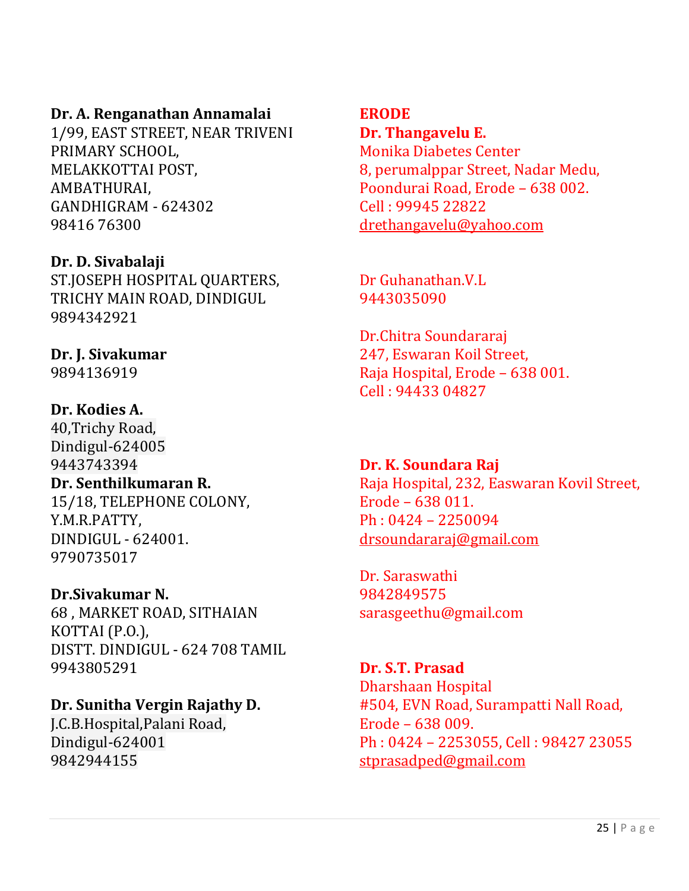**Dr. A. Renganathan Annamalai**
1/99, EAST STREET, NEAR TRIVENI PRIMARY SCHOOL,
MELAKKOTTAI POST,
AMBATHURAI,
GANDHIGRAM - 624302
98416 76300

**Dr. D. Sivabalaji**
ST.JOSEPH HOSPITAL QUARTERS,
TRICHY MAIN ROAD, DINDIGUL
9894342921

**Dr. J. Sivakumar**
9894136919

**Dr. Kodies A.**
40,Trichy Road,
Dindigul-624005
9443743394

**Dr. Senthilkumaran R.**
15/18, TELEPHONE COLONY,
Y.M.R.PATTY,
DINDIGUL - 624001.
9790735017

**Dr.Sivakumar N.**
68 , MARKET ROAD, SITHAIAN KOTTAI (P.O.),
DISTT. DINDIGUL - 624 708 TAMIL
9943805291

**Dr. Sunitha Vergin Rajathy D.**
J.C.B.Hospital,Palani Road,
Dindigul-624001
9842944155

**ERODE**

**Dr. Thangavelu E.**
Monika Diabetes Center
8, perumalppar Street, Nadar Medu,
Poondurai Road, Erode – 638 002.
Cell : 99945 22822
drethangavelu@yahoo.com

Dr Guhanathan.V.L
9443035090

Dr.Chitra Soundararaj
247, Eswaran Koil Street,
Raja Hospital, Erode – 638 001.
Cell : 94433 04827

**Dr. K. Soundara Raj**
Raja Hospital, 232, Easwaran Kovil Street,
Erode – 638 011.
Ph : 0424 – 2250094
drsoundararaj@gmail.com

Dr. Saraswathi
9842849575
sarasgeethu@gmail.com

**Dr. S.T. Prasad**
Dharshaan Hospital
#504, EVN Road, Surampatti Nall Road,
Erode – 638 009.
Ph : 0424 – 2253055, Cell : 98427 23055
stprasadped@gmail.com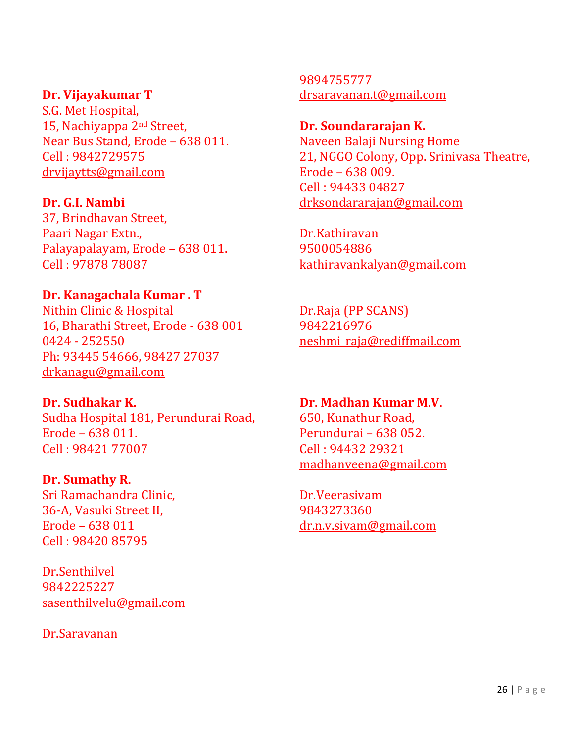**Dr. Vijayakumar T**
S.G. Met Hospital,
15, Nachiyappa 2nd Street,
Near Bus Stand, Erode – 638 011.
Cell : 9842729575
drvijaytts@gmail.com

**Dr. G.I. Nambi**
37, Brindhavan Street,
Paari Nagar Extn.,
Palayapalayam, Erode – 638 011.
Cell : 97878 78087

**Dr. Kanagachala Kumar . T**
Nithin Clinic & Hospital
16, Bharathi Street, Erode - 638 001
0424 - 252550
Ph: 93445 54666, 98427 27037
drkanagu@gmail.com

**Dr. Sudhakar K.**
Sudha Hospital 181, Perundurai Road,
Erode – 638 011.
Cell : 98421 77007

**Dr. Sumathy R.**
Sri Ramachandra Clinic,
36-A, Vasuki Street II,
Erode – 638 011
Cell : 98420 85795

Dr.Senthilvel
9842225227
sasenthilvelu@gmail.com

Dr.Saravanan
9894755777
drsaravanan.t@gmail.com

**Dr. Soundararajan K.**
Naveen Balaji Nursing Home
21, NGGO Colony, Opp. Srinivasa Theatre,
Erode – 638 009.
Cell : 94433 04827
drksondararajan@gmail.com

Dr.Kathiravan
9500054886
kathiravankalyan@gmail.com

Dr.Raja (PP SCANS)
9842216976
neshmi_raja@rediffmail.com

**Dr. Madhan Kumar M.V.**
650, Kunathur Road,
Perundurai – 638 052.
Cell : 94432 29321
madhanveena@gmail.com

Dr.Veerasivam
9843273360
dr.n.v.sivam@gmail.com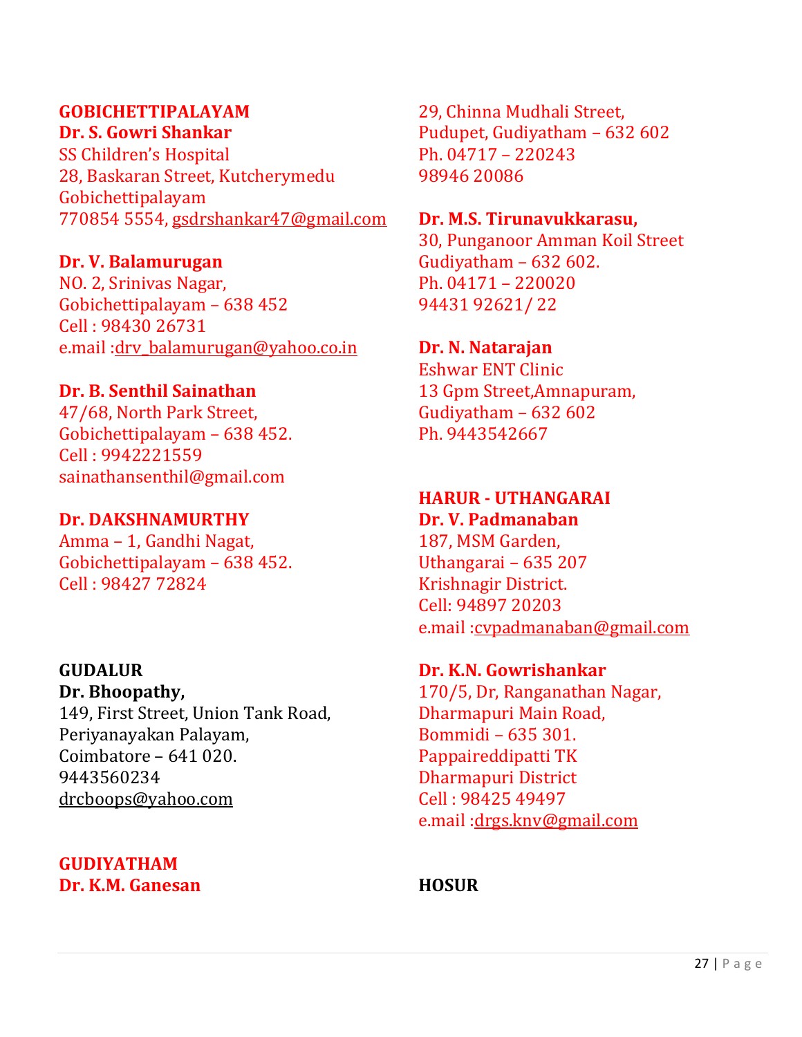**GOBICHETTIPALAYAM**

**Dr. S. Gowri Shankar**
SS Children's Hospital
28, Baskaran Street, Kutcherymedu
Gobichettipalayam
770854 5554, gsdrshankar47@gmail.com

**Dr. V. Balamurugan**
NO. 2, Srinivas Nagar,
Gobichettipalayam – 638 452
Cell : 98430 26731
e.mail :drv_balamurugan@yahoo.co.in

**Dr. B. Senthil Sainathan**
47/68, North Park Street,
Gobichettipalayam – 638 452.
Cell : 9942221559
sainathansenthil@gmail.com

**Dr. DAKSHNAMURTHY**
Amma – 1, Gandhi Nagat,
Gobichettipalayam – 638 452.
Cell : 98427 72824

**GUDALUR**

**Dr. Bhoopathy,**
149, First Street, Union Tank Road,
Periyanayakan Palayam,
Coimbatore – 641 020.
9443560234
drcboops@yahoo.com

**GUDIYATHAM**

**Dr. K.M. Ganesan**
29, Chinna Mudhali Street,
Pudupet, Gudiyatham – 632 602
Ph. 04717 – 220243
98946 20086

**Dr. M.S. Tirunavukkarasu,**
30, Punganoor Amman Koil Street
Gudiyatham – 632 602.
Ph. 04171 – 220020
94431 92621/ 22

**Dr. N. Natarajan**
Eshwar ENT Clinic
13 Gpm Street,Amnapuram,
Gudiyatham – 632 602
Ph. 9443542667

**HARUR - UTHANGARAI**

**Dr. V. Padmanaban**
187, MSM Garden,
Uthangarai – 635 207
Krishnagir District.
Cell: 94897 20203
e.mail :cvpadmanaban@gmail.com

**Dr. K.N. Gowrishankar**
170/5, Dr, Ranganathan Nagar,
Dharmapuri Main Road,
Bommidi – 635 301.
Pappaireddipatti TK
Dharmapuri District
Cell : 98425 49497
e.mail :drgs.knv@gmail.com

**HOSUR**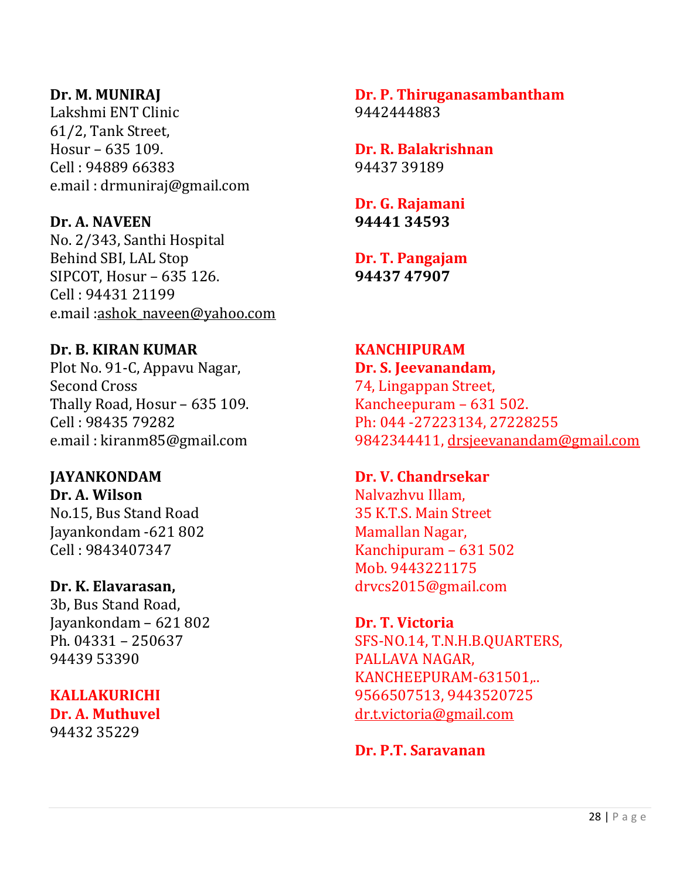**Dr. M. MUNIRAJ**
Lakshmi ENT Clinic
61/2, Tank Street,
Hosur – 635 109.
Cell : 94889 66383
e.mail : drmuniraj@gmail.com

**Dr. A. NAVEEN**
No. 2/343, Santhi Hospital
Behind SBI, LAL Stop
SIPCOT, Hosur – 635 126.
Cell : 94431 21199
e.mail :ashok_naveen@yahoo.com

**Dr. B. KIRAN KUMAR**
Plot No. 91-C, Appavu Nagar,
Second Cross
Thally Road, Hosur – 635 109.
Cell : 98435 79282
e.mail : kiranm85@gmail.com

**JAYANKONDAM**

**Dr. A. Wilson**
No.15, Bus Stand Road
Jayankondam -621 802
Cell : 9843407347

**Dr. K. Elavarasan,**
3b, Bus Stand Road,
Jayankondam – 621 802
Ph. 04331 – 250637
94439 53390

**KALLAKURICHI**

**Dr. A. Muthuvel**
94432 35229

**Dr. P. Thiruganasambantham**
9442444883

**Dr. R. Balakrishnan**
94437 39189

**Dr. G. Rajamani**
**94441 34593**

**Dr. T. Pangajam**
**94437 47907**

**KANCHIPURAM**

**Dr. S. Jeevanandam,**
74, Lingappan Street,
Kancheepuram – 631 502.
Ph: 044 -27223134, 27228255
9842344411, drsjeevanandam@gmail.com

**Dr. V. Chandrsekar**
Nalvazhvu Illam,
35 K.T.S. Main Street
Mamallan Nagar,
Kanchipuram – 631 502
Mob. 9443221175
drvcs2015@gmail.com

**Dr. T. Victoria**
SFS-NO.14, T.N.H.B.QUARTERS,
PALLAVA NAGAR,
KANCHEEPURAM-631501,..
9566507513, 9443520725
dr.t.victoria@gmail.com

**Dr. P.T. Saravanan**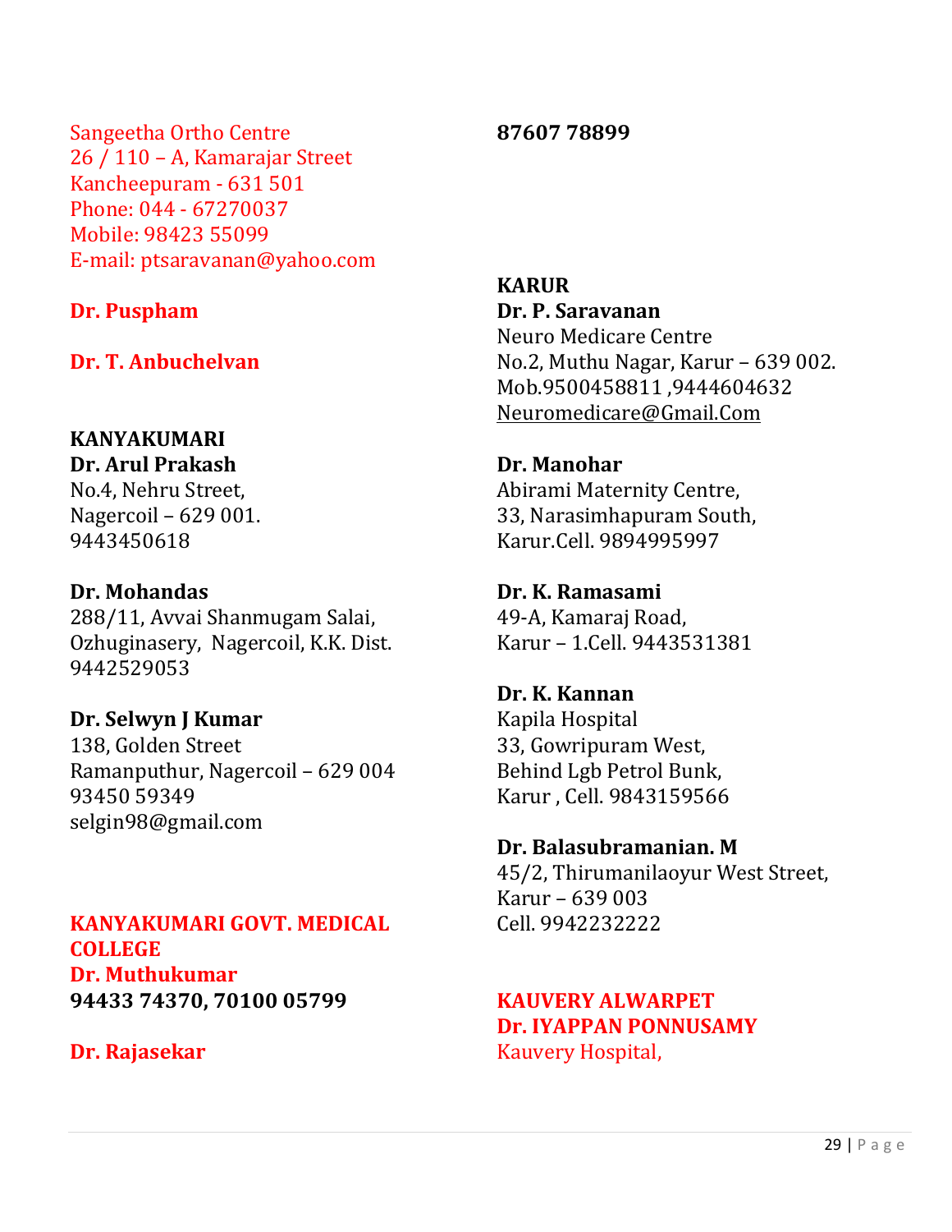Sangeetha Ortho Centre
26 / 110 – A, Kamarajar Street
Kancheepuram - 631 501
Phone: 044 - 67270037
Mobile: 98423 55099
E-mail: ptsaravanan@yahoo.com

**Dr. Puspham**

**Dr. T. Anbuchelvan**

**KANYAKUMARI**
**Dr. Arul Prakash**
No.4, Nehru Street,
Nagercoil – 629 001.
9443450618

**Dr. Mohandas**
288/11, Avvai Shanmugam Salai,
Ozhuginasery, Nagercoil, K.K. Dist.
9442529053

**Dr. Selwyn J Kumar**
138, Golden Street
Ramanputhur, Nagercoil – 629 004
93450 59349
selgin98@gmail.com

**KANYAKUMARI GOVT. MEDICAL COLLEGE**
**Dr. Muthukumar**
**94433 74370, 70100 05799**

**Dr. Rajasekar**
**87607 78899**

**KARUR**
**Dr. P. Saravanan**
Neuro Medicare Centre
No.2, Muthu Nagar, Karur – 639 002.
Mob.9500458811 ,9444604632
Neuromedicare@Gmail.Com

**Dr. Manohar**
Abirami Maternity Centre,
33, Narasimhapuram South,
Karur.Cell. 9894995997

**Dr. K. Ramasami**
49-A, Kamaraj Road,
Karur – 1.Cell. 9443531381

**Dr. K. Kannan**
Kapila Hospital
33, Gowripuram West,
Behind Lgb Petrol Bunk,
Karur , Cell. 9843159566

**Dr. Balasubramanian. M**
45/2, Thirumanilaoyur West Street,
Karur – 639 003
Cell. 9942232222

**KAUVERY ALWARPET**
**Dr. IYAPPAN PONNUSAMY**
Kauvery Hospital,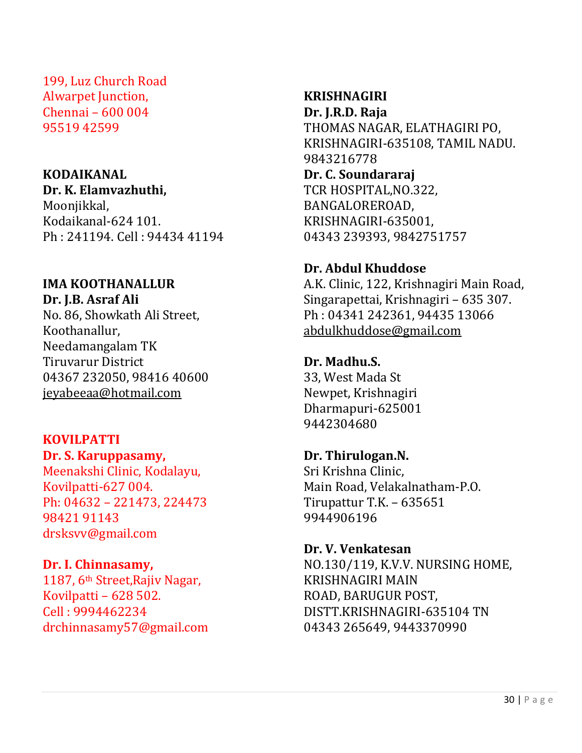199, Luz Church Road
Alwarpet Junction,
Chennai – 600 004
95519 42599

**KODAIKANAL**

**Dr. K. Elamvazhuthi,**
Moonjikkal,
Kodaikanal-624 101.
Ph : 241194. Cell : 94434 41194

**IMA KOOTHANALLUR**

**Dr. J.B. Asraf Ali**
No. 86, Showkath Ali Street,
Koothanallur,
Needamangalam TK
Tiruvarur District
04367 232050, 98416 40600
jeyabeeaa@hotmail.com

**KOVILPATTI**

**Dr. S. Karuppasamy,**
Meenakshi Clinic, Kodalayu,
Kovilpatti-627 004.
Ph: 04632 – 221473, 224473
98421 91143
drsksvv@gmail.com

**Dr. I. Chinnasamy,**
1187, 6th Street,Rajiv Nagar,
Kovilpatti – 628 502.
Cell : 9994462234
drchinnasamy57@gmail.com

**KRISHNAGIRI**

**Dr. J.R.D. Raja**
THOMAS NAGAR, ELATHAGIRI PO,
KRISHNAGIRI-635108, TAMIL NADU.
9843216778

**Dr. C. Soundararaj**
TCR HOSPITAL,NO.322,
BANGALOREROAD,
KRISHNAGIRI-635001,
04343 239393, 9842751757

**Dr. Abdul Khuddose**
A.K. Clinic, 122, Krishnagiri Main Road,
Singarapettai, Krishnagiri – 635 307.
Ph : 04341 242361, 94435 13066
abdulkhuddose@gmail.com

**Dr. Madhu.S.**
33, West Mada St
Newpet, Krishnagiri
Dharmapuri-625001
9442304680

**Dr. Thirulogan.N.**
Sri Krishna Clinic,
Main Road, Velakalnatham-P.O.
Tirupattur T.K. – 635651
9944906196

**Dr. V. Venkatesan**
NO.130/119, K.V.V. NURSING HOME,
KRISHNAGIRI MAIN
ROAD, BARUGUR POST,
DISTT.KRISHNAGIRI-635104 TN
04343 265649, 9443370990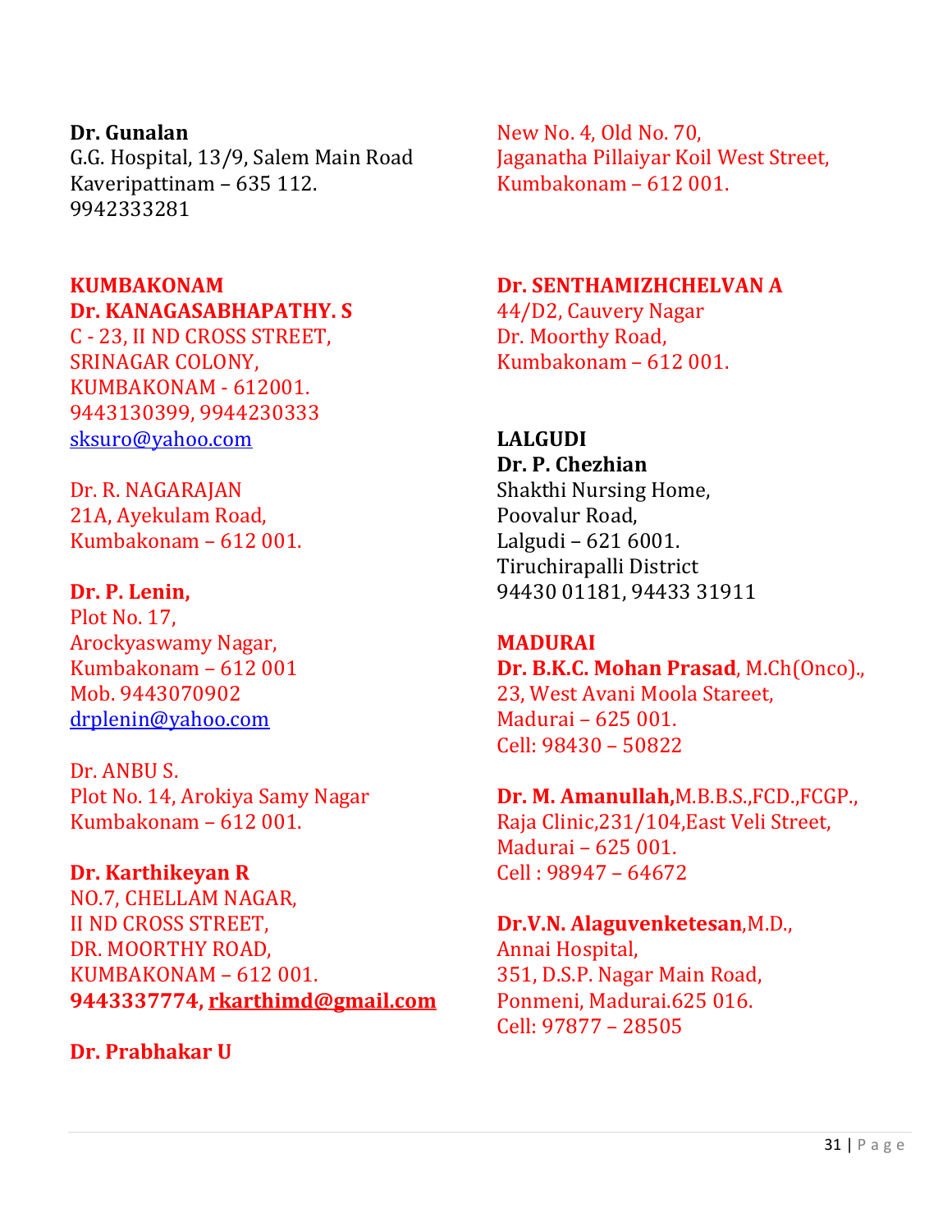**Dr. Gunalan**
G.G. Hospital, 13/9, Salem Main Road
Kaveripattinam – 635 112.
9942333281

**KUMBAKONAM**

**Dr. KANAGASABHAPATHY. S**
C - 23, II ND CROSS STREET,
SRINAGAR COLONY,
KUMBAKONAM - 612001.
9443130399, 9944230333
sksuro@yahoo.com

Dr. R. NAGARAJAN
21A, Ayekulam Road,
Kumbakonam – 612 001.

**Dr. P. Lenin,**
Plot No. 17,
Arockyaswamy Nagar,
Kumbakonam – 612 001
Mob. 9443070902
drplenin@yahoo.com

Dr. ANBU S.
Plot No. 14, Arokiya Samy Nagar
Kumbakonam – 612 001.

**Dr. Karthikeyan R**
NO.7, CHELLAM NAGAR,
II ND CROSS STREET,
DR. MOORTHY ROAD,
KUMBAKONAM – 612 001.
**9443337774, rkarthimd@gmail.com**

**Dr. Prabhakar U**
New No. 4, Old No. 70,
Jaganatha Pillaiyar Koil West Street,
Kumbakonam – 612 001.

**Dr. SENTHAMIZHCHELVAN A**
44/D2, Cauvery Nagar
Dr. Moorthy Road,
Kumbakonam – 612 001.

**LALGUDI**

**Dr. P. Chezhian**
Shakthi Nursing Home,
Poovalur Road,
Lalgudi – 621 6001.
Tiruchirapalli District
94430 01181, 94433 31911

**MADURAI**

**Dr. B.K.C. Mohan Prasad**, M.Ch(Onco).,
23, West Avani Moola Stareet,
Madurai – 625 001.
Cell: 98430 – 50822

**Dr. M. Amanullah,**M.B.B.S.,FCD.,FCGP.,
Raja Clinic,231/104,East Veli Street,
Madurai – 625 001.
Cell : 98947 – 64672

**Dr.V.N. Alaguvenketesan**,M.D.,
Annai Hospital,
351, D.S.P. Nagar Main Road,
Ponmeni, Madurai.625 016.
Cell: 97877 – 28505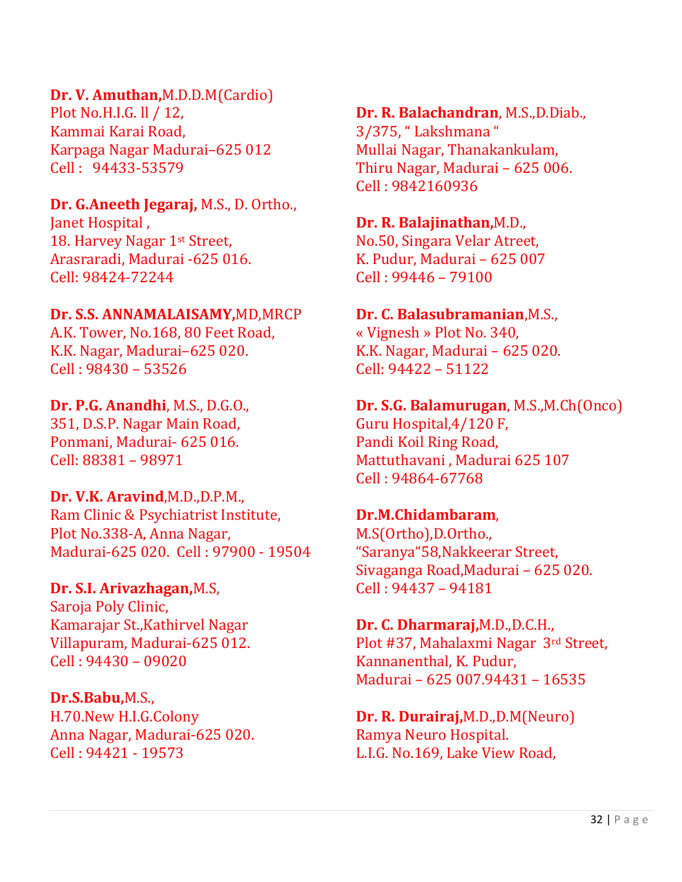**Dr. V. Amuthan,**M.D.D.M(Cardio)
Plot No.H.I.G. ll / 12,
Kammai Karai Road,
Karpaga Nagar Madurai–625 012
Cell : 94433-53579

**Dr. G.Aneeth Jegaraj,** M.S., D. Ortho.,
Janet Hospital ,
18. Harvey Nagar 1st Street,
Arasraradi, Madurai -625 016.
Cell: 98424-72244

**Dr. S.S. ANNAMALAISAMY,**MD,MRCP
A.K. Tower, No.168, 80 Feet Road,
K.K. Nagar, Madurai–625 020.
Cell : 98430 – 53526

**Dr. P.G. Anandhi**, M.S., D.G.O.,
351, D.S.P. Nagar Main Road,
Ponmani, Madurai- 625 016.
Cell: 88381 – 98971

**Dr. V.K. Aravind**,M.D.,D.P.M.,
Ram Clinic & Psychiatrist Institute,
Plot No.338-A, Anna Nagar,
Madurai-625 020. Cell : 97900 - 19504

**Dr. S.I. Arivazhagan,**M.S,
Saroja Poly Clinic,
Kamarajar St.,Kathirvel Nagar
Villapuram, Madurai-625 012.
Cell : 94430 – 09020

**Dr.S.Babu,**M.S.,
H.70.New H.I.G.Colony
Anna Nagar, Madurai-625 020.
Cell : 94421 - 19573

**Dr. R. Balachandran**, M.S.,D.Diab.,
3/375, " Lakshmana "
Mullai Nagar, Thanakankulam,
Thiru Nagar, Madurai – 625 006.
Cell : 9842160936

**Dr. R. Balajinathan,**M.D.,
No.50, Singara Velar Atreet,
K. Pudur, Madurai – 625 007
Cell : 99446 – 79100

**Dr. C. Balasubramanian**,M.S.,
« Vignesh » Plot No. 340,
K.K. Nagar, Madurai – 625 020.
Cell: 94422 – 51122

**Dr. S.G. Balamurugan**, M.S.,M.Ch(Onco)
Guru Hospital,4/120 F,
Pandi Koil Ring Road,
Mattuthavani , Madurai 625 107
Cell : 94864-67768

**Dr.M.Chidambaram**,
M.S(Ortho),D.Ortho.,
"Saranya"58,Nakkeerar Street,
Sivaganga Road,Madurai – 625 020.
Cell : 94437 – 94181

**Dr. C. Dharmaraj,**M.D.,D.C.H.,
Plot #37, Mahalaxmi Nagar 3rd Street,
Kannanenthal, K. Pudur,
Madurai – 625 007.94431 – 16535

**Dr. R. Durairaj,**M.D.,D.M(Neuro)
Ramya Neuro Hospital.
L.I.G. No.169, Lake View Road,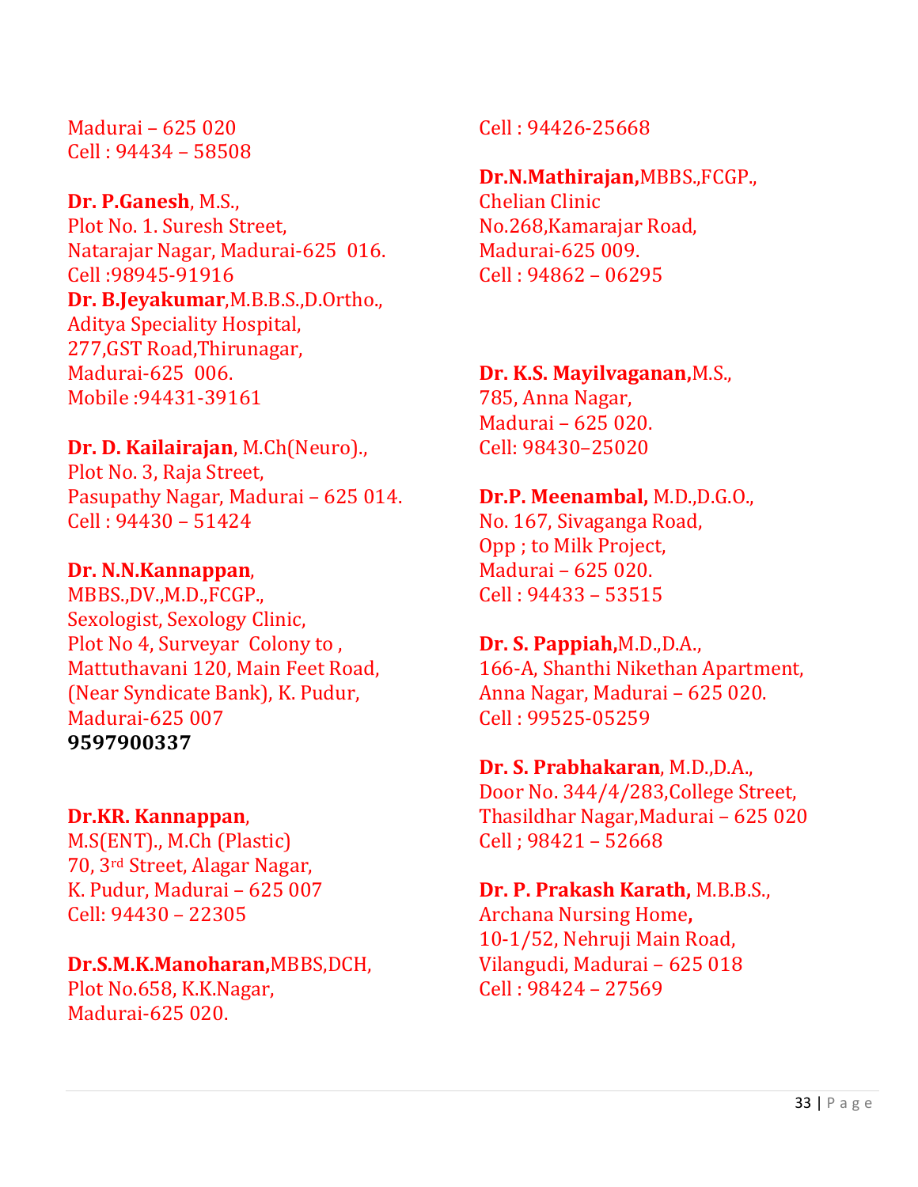Madurai – 625 020
Cell : 94434 – 58508

**Dr. P.Ganesh**, M.S.,
Plot No. 1. Suresh Street,
Natarajar Nagar, Madurai-625 016.
Cell :98945-91916
**Dr. B.Jeyakumar**,M.B.B.S.,D.Ortho.,
Aditya Speciality Hospital,
277,GST Road,Thirunagar,
Madurai-625 006.
Mobile :94431-39161

**Dr. D. Kailairajan**, M.Ch(Neuro).,
Plot No. 3, Raja Street,
Pasupathy Nagar, Madurai – 625 014.
Cell : 94430 – 51424

**Dr. N.N.Kannappan**,
MBBS.,DV.,M.D.,FCGP.,
Sexologist, Sexology Clinic,
Plot No 4, Surveyar Colony to ,
Mattuthavani 120, Main Feet Road,
(Near Syndicate Bank), K. Pudur,
Madurai-625 007
**9597900337**

**Dr.KR. Kannappan**,
M.S(ENT)., M.Ch (Plastic)
70, 3rd Street, Alagar Nagar,
K. Pudur, Madurai – 625 007
Cell: 94430 – 22305

**Dr.S.M.K.Manoharan,**MBBS,DCH,
Plot No.658, K.K.Nagar,
Madurai-625 020.
Cell : 94426-25668

**Dr.N.Mathirajan,**MBBS.,FCGP.,
Chelian Clinic
No.268,Kamarajar Road,
Madurai-625 009.
Cell : 94862 – 06295

**Dr. K.S. Mayilvaganan,**M.S.,
785, Anna Nagar,
Madurai – 625 020.
Cell: 98430–25020

**Dr.P. Meenambal,** M.D.,D.G.O.,
No. 167, Sivaganga Road,
Opp ; to Milk Project,
Madurai – 625 020.
Cell : 94433 – 53515

**Dr. S. Pappiah,**M.D.,D.A.,
166-A, Shanthi Nikethan Apartment,
Anna Nagar, Madurai – 625 020.
Cell : 99525-05259

**Dr. S. Prabhakaran**, M.D.,D.A.,
Door No. 344/4/283,College Street,
Thasildhar Nagar,Madurai – 625 020
Cell ; 98421 – 52668

**Dr. P. Prakash Karath,** M.B.B.S.,
Archana Nursing Home**,**
10-1/52, Nehruji Main Road,
Vilangudi, Madurai – 625 018
Cell : 98424 – 27569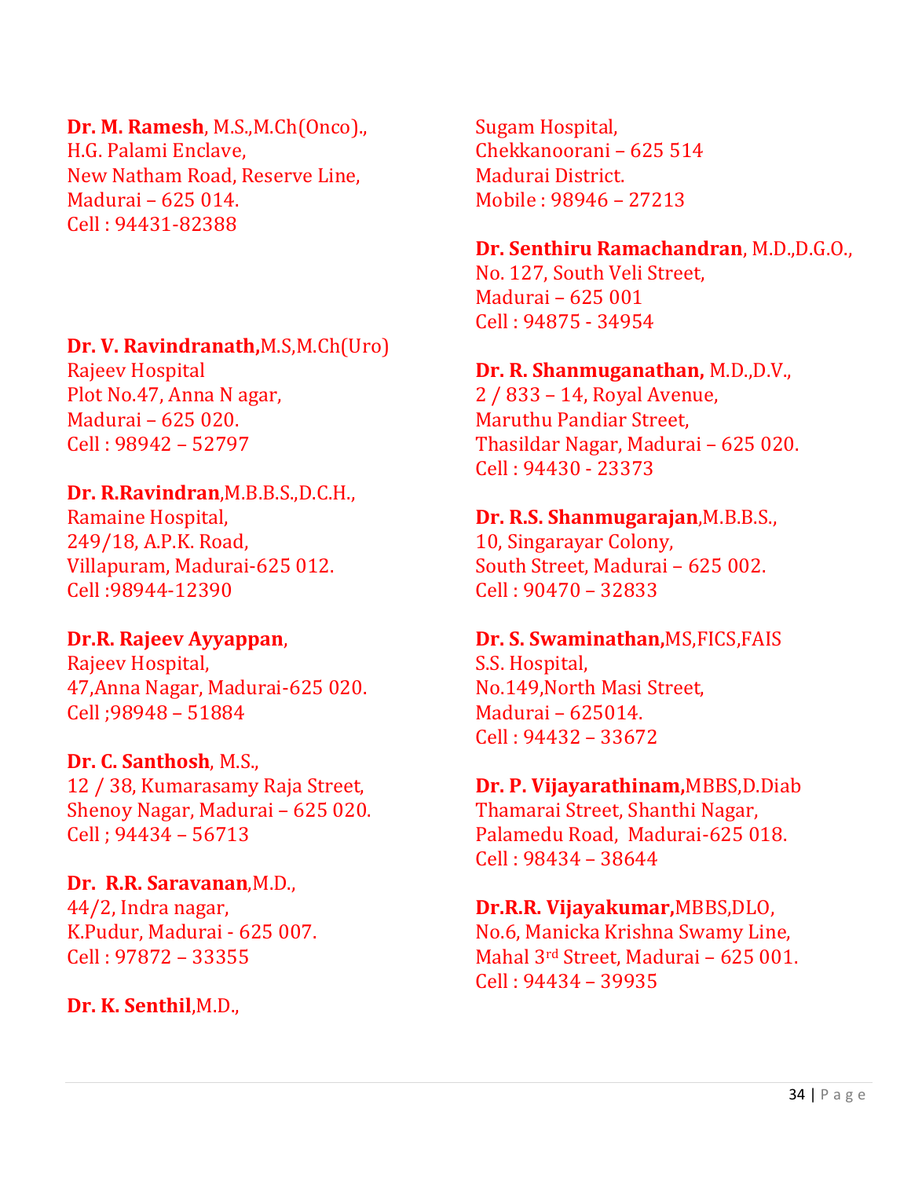**Dr. M. Ramesh**, M.S.,M.Ch(Onco).,
H.G. Palami Enclave,
New Natham Road, Reserve Line,
Madurai – 625 014.
Cell : 94431-82388

**Dr. V. Ravindranath,**M.S,M.Ch(Uro)
Rajeev Hospital
Plot No.47, Anna N agar,
Madurai – 625 020.
Cell : 98942 – 52797

**Dr. R.Ravindran**,M.B.B.S.,D.C.H.,
Ramaine Hospital,
249/18, A.P.K. Road,
Villapuram, Madurai-625 012.
Cell :98944-12390

**Dr.R. Rajeev Ayyappan**,
Rajeev Hospital,
47,Anna Nagar, Madurai-625 020.
Cell ;98948 – 51884

**Dr. C. Santhosh**, M.S.,
12 / 38, Kumarasamy Raja Street,
Shenoy Nagar, Madurai – 625 020.
Cell ; 94434 – 56713

**Dr. R.R. Saravanan**,M.D.,
44/2, Indra nagar,
K.Pudur, Madurai - 625 007.
Cell : 97872 – 33355

**Dr. K. Senthil**,M.D.,
Sugam Hospital,
Chekkanoorani – 625 514
Madurai District.
Mobile : 98946 – 27213

**Dr. Senthiru Ramachandran**, M.D.,D.G.O.,
No. 127, South Veli Street,
Madurai – 625 001
Cell : 94875 - 34954

**Dr. R. Shanmuganathan,** M.D.,D.V.,
2 / 833 – 14, Royal Avenue,
Maruthu Pandiar Street,
Thasildar Nagar, Madurai – 625 020.
Cell : 94430 - 23373

**Dr. R.S. Shanmugarajan**,M.B.B.S.,
10, Singarayar Colony,
South Street, Madurai – 625 002.
Cell : 90470 – 32833

**Dr. S. Swaminathan,**MS,FICS,FAIS
S.S. Hospital,
No.149,North Masi Street,
Madurai – 625014.
Cell : 94432 – 33672

**Dr. P. Vijayarathinam,**MBBS,D.Diab
Thamarai Street, Shanthi Nagar,
Palamedu Road, Madurai-625 018.
Cell : 98434 – 38644

**Dr.R.R. Vijayakumar,**MBBS,DLO,
No.6, Manicka Krishna Swamy Line,
Mahal 3rd Street, Madurai – 625 001.
Cell : 94434 – 39935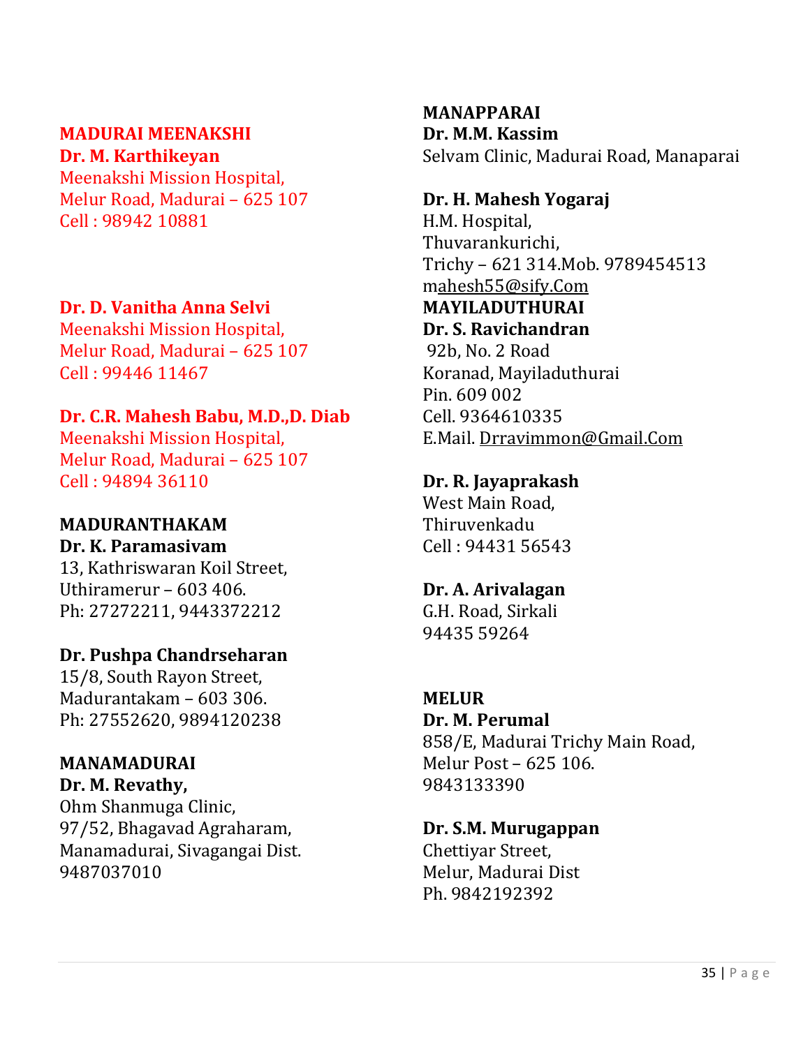**MADURAI MEENAKSHI**

**Dr. M. Karthikeyan**
Meenakshi Mission Hospital,
Melur Road, Madurai – 625 107
Cell : 98942 10881

**Dr. D. Vanitha Anna Selvi**
Meenakshi Mission Hospital,
Melur Road, Madurai – 625 107
Cell : 99446 11467

**Dr. C.R. Mahesh Babu, M.D.,D. Diab**
Meenakshi Mission Hospital,
Melur Road, Madurai – 625 107
Cell : 94894 36110

**MADURANTHAKAM**

**Dr. K. Paramasivam**
13, Kathriswaran Koil Street,
Uthiramerur – 603 406.
Ph: 27272211, 9443372212

**Dr. Pushpa Chandrseharan**
15/8, South Rayon Street,
Madurantakam – 603 306.
Ph: 27552620, 9894120238

**MANAMADURAI**

**Dr. M. Revathy,**
Ohm Shanmuga Clinic,
97/52, Bhagavad Agraharam,
Manamadurai, Sivagangai Dist.
9487037010

**MANAPPARAI**

**Dr. M.M. Kassim**
Selvam Clinic, Madurai Road, Manaparai

**Dr. H. Mahesh Yogaraj**
H.M. Hospital,
Thuvarankurichi,
Trichy – 621 314.Mob. 9789454513
mahesh55@sify.Com

**MAYILADUTHURAI**

**Dr. S. Ravichandran**
92b, No. 2 Road
Koranad, Mayiladuthurai
Pin. 609 002
Cell. 9364610335
E.Mail. Drravimmon@Gmail.Com

**Dr. R. Jayaprakash**
West Main Road,
Thiruvenkadu
Cell : 94431 56543

**Dr. A. Arivalagan**
G.H. Road, Sirkali
94435 59264

**MELUR**

**Dr. M. Perumal**
858/E, Madurai Trichy Main Road,
Melur Post – 625 106.
9843133390

**Dr. S.M. Murugappan**
Chettiyar Street,
Melur, Madurai Dist
Ph. 9842192392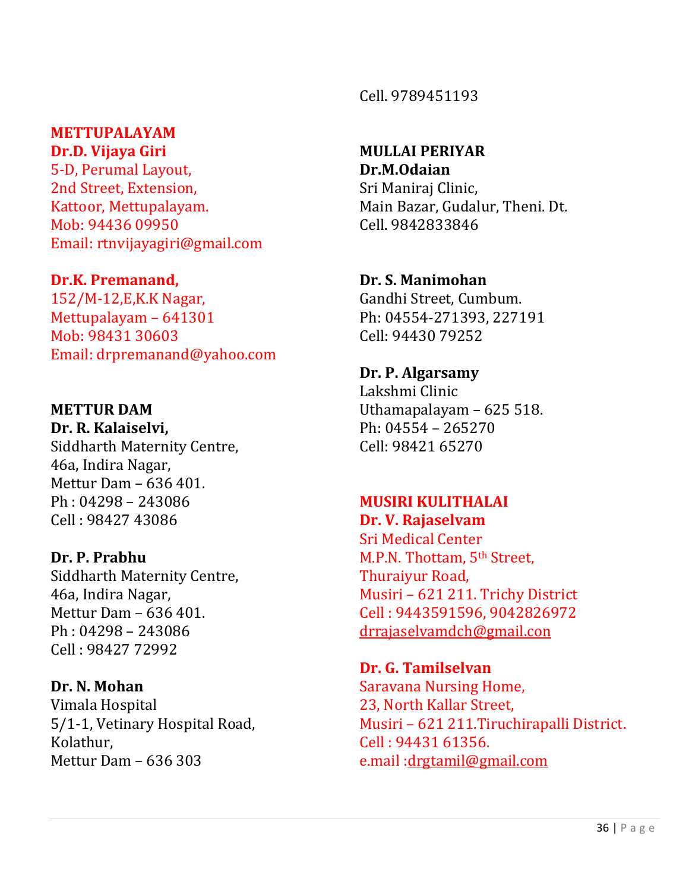**METTUPALAYAM**

**Dr.D. Vijaya Giri**
5-D, Perumal Layout,
2nd Street, Extension,
Kattoor, Mettupalayam.
Mob: 94436 09950
Email: rtnvijayagiri@gmail.com

**Dr.K. Premanand,**
152/M-12,E,K.K Nagar,
Mettupalayam – 641301
Mob: 98431 30603
Email: drpremanand@yahoo.com

**METTUR DAM**

**Dr. R. Kalaiselvi,**
Siddharth Maternity Centre,
46a, Indira Nagar,
Mettur Dam – 636 401.
Ph : 04298 – 243086
Cell : 98427 43086

**Dr. P. Prabhu**
Siddharth Maternity Centre,
46a, Indira Nagar,
Mettur Dam – 636 401.
Ph : 04298 – 243086
Cell : 98427 72992

**Dr. N. Mohan**
Vimala Hospital
5/1-1, Vetinary Hospital Road,
Kolathur,
Mettur Dam – 636 303
Cell. 9789451193

**MULLAI PERIYAR**

**Dr.M.Odaian**
Sri Maniraj Clinic,
Main Bazar, Gudalur, Theni. Dt.
Cell. 9842833846

**Dr. S. Manimohan**
Gandhi Street, Cumbum.
Ph: 04554-271393, 227191
Cell: 94430 79252

**Dr. P. Algarsamy**
Lakshmi Clinic
Uthamapalayam – 625 518.
Ph: 04554 – 265270
Cell: 98421 65270

**MUSIRI KULITHALAI**

**Dr. V. Rajaselvam**
Sri Medical Center
M.P.N. Thottam, 5th Street,
Thuraiyur Road,
Musiri – 621 211. Trichy District
Cell : 9443591596, 9042826972
drrajaselvamdch@gmail.con

**Dr. G. Tamilselvan**
Saravana Nursing Home,
23, North Kallar Street,
Musiri – 621 211.Tiruchirapalli District.
Cell : 94431 61356.
e.mail :drgtamil@gmail.com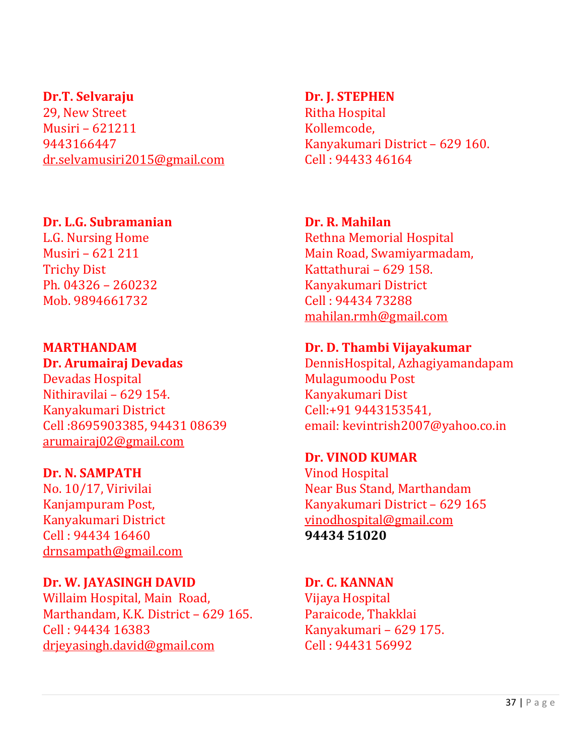**Dr.T. Selvaraju**
29, New Street
Musiri – 621211
9443166447
dr.selvamusiri2015@gmail.com

**Dr. L.G. Subramanian**
L.G. Nursing Home
Musiri – 621 211
Trichy Dist
Ph. 04326 – 260232
Mob. 9894661732

**MARTHANDAM**

**Dr. Arumairaj Devadas**
Devadas Hospital
Nithiravilai – 629 154.
Kanyakumari District
Cell :8695903385, 94431 08639
arumairaj02@gmail.com

**Dr. N. SAMPATH**
No. 10/17, Virivilai
Kanjampuram Post,
Kanyakumari District
Cell : 94434 16460
drnsampath@gmail.com

**Dr. W. JAYASINGH DAVID**
Willaim Hospital, Main Road,
Marthandam, K.K. District – 629 165.
Cell : 94434 16383
drjeyasingh.david@gmail.com

**Dr. J. STEPHEN**
Ritha Hospital
Kollemcode,
Kanyakumari District – 629 160.
Cell : 94433 46164

**Dr. R. Mahilan**
Rethna Memorial Hospital
Main Road, Swamiyarmadam,
Kattathurai – 629 158.
Kanyakumari District
Cell : 94434 73288
mahilan.rmh@gmail.com

**Dr. D. Thambi Vijayakumar**
DennisHospital, Azhagiyamandapam
Mulagumoodu Post
Kanyakumari Dist
Cell:+91 9443153541,
email: kevintrish2007@yahoo.co.in

**Dr. VINOD KUMAR**
Vinod Hospital
Near Bus Stand, Marthandam
Kanyakumari District – 629 165
vinodhospital@gmail.com
**94434 51020**

**Dr. C. KANNAN**
Vijaya Hospital
Paraicode, Thakklai
Kanyakumari – 629 175.
Cell : 94431 56992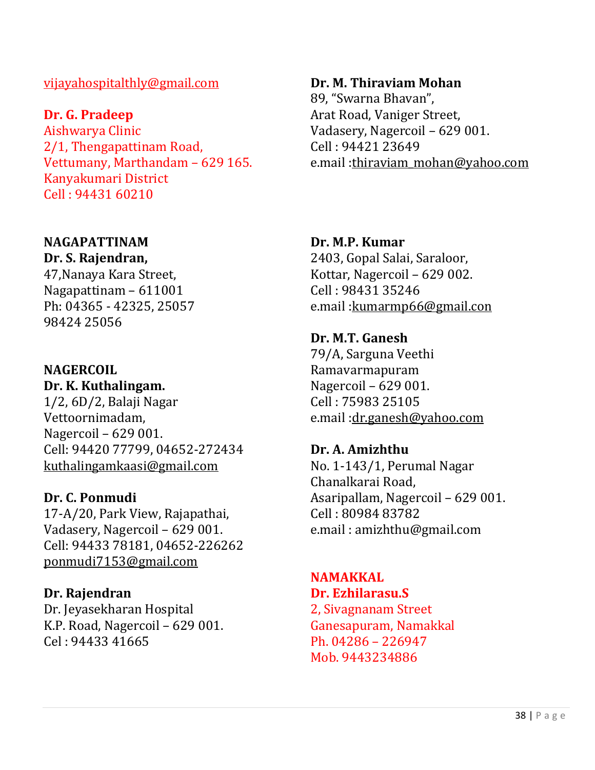vijayahospitalthly@gmail.com

**Dr. G. Pradeep**
Aishwarya Clinic
2/1, Thengapattinam Road,
Vettumany, Marthandam – 629 165.
Kanyakumari District
Cell : 94431 60210

**NAGAPATTINAM**
**Dr. S. Rajendran,**
47,Nanaya Kara Street,
Nagapattinam – 611001
Ph: 04365 - 42325, 25057
98424 25056

**NAGERCOIL**
**Dr. K. Kuthalingam.**
1/2, 6D/2, Balaji Nagar
Vettoornimadam,
Nagercoil – 629 001.
Cell: 94420 77799, 04652-272434
kuthalingamkaasi@gmail.com

**Dr. C. Ponmudi**
17-A/20, Park View, Rajapathai,
Vadasery, Nagercoil – 629 001.
Cell: 94433 78181, 04652-226262
ponmudi7153@gmail.com

**Dr. Rajendran**
Dr. Jeyasekharan Hospital
K.P. Road, Nagercoil – 629 001.
Cel : 94433 41665

**Dr. M. Thiraviam Mohan**
89, "Swarna Bhavan",
Arat Road, Vaniger Street,
Vadasery, Nagercoil – 629 001.
Cell : 94421 23649
e.mail :thiraviam_mohan@yahoo.com

**Dr. M.P. Kumar**
2403, Gopal Salai, Saraloor,
Kottar, Nagercoil – 629 002.
Cell : 98431 35246
e.mail :kumarmp66@gmail.con

**Dr. M.T. Ganesh**
79/A, Sarguna Veethi
Ramavarmapuram
Nagercoil – 629 001.
Cell : 75983 25105
e.mail :dr.ganesh@yahoo.com

**Dr. A. Amizhthu**
No. 1-143/1, Perumal Nagar
Chanalkarai Road,
Asaripallam, Nagercoil – 629 001.
Cell : 80984 83782
e.mail : amizhthu@gmail.com

**NAMAKKAL**
**Dr. Ezhilarasu.S**
2, Sivagnanam Street
Ganesapuram, Namakkal
Ph. 04286 – 226947
Mob. 9443234886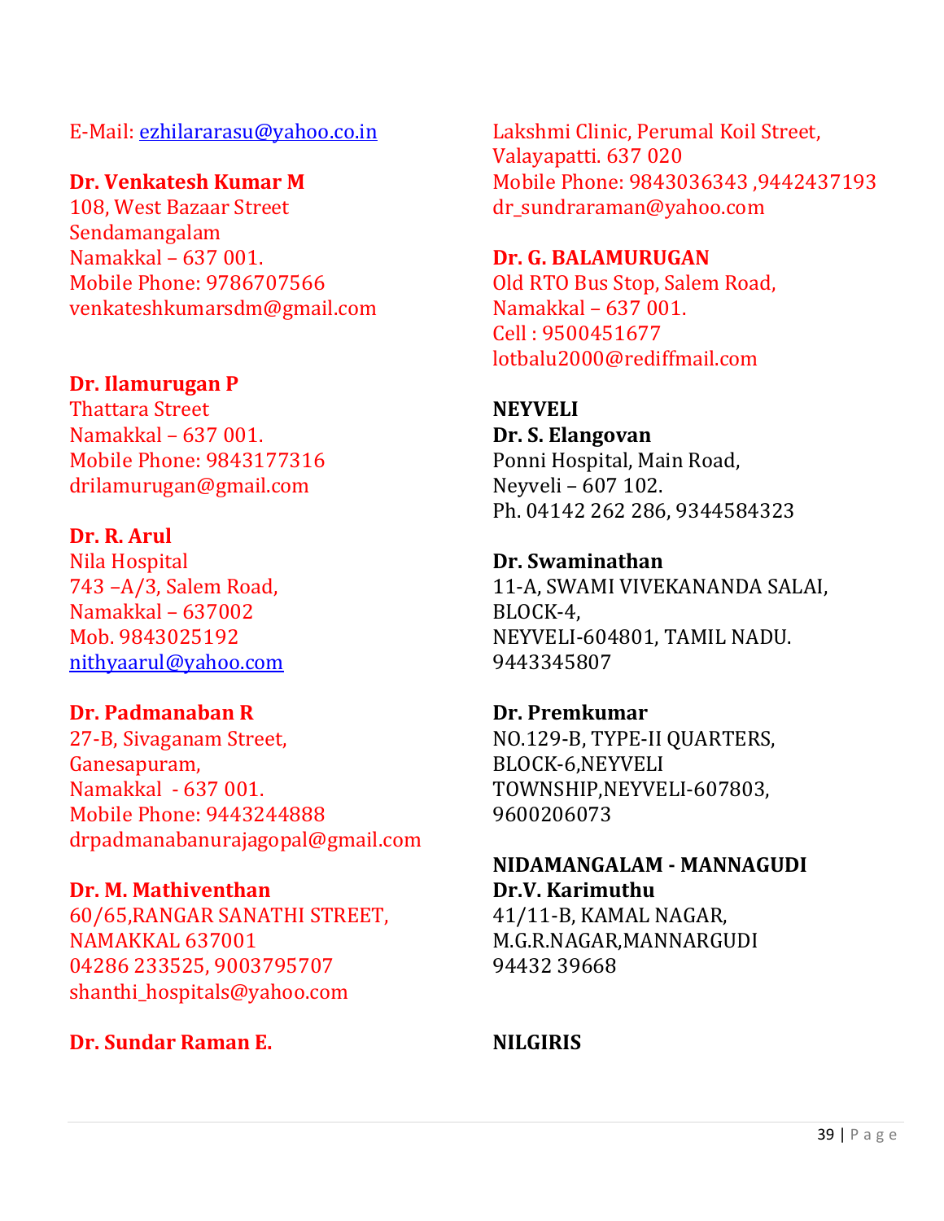E-Mail: ezhilararasu@yahoo.co.in

**Dr. Venkatesh Kumar M**
108, West Bazaar Street
Sendamangalam
Namakkal – 637 001.
Mobile Phone: 9786707566
venkateshkumarsdm@gmail.com

**Dr. Ilamurugan P**
Thattara Street
Namakkal – 637 001.
Mobile Phone: 9843177316
drilamurugan@gmail.com

**Dr. R. Arul**
Nila Hospital
743 –A/3, Salem Road,
Namakkal – 637002
Mob. 9843025192
nithyaarul@yahoo.com

**Dr. Padmanaban R**
27-B, Sivaganam Street,
Ganesapuram,
Namakkal - 637 001.
Mobile Phone: 9443244888
drpadmanabanurajagopal@gmail.com

**Dr. M. Mathiventhan**
60/65,RANGAR SANATHI STREET,
NAMAKKAL 637001
04286 233525, 9003795707
shanthi_hospitals@yahoo.com

**Dr. Sundar Raman E.**
Lakshmi Clinic, Perumal Koil Street,
Valayapatti. 637 020
Mobile Phone: 9843036343 ,9442437193
dr_sundraraman@yahoo.com

**Dr. G. BALAMURUGAN**
Old RTO Bus Stop, Salem Road,
Namakkal – 637 001.
Cell : 9500451677
lotbalu2000@rediffmail.com

**NEYVELI**

**Dr. S. Elangovan**
Ponni Hospital, Main Road,
Neyveli – 607 102.
Ph. 04142 262 286, 9344584323

**Dr. Swaminathan**
11-A, SWAMI VIVEKANANDA SALAI,
BLOCK-4,
NEYVELI-604801, TAMIL NADU.
9443345807

**Dr. Premkumar**
NO.129-B, TYPE-II QUARTERS,
BLOCK-6,NEYVELI
TOWNSHIP,NEYVELI-607803,
9600206073

**NIDAMANGALAM - MANNAGUDI**

**Dr.V. Karimuthu**
41/11-B, KAMAL NAGAR,
M.G.R.NAGAR,MANNARGUDI
94432 39668

**NILGIRIS**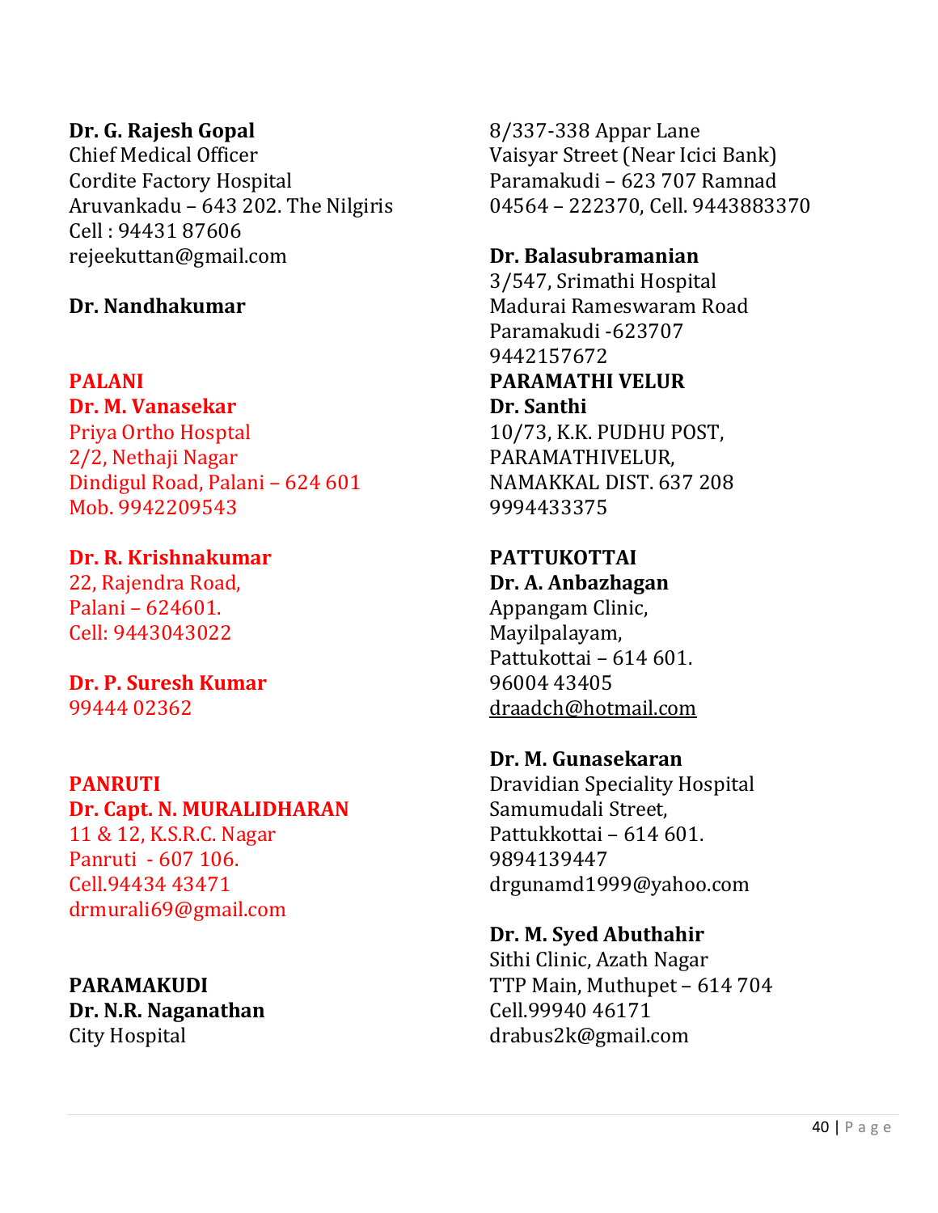**Dr. G. Rajesh Gopal**
Chief Medical Officer
Cordite Factory Hospital
Aruvankadu – 643 202. The Nilgiris
Cell : 94431 87606
rejeekuttan@gmail.com

**Dr. Nandhakumar**

**PALANI**
**Dr. M. Vanasekar**
Priya Ortho Hosptal
2/2, Nethaji Nagar
Dindigul Road, Palani – 624 601
Mob. 9942209543

**Dr. R. Krishnakumar**
22, Rajendra Road,
Palani – 624601.
Cell: 9443043022

**Dr. P. Suresh Kumar**
99444 02362

**PANRUTI**
**Dr. Capt. N. MURALIDHARAN**
11 & 12, K.S.R.C. Nagar
Panruti - 607 106.
Cell.94434 43471
drmurali69@gmail.com

**PARAMAKUDI**
**Dr. N.R. Naganathan**
City Hospital
8/337-338 Appar Lane
Vaisyar Street (Near Icici Bank)
Paramakudi – 623 707 Ramnad
04564 – 222370, Cell. 9443883370

**Dr. Balasubramanian**
3/547, Srimathi Hospital
Madurai Rameswaram Road
Paramakudi -623707
9442157672

**PARAMATHI VELUR**
**Dr. Santhi**
10/73, K.K. PUDHU POST,
PARAMATHIVELUR,
NAMAKKAL DIST. 637 208
9994433375

**PATTUKOTTAI**
**Dr. A. Anbazhagan**
Appangam Clinic,
Mayilpalayam,
Pattukottai – 614 601.
96004 43405
draadch@hotmail.com

**Dr. M. Gunasekaran**
Dravidian Speciality Hospital
Samumudali Street,
Pattukkottai – 614 601.
9894139447
drgunamd1999@yahoo.com

**Dr. M. Syed Abuthahir**
Sithi Clinic, Azath Nagar
TTP Main, Muthupet – 614 704
Cell.99940 46171
drabus2k@gmail.com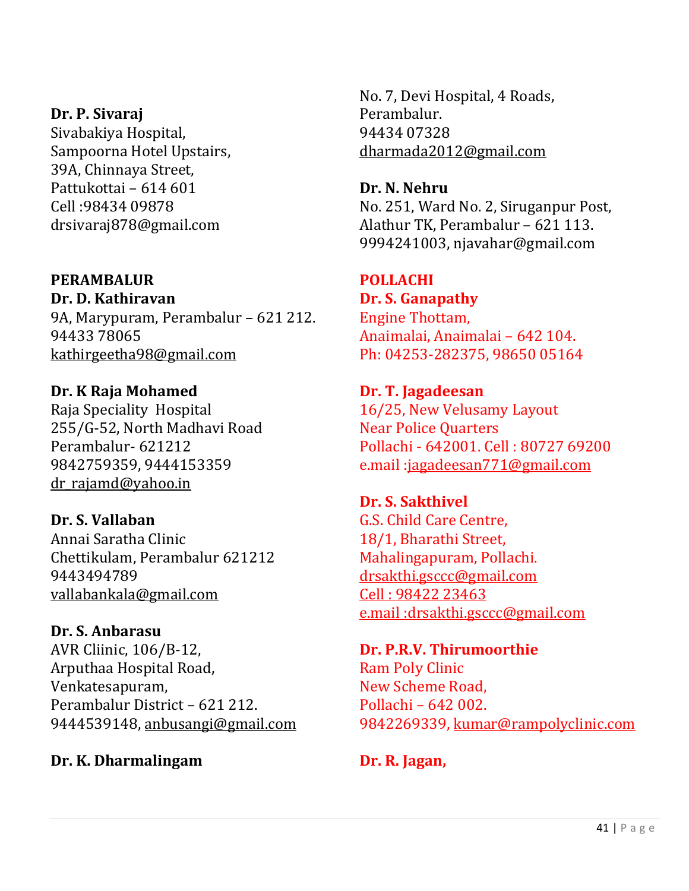**Dr. P. Sivaraj**
Sivabakiya Hospital,
Sampoorna Hotel Upstairs,
39A, Chinnaya Street,
Pattukottai – 614 601
Cell :98434 09878
drsivaraj878@gmail.com

**PERAMBALUR**

**Dr. D. Kathiravan**
9A, Marypuram, Perambalur – 621 212.
94433 78065
kathirgeetha98@gmail.com

**Dr. K Raja Mohamed**
Raja Speciality Hospital
255/G-52, North Madhavi Road
Perambalur- 621212
9842759359, 9444153359
dr_rajamd@yahoo.in

**Dr. S. Vallaban**
Annai Saratha Clinic
Chettikulam, Perambalur 621212
9443494789
vallabankala@gmail.com

**Dr. S. Anbarasu**
AVR Cliinic, 106/B-12,
Arputhaa Hospital Road,
Venkatesapuram,
Perambalur District – 621 212.
9444539148, anbusangi@gmail.com

**Dr. K. Dharmalingam**
No. 7, Devi Hospital, 4 Roads,
Perambalur.
94434 07328
dharmada2012@gmail.com

**Dr. N. Nehru**
No. 251, Ward No. 2, Siruganpur Post,
Alathur TK, Perambalur – 621 113.
9994241003, njavahar@gmail.com

**POLLACHI**

**Dr. S. Ganapathy**
Engine Thottam,
Anaimalai, Anaimalai – 642 104.
Ph: 04253-282375, 98650 05164

**Dr. T. Jagadeesan**
16/25, New Velusamy Layout
Near Police Quarters
Pollachi - 642001. Cell : 80727 69200
e.mail :jagadeesan771@gmail.com

**Dr. S. Sakthivel**
G.S. Child Care Centre,
18/1, Bharathi Street,
Mahalingapuram, Pollachi.
drsakthi.gsccc@gmail.com
Cell : 98422 23463
e.mail :drsakthi.gsccc@gmail.com

**Dr. P.R.V. Thirumoorthie**
Ram Poly Clinic
New Scheme Road,
Pollachi – 642 002.
9842269339, kumar@rampolyclinic.com

**Dr. R. Jagan,**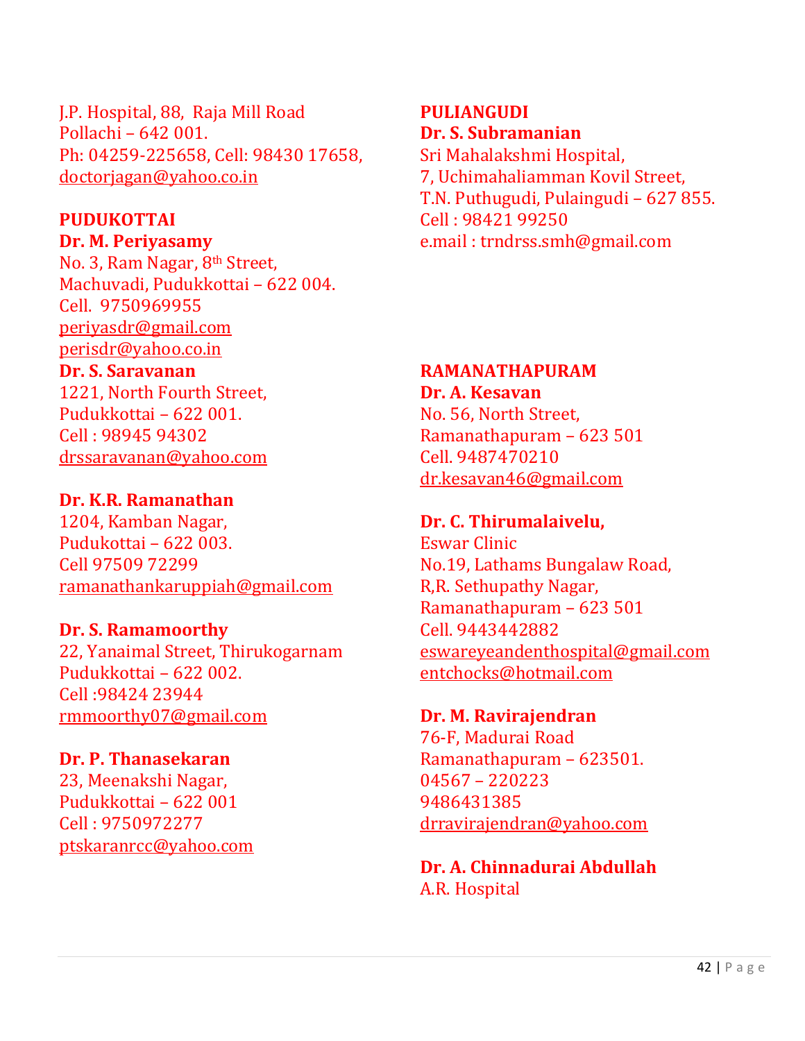J.P. Hospital, 88, Raja Mill Road
Pollachi – 642 001.
Ph: 04259-225658, Cell: 98430 17658,
doctorjagan@yahoo.co.in

**PUDUKOTTAI**

**Dr. M. Periyasamy**
No. 3, Ram Nagar, 8th Street,
Machuvadi, Pudukkottai – 622 004.
Cell. 9750969955
periyasdr@gmail.com
perisdr@yahoo.co.in

**Dr. S. Saravanan**
1221, North Fourth Street,
Pudukkottai – 622 001.
Cell : 98945 94302
drssaravanan@yahoo.com

**Dr. K.R. Ramanathan**
1204, Kamban Nagar,
Pudukottai – 622 003.
Cell 97509 72299
ramanathankaruppiah@gmail.com

**Dr. S. Ramamoorthy**
22, Yanaimal Street, Thirukogarnam
Pudukkottai – 622 002.
Cell :98424 23944
rmmoorthy07@gmail.com

**Dr. P. Thanasekaran**
23, Meenakshi Nagar,
Pudukkottai – 622 001
Cell : 9750972277
ptskaranrcc@yahoo.com

**PULIANGUDI**

**Dr. S. Subramanian**
Sri Mahalakshmi Hospital,
7, Uchimahaliamman Kovil Street,
T.N. Puthugudi, Pulaingudi – 627 855.
Cell : 98421 99250
e.mail : trndrss.smh@gmail.com

**RAMANATHAPURAM**

**Dr. A. Kesavan**
No. 56, North Street,
Ramanathapuram – 623 501
Cell. 9487470210
dr.kesavan46@gmail.com

**Dr. C. Thirumalaivelu,**
Eswar Clinic
No.19, Lathams Bungalaw Road,
R,R. Sethupathy Nagar,
Ramanathapuram – 623 501
Cell. 9443442882
eswareyeandenthospital@gmail.com
entchocks@hotmail.com

**Dr. M. Ravirajendran**
76-F, Madurai Road
Ramanathapuram – 623501.
04567 – 220223
9486431385
drravirajendran@yahoo.com

**Dr. A. Chinnadurai Abdullah**
A.R. Hospital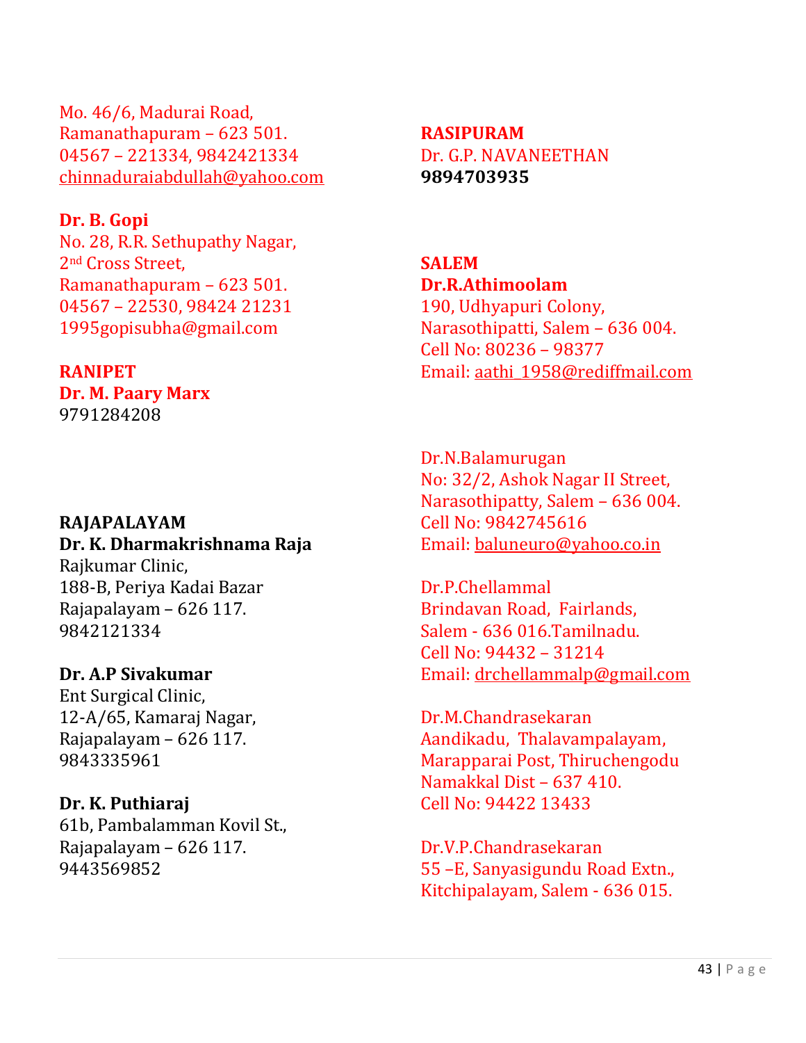Mo. 46/6, Madurai Road,
Ramanathapuram – 623 501.
04567 – 221334, 9842421334
chinnaduraiabdullah@yahoo.com

**Dr. B. Gopi**
No. 28, R.R. Sethupathy Nagar,
2nd Cross Street,
Ramanathapuram – 623 501.
04567 – 22530, 98424 21231
1995gopisubha@gmail.com

**RANIPET**
**Dr. M. Paary Marx**
9791284208

**RAJAPALAYAM**
**Dr. K. Dharmakrishnama Raja**
Rajkumar Clinic,
188-B, Periya Kadai Bazar
Rajapalayam – 626 117.
9842121334

**Dr. A.P Sivakumar**
Ent Surgical Clinic,
12-A/65, Kamaraj Nagar,
Rajapalayam – 626 117.
9843335961

**Dr. K. Puthiaraj**
61b, Pambalamman Kovil St.,
Rajapalayam – 626 117.
9443569852

**RASIPURAM**
Dr. G.P. NAVANEETHAN
**9894703935**

**SALEM**
**Dr.R.Athimoolam**
190, Udhyapuri Colony,
Narasothipatti, Salem – 636 004.
Cell No: 80236 – 98377
Email: aathi_1958@rediffmail.com

Dr.N.Balamurugan
No: 32/2, Ashok Nagar II Street,
Narasothipatty, Salem – 636 004.
Cell No: 9842745616
Email: baluneuro@yahoo.co.in

Dr.P.Chellammal
Brindavan Road, Fairlands,
Salem - 636 016.Tamilnadu.
Cell No: 94432 – 31214
Email: drchellammalp@gmail.com

Dr.M.Chandrasekaran
Aandikadu, Thalavampalayam,
Marapparai Post, Thiruchengodu
Namakkal Dist – 637 410.
Cell No: 94422 13433

Dr.V.P.Chandrasekaran
55 –E, Sanyasigundu Road Extn.,
Kitchipalayam, Salem - 636 015.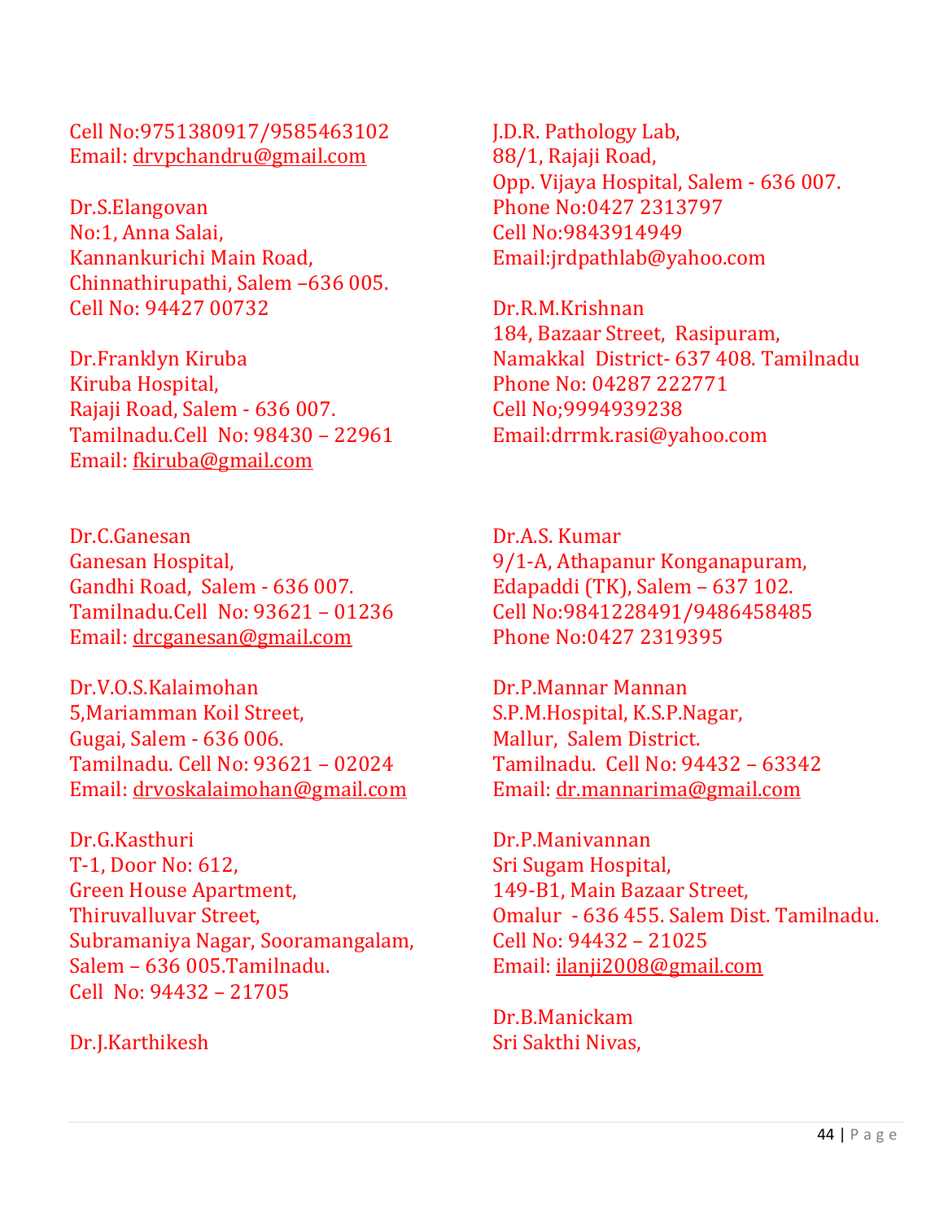Cell No:9751380917/9585463102
Email: drvpchandru@gmail.com

Dr.S.Elangovan
No:1, Anna Salai,
Kannankurichi Main Road,
Chinnathirupathi, Salem –636 005.
Cell No: 94427 00732

Dr.Franklyn Kiruba
Kiruba Hospital,
Rajaji Road, Salem - 636 007.
Tamilnadu.Cell No: 98430 – 22961
Email: fkiruba@gmail.com

Dr.C.Ganesan
Ganesan Hospital,
Gandhi Road, Salem - 636 007.
Tamilnadu.Cell No: 93621 – 01236
Email: drcganesan@gmail.com

Dr.V.O.S.Kalaimohan
5,Mariamman Koil Street,
Gugai, Salem - 636 006.
Tamilnadu. Cell No: 93621 – 02024
Email: drvoskalaimohan@gmail.com

Dr.G.Kasthuri
T-1, Door No: 612,
Green House Apartment,
Thiruvalluvar Street,
Subramaniya Nagar, Sooramangalam,
Salem – 636 005.Tamilnadu.
Cell No: 94432 – 21705

Dr.J.Karthikesh

J.D.R. Pathology Lab,
88/1, Rajaji Road,
Opp. Vijaya Hospital, Salem - 636 007.
Phone No:0427 2313797
Cell No:9843914949
Email:jrdpathlab@yahoo.com

Dr.R.M.Krishnan
184, Bazaar Street, Rasipuram,
Namakkal District- 637 408. Tamilnadu
Phone No: 04287 222771
Cell No;9994939238
Email:drrmk.rasi@yahoo.com

Dr.A.S. Kumar
9/1-A, Athapanur Konganapuram,
Edapaddi (TK), Salem – 637 102.
Cell No:9841228491/9486458485
Phone No:0427 2319395

Dr.P.Mannar Mannan
S.P.M.Hospital, K.S.P.Nagar,
Mallur, Salem District.
Tamilnadu. Cell No: 94432 – 63342
Email: dr.mannarima@gmail.com

Dr.P.Manivannan
Sri Sugam Hospital,
149-B1, Main Bazaar Street,
Omalur - 636 455. Salem Dist. Tamilnadu.
Cell No: 94432 – 21025
Email: ilanji2008@gmail.com

Dr.B.Manickam
Sri Sakthi Nivas,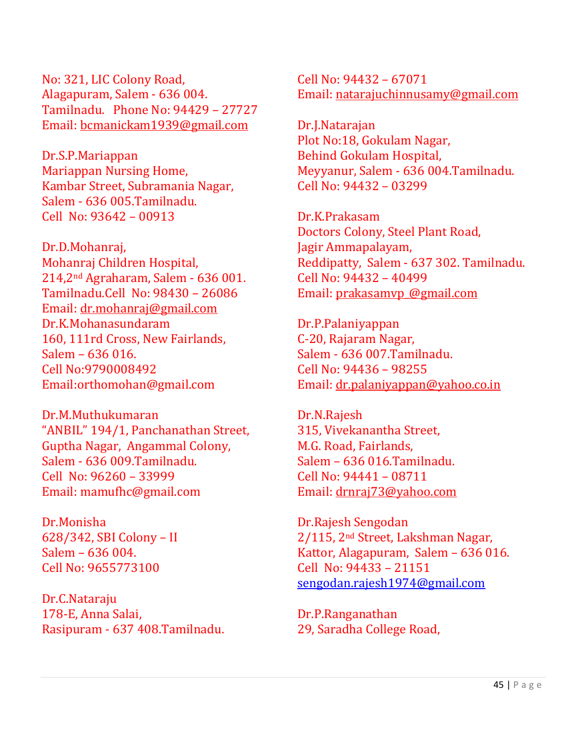No: 321, LIC Colony Road,
Alagapuram, Salem - 636 004.
Tamilnadu. Phone No: 94429 – 27727
Email: bcmanickam1939@gmail.com

Dr.S.P.Mariappan
Mariappan Nursing Home,
Kambar Street, Subramania Nagar,
Salem - 636 005.Tamilnadu.
Cell No: 93642 – 00913

Dr.D.Mohanraj,
Mohanraj Children Hospital,
214,2nd Agraharam, Salem - 636 001.
Tamilnadu.Cell No: 98430 – 26086
Email: dr.mohanraj@gmail.com
Dr.K.Mohanasundaram
160, 111rd Cross, New Fairlands,
Salem – 636 016.
Cell No:9790008492
Email:orthomohan@gmail.com

Dr.M.Muthukumaran
"ANBIL" 194/1, Panchanathan Street,
Guptha Nagar, Angammal Colony,
Salem - 636 009.Tamilnadu.
Cell No: 96260 – 33999
Email: mamufhc@gmail.com

Dr.Monisha
628/342, SBI Colony – II
Salem – 636 004.
Cell No: 9655773100

Dr.C.Nataraju
178-E, Anna Salai,
Rasipuram - 637 408.Tamilnadu.
Cell No: 94432 – 67071
Email: natarajuchinnusamy@gmail.com

Dr.J.Natarajan
Plot No:18, Gokulam Nagar,
Behind Gokulam Hospital,
Meyyanur, Salem - 636 004.Tamilnadu.
Cell No: 94432 – 03299

Dr.K.Prakasam
Doctors Colony, Steel Plant Road,
Jagir Ammapalayam,
Reddipatty, Salem - 637 302. Tamilnadu.
Cell No: 94432 – 40499
Email: prakasamvp_@gmail.com

Dr.P.Palaniyappan
C-20, Rajaram Nagar,
Salem - 636 007.Tamilnadu.
Cell No: 94436 – 98255
Email: dr.palaniyappan@yahoo.co.in

Dr.N.Rajesh
315, Vivekanantha Street,
M.G. Road, Fairlands,
Salem – 636 016.Tamilnadu.
Cell No: 94441 – 08711
Email: drnraj73@yahoo.com

Dr.Rajesh Sengodan
2/115, 2nd Street, Lakshman Nagar,
Kattor, Alagapuram, Salem – 636 016.
Cell No: 94433 – 21151
sengodan.rajesh1974@gmail.com

Dr.P.Ranganathan
29, Saradha College Road,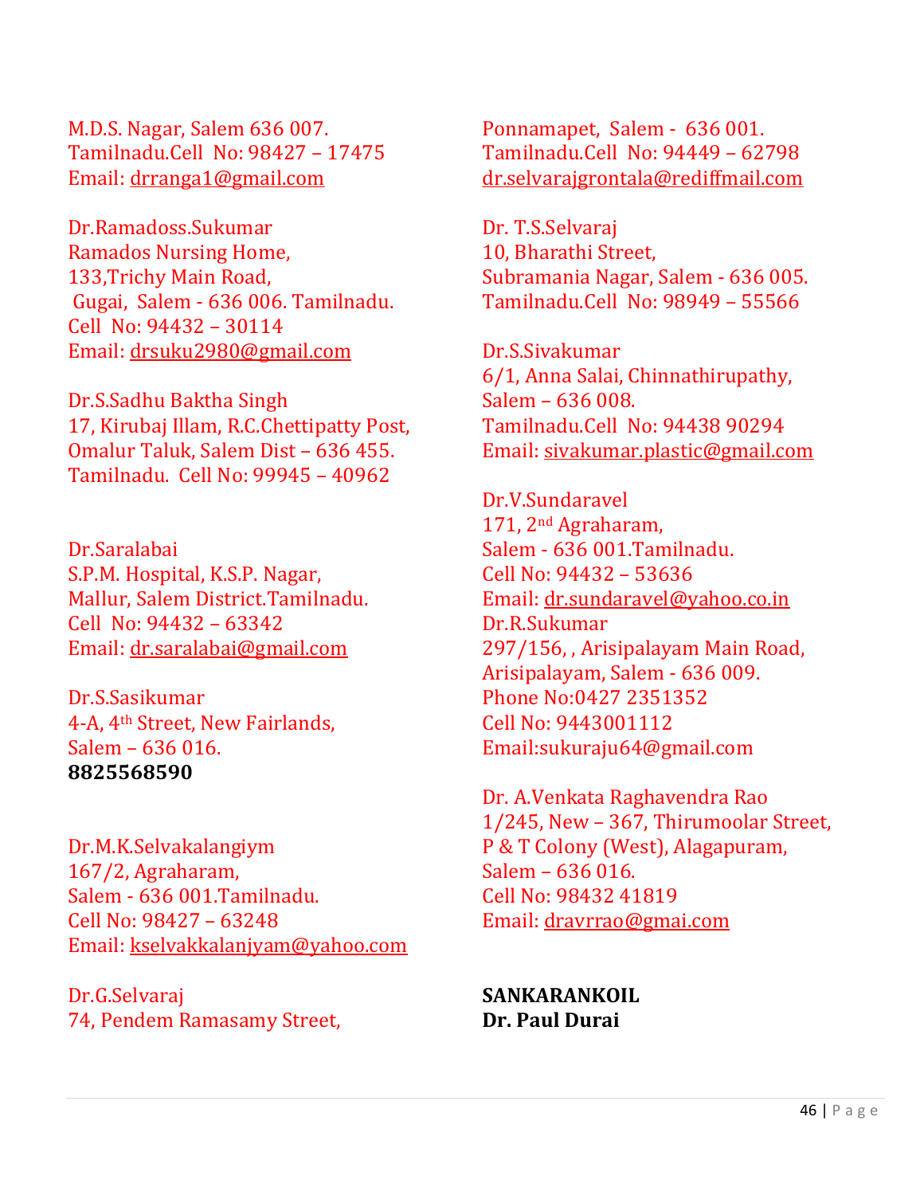M.D.S. Nagar, Salem 636 007.
Tamilnadu.Cell No: 98427 – 17475
Email: drranga1@gmail.com

Dr.Ramadoss.Sukumar
Ramados Nursing Home,
133,Trichy Main Road,
Gugai, Salem - 636 006. Tamilnadu.
Cell No: 94432 – 30114
Email: drsuku2980@gmail.com

Dr.S.Sadhu Baktha Singh
17, Kirubaj Illam, R.C.Chettipatty Post,
Omalur Taluk, Salem Dist – 636 455.
Tamilnadu. Cell No: 99945 – 40962

Dr.Saralabai
S.P.M. Hospital, K.S.P. Nagar,
Mallur, Salem District.Tamilnadu.
Cell No: 94432 – 63342
Email: dr.saralabai@gmail.com

Dr.S.Sasikumar
4-A, 4th Street, New Fairlands,
Salem – 636 016.
**8825568590**

Dr.M.K.Selvakalangiym
167/2, Agraharam,
Salem - 636 001.Tamilnadu.
Cell No: 98427 – 63248
Email: kselvakkalanjyam@yahoo.com

Dr.G.Selvaraj
74, Pendem Ramasamy Street,
Ponnamapet, Salem - 636 001.
Tamilnadu.Cell No: 94449 – 62798
dr.selvarajgrontala@rediffmail.com

Dr. T.S.Selvaraj
10, Bharathi Street,
Subramania Nagar, Salem - 636 005.
Tamilnadu.Cell No: 98949 – 55566

Dr.S.Sivakumar
6/1, Anna Salai, Chinnathirupathy,
Salem – 636 008.
Tamilnadu.Cell No: 94438 90294
Email: sivakumar.plastic@gmail.com

Dr.V.Sundaravel
171, 2nd Agraharam,
Salem - 636 001.Tamilnadu.
Cell No: 94432 – 53636
Email: dr.sundaravel@yahoo.co.in

Dr.R.Sukumar
297/156, , Arisipalayam Main Road,
Arisipalayam, Salem - 636 009.
Phone No:0427 2351352
Cell No: 9443001112
Email:sukuraju64@gmail.com

Dr. A.Venkata Raghavendra Rao
1/245, New – 367, Thirumoolar Street,
P & T Colony (West), Alagapuram,
Salem – 636 016.
Cell No: 98432 41819
Email: dravrrao@gmai.com

**SANKARANKOIL**
**Dr. Paul Durai**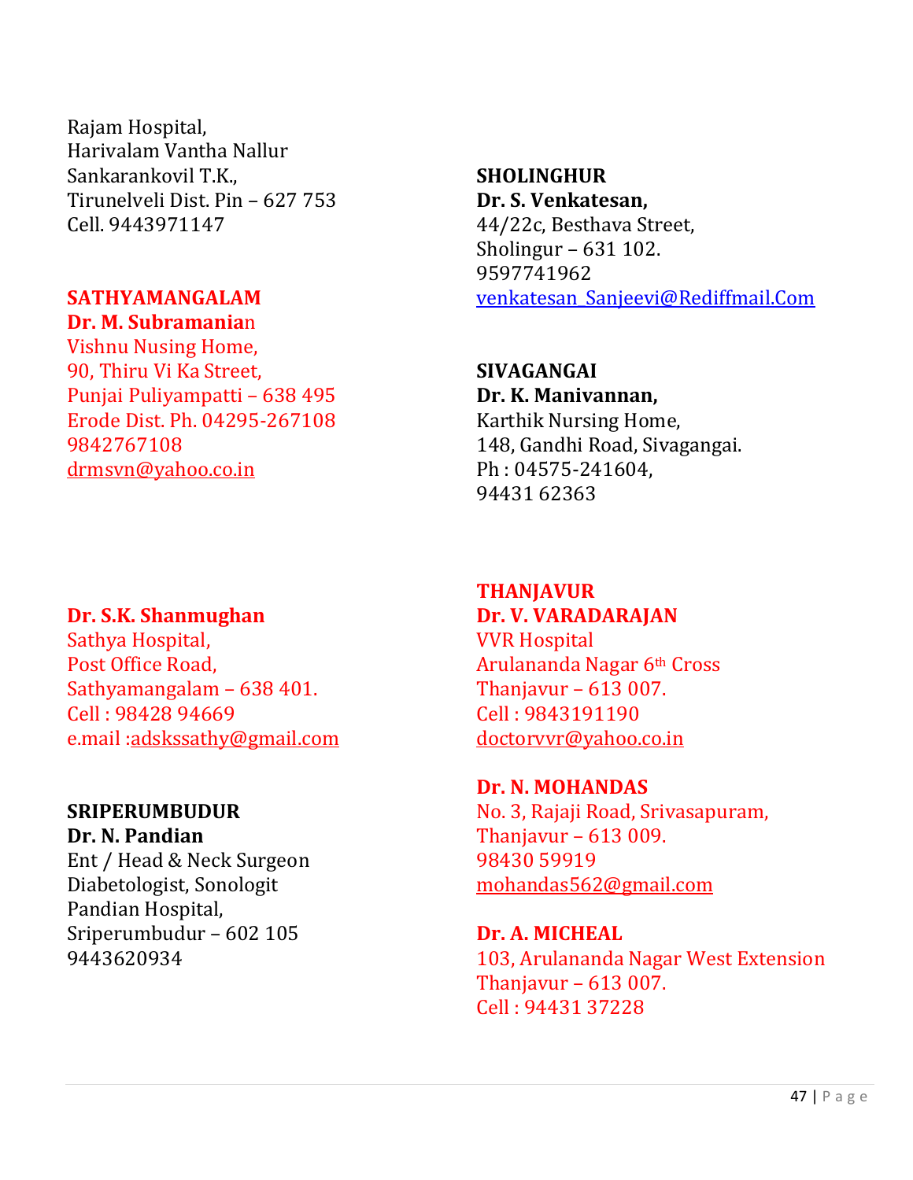Rajam Hospital,
Harivalam Vantha Nallur
Sankarankovil T.K.,
Tirunelveli Dist. Pin – 627 753
Cell. 9443971147

**SATHYAMANGALAM**
**Dr. M. Subramanian**
Vishnu Nusing Home,
90, Thiru Vi Ka Street,
Punjai Puliyampatti – 638 495
Erode Dist. Ph. 04295-267108
9842767108
drmsvn@yahoo.co.in

**Dr. S.K. Shanmughan**
Sathya Hospital,
Post Office Road,
Sathyamangalam – 638 401.
Cell : 98428 94669
e.mail :adskssathy@gmail.com

**SRIPERUMBUDUR**
**Dr. N. Pandian**
Ent / Head & Neck Surgeon
Diabetologist, Sonologit
Pandian Hospital,
Sriperumbudur – 602 105
9443620934

**SHOLINGHUR**
**Dr. S. Venkatesan,**
44/22c, Besthava Street,
Sholingur – 631 102.
9597741962
venkatesan_Sanjeevi@Rediffmail.Com

**SIVAGANGAI**
**Dr. K. Manivannan,**
Karthik Nursing Home,
148, Gandhi Road, Sivagangai.
Ph : 04575-241604,
94431 62363

**THANJAVUR**
**Dr. V. VARADARAJAN**
VVR Hospital
Arulananda Nagar 6th Cross
Thanjavur – 613 007.
Cell : 9843191190
doctorvvr@yahoo.co.in

**Dr. N. MOHANDAS**
No. 3, Rajaji Road, Srivasapuram,
Thanjavur – 613 009.
98430 59919
mohandas562@gmail.com

**Dr. A. MICHEAL**
103, Arulananda Nagar West Extension
Thanjavur – 613 007.
Cell : 94431 37228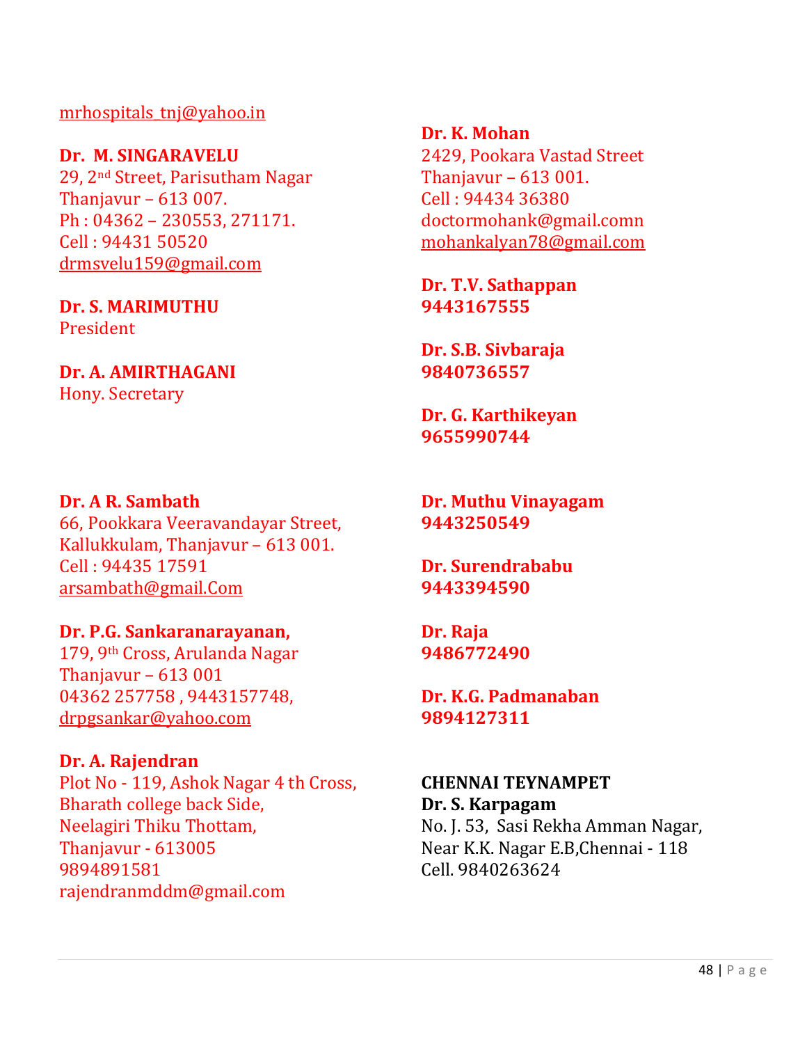mrhospitals_tnj@yahoo.in

**Dr. M. SINGARAVELU**
29, 2nd Street, Parisutham Nagar
Thanjavur – 613 007.
Ph : 04362 – 230553, 271171.
Cell : 94431 50520
drmsvelu159@gmail.com

**Dr. S. MARIMUTHU**
President

**Dr. A. AMIRTHAGANI**
Hony. Secretary

**Dr. A R. Sambath**
66, Pookkara Veeravandayar Street,
Kallukkulam, Thanjavur – 613 001.
Cell : 94435 17591
arsambath@gmail.Com

**Dr. P.G. Sankaranarayanan,**
179, 9th Cross, Arulanda Nagar
Thanjavur – 613 001
04362 257758 , 9443157748,
drpgsankar@yahoo.com

**Dr. A. Rajendran**
Plot No - 119, Ashok Nagar 4 th Cross,
Bharath college back Side,
Neelagiri Thiku Thottam,
Thanjavur - 613005
9894891581
rajendranmddm@gmail.com

**Dr. K. Mohan**
2429, Pookara Vastad Street
Thanjavur – 613 001.
Cell : 94434 36380
doctormohank@gmail.comn
mohankalyan78@gmail.com

**Dr. T.V. Sathappan**
**9443167555**

**Dr. S.B. Sivbaraja**
**9840736557**

**Dr. G. Karthikeyan**
**9655990744**

**Dr. Muthu Vinayagam**
**9443250549**

**Dr. Surendrababu**
**9443394590**

**Dr. Raja**
**9486772490**

**Dr. K.G. Padmanaban**
**9894127311**

**CHENNAI TEYNAMPET**
**Dr. S. Karpagam**
No. J. 53, Sasi Rekha Amman Nagar,
Near K.K. Nagar E.B,Chennai - 118
Cell. 9840263624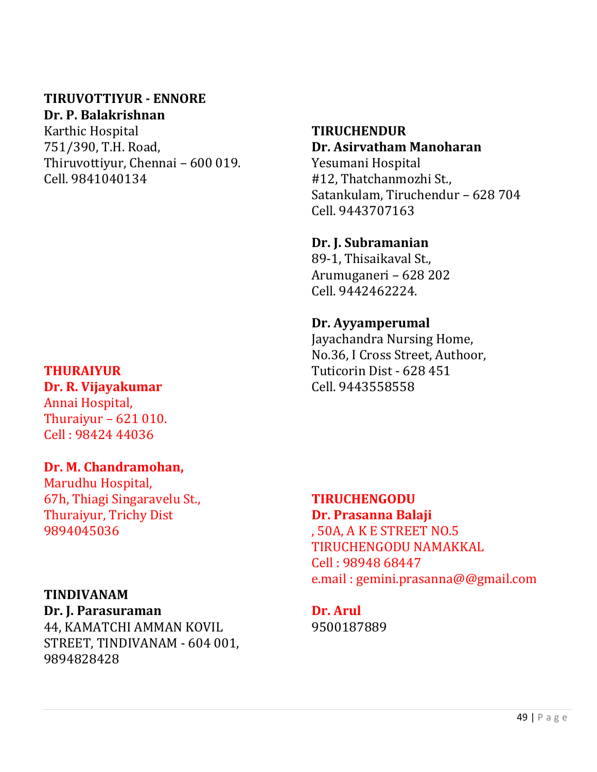**TIRUVOTTIYUR - ENNORE**
**Dr. P. Balakrishnan**
Karthic Hospital
751/390, T.H. Road,
Thiruvottiyur, Chennai – 600 019.
Cell. 9841040134

**THURAIYUR**
**Dr. R. Vijayakumar**
Annai Hospital,
Thuraiyur – 621 010.
Cell : 98424 44036

**Dr. M. Chandramohan,**
Marudhu Hospital,
67h, Thiagi Singaravelu St.,
Thuraiyur, Trichy Dist
9894045036

**TINDIVANAM**
**Dr. J. Parasuraman**
44, KAMATCHI AMMAN KOVIL
STREET, TINDIVANAM - 604 001,
9894828428

**TIRUCHENDUR**
**Dr. Asirvatham Manoharan**
Yesumani Hospital
#12, Thatchanmozhi St.,
Satankulam, Tiruchendur – 628 704
Cell. 9443707163

**Dr. J. Subramanian**
89-1, Thisaikaval St.,
Arumuganeri – 628 202
Cell. 9442462224.

**Dr. Ayyamperumal**
Jayachandra Nursing Home,
No.36, I Cross Street, Authoor,
Tuticorin Dist - 628 451
Cell. 9443558558

**TIRUCHENGODU**
**Dr. Prasanna Balaji**
, 50A, A K E STREET NO.5
TIRUCHENGODU NAMAKKAL
Cell : 98948 68447
e.mail : gemini.prasanna@@gmail.com

**Dr. Arul**
9500187889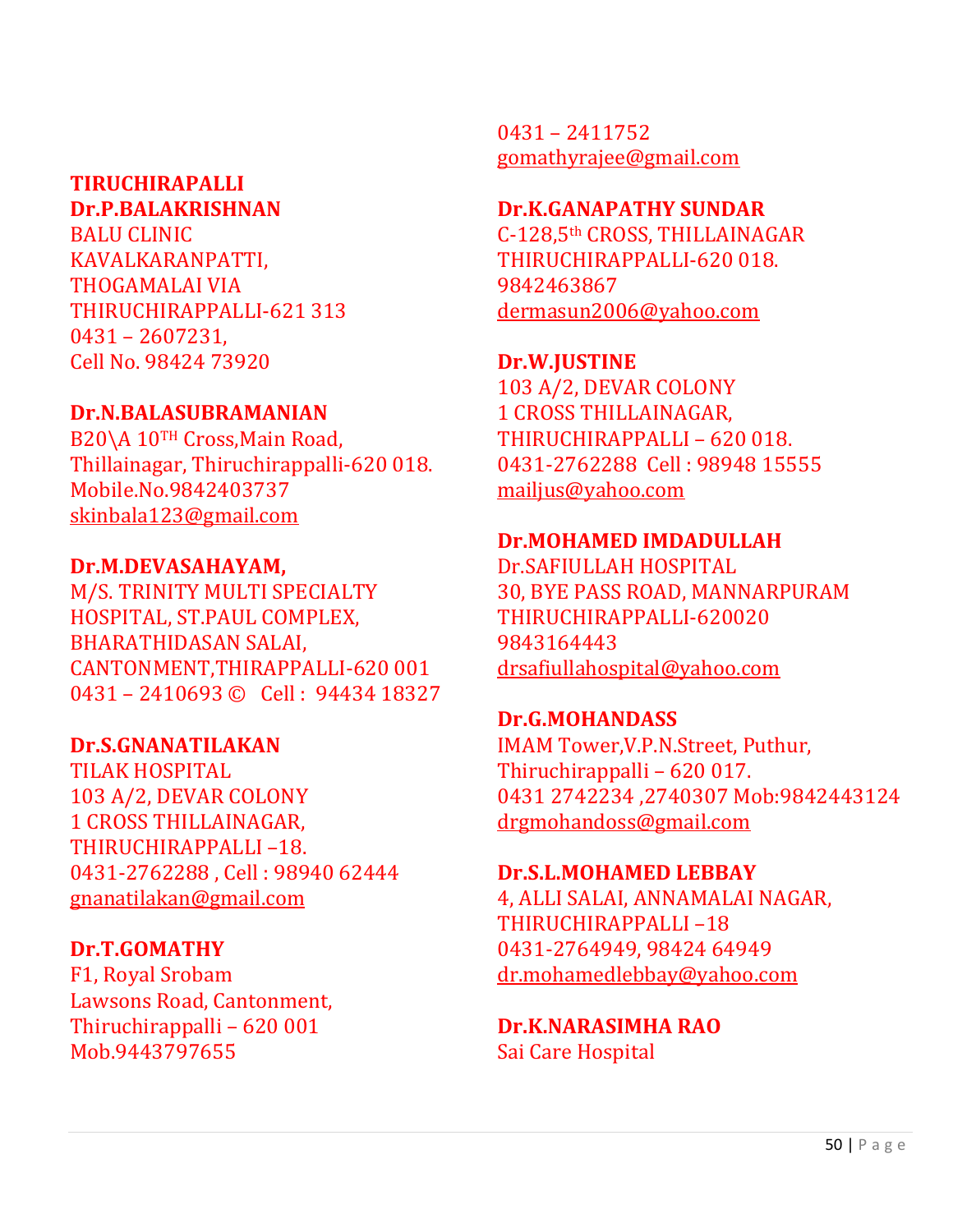**TIRUCHIRAPALLI**

**Dr.P.BALAKRISHNAN**
BALU CLINIC
KAVALKARANPATTI,
THOGAMALAI VIA
THIRUCHIRAPPALLI-621 313
0431 – 2607231,
Cell No. 98424 73920

**Dr.N.BALASUBRAMANIAN**
B20\A 10TH Cross,Main Road,
Thillainagar, Thiruchirappalli-620 018.
Mobile.No.9842403737
skinbala123@gmail.com

**Dr.M.DEVASAHAYAM,**
M/S. TRINITY MULTI SPECIALTY
HOSPITAL, ST.PAUL COMPLEX,
BHARATHIDASAN SALAI,
CANTONMENT,THIRAPPALLI-620 001
0431 – 2410693 © Cell : 94434 18327

**Dr.S.GNANATILAKAN**
TILAK HOSPITAL
103 A/2, DEVAR COLONY
1 CROSS THILLAINAGAR,
THIRUCHIRAPPALLI –18.
0431-2762288 , Cell : 98940 62444
gnanatilakan@gmail.com

**Dr.T.GOMATHY**
F1, Royal Srobam
Lawsons Road, Cantonment,
Thiruchirappalli – 620 001
Mob.9443797655
0431 – 2411752
gomathyrajee@gmail.com

**Dr.K.GANAPATHY SUNDAR**
C-128,5th CROSS, THILLAINAGAR
THIRUCHIRAPPALLI-620 018.
9842463867
dermasun2006@yahoo.com

**Dr.W.JUSTINE**
103 A/2, DEVAR COLONY
1 CROSS THILLAINAGAR,
THIRUCHIRAPPALLI – 620 018.
0431-2762288 Cell : 98948 15555
mailjus@yahoo.com

**Dr.MOHAMED IMDADULLAH**
Dr.SAFIULLAH HOSPITAL
30, BYE PASS ROAD, MANNARPURAM
THIRUCHIRAPPALLI-620020
9843164443
drsafiullahospital@yahoo.com

**Dr.G.MOHANDASS**
IMAM Tower,V.P.N.Street, Puthur,
Thiruchirappalli – 620 017.
0431 2742234 ,2740307 Mob:9842443124
drgmohandoss@gmail.com

**Dr.S.L.MOHAMED LEBBAY**
4, ALLI SALAI, ANNAMALAI NAGAR,
THIRUCHIRAPPALLI –18
0431-2764949, 98424 64949
dr.mohamedlebbay@yahoo.com

**Dr.K.NARASIMHA RAO**
Sai Care Hospital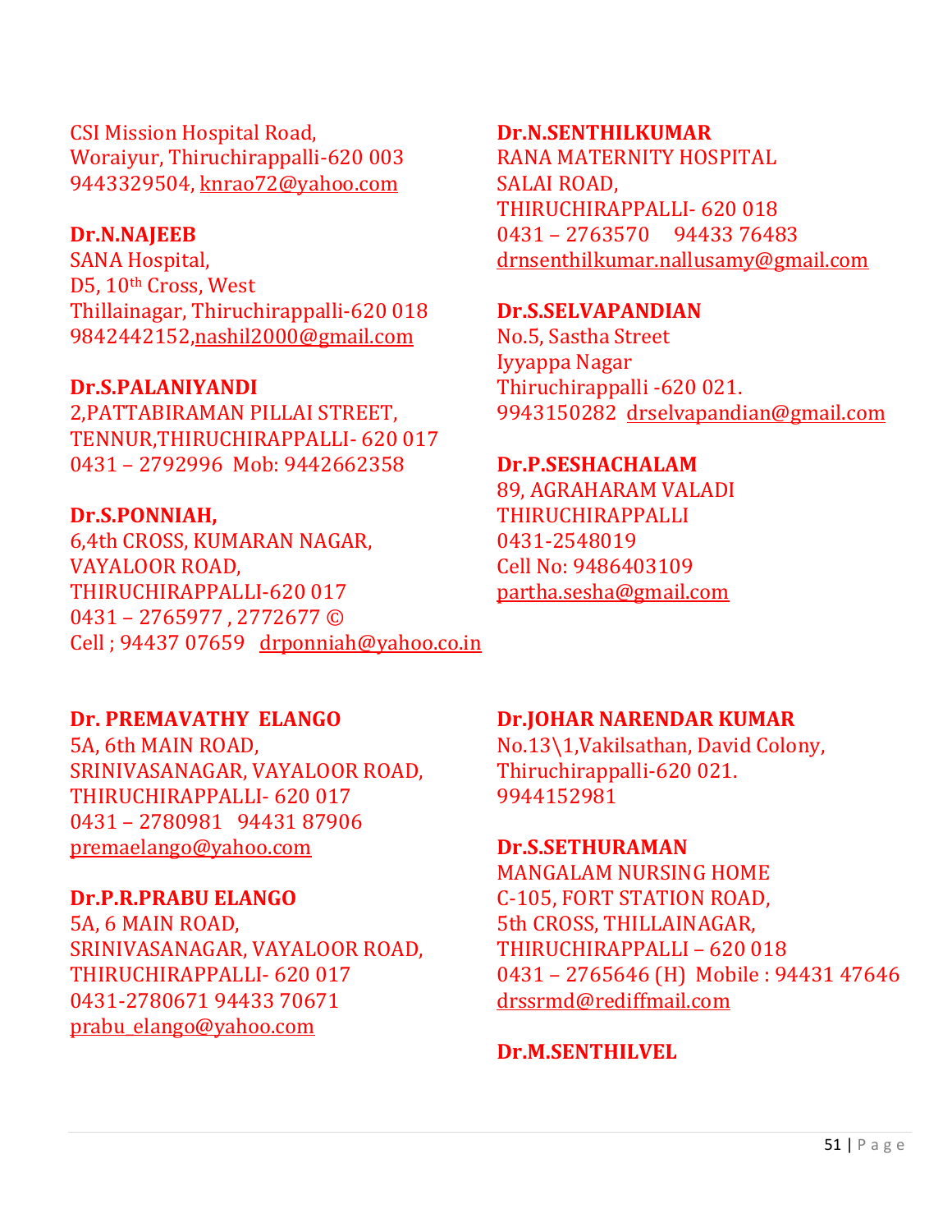CSI Mission Hospital Road,
Woraiyur, Thiruchirappalli-620 003
9443329504, knrao72@yahoo.com

**Dr.N.NAJEEB**
SANA Hospital,
D5, 10th Cross, West
Thillainagar, Thiruchirappalli-620 018
9842442152,nashil2000@gmail.com

**Dr.S.PALANIYANDI**
2,PATTABIRAMAN PILLAI STREET,
TENNUR,THIRUCHIRAPPALLI- 620 017
0431 – 2792996 Mob: 9442662358

**Dr.S.PONNIAH,**
6,4th CROSS, KUMARAN NAGAR,
VAYALOOR ROAD,
THIRUCHIRAPPALLI-620 017
0431 – 2765977 , 2772677 ©
Cell ; 94437 07659 drponniah@yahoo.co.in

**Dr.N.SENTHILKUMAR**
RANA MATERNITY HOSPITAL
SALAI ROAD,
THIRUCHIRAPPALLI- 620 018
0431 – 2763570 94433 76483
drnsenthilkumar.nallusamy@gmail.com

**Dr.S.SELVAPANDIAN**
No.5, Sastha Street
Iyyappa Nagar
Thiruchirappalli -620 021.
9943150282 drselvapandian@gmail.com

**Dr.P.SESHACHALAM**
89, AGRAHARAM VALADI
THIRUCHIRAPPALLI
0431-2548019
Cell No: 9486403109
partha.sesha@gmail.com

**Dr. PREMAVATHY ELANGO**
5A, 6th MAIN ROAD,
SRINIVASANAGAR, VAYALOOR ROAD,
THIRUCHIRAPPALLI- 620 017
0431 – 2780981 94431 87906
premaelango@yahoo.com

**Dr.P.R.PRABU ELANGO**
5A, 6 MAIN ROAD,
SRINIVASANAGAR, VAYALOOR ROAD,
THIRUCHIRAPPALLI- 620 017
0431-2780671 94433 70671
prabu_elango@yahoo.com

**Dr.JOHAR NARENDAR KUMAR**
No.13\1,Vakilsathan, David Colony,
Thiruchirappalli-620 021.
9944152981

**Dr.S.SETHURAMAN**
MANGALAM NURSING HOME
C-105, FORT STATION ROAD,
5th CROSS, THILLAINAGAR,
THIRUCHIRAPPALLI – 620 018
0431 – 2765646 (H) Mobile : 94431 47646
drssrmd@rediffmail.com

**Dr.M.SENTHILVEL**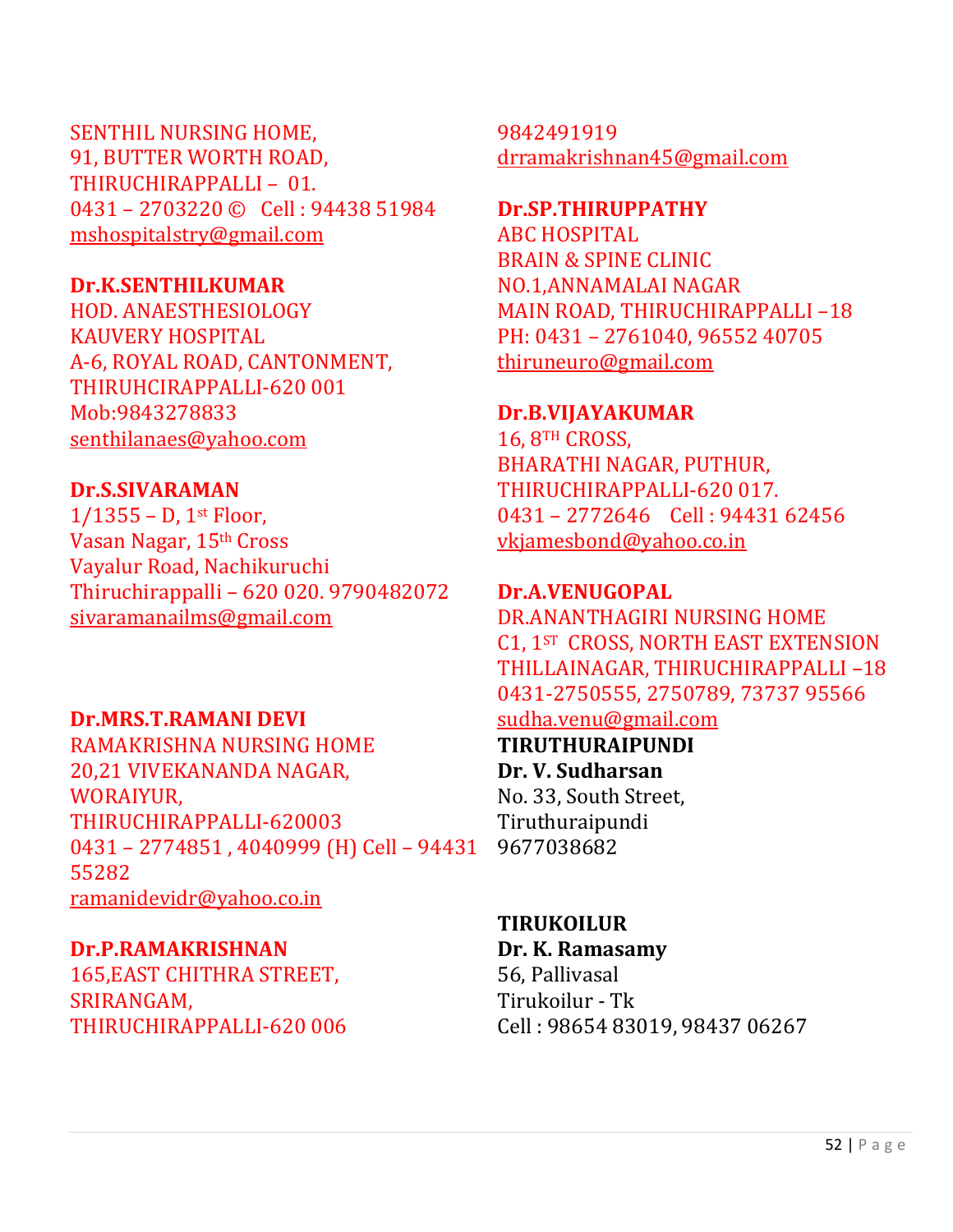SENTHIL NURSING HOME,
91, BUTTER WORTH ROAD,
THIRUCHIRAPPALLI – 01.
0431 – 2703220 © Cell : 94438 51984
mshospitalstry@gmail.com

**Dr.K.SENTHILKUMAR**
HOD. ANAESTHESIOLOGY
KAUVERY HOSPITAL
A-6, ROYAL ROAD, CANTONMENT,
THIRUHCIRAPPALLI-620 001
Mob:9843278833
senthilanaes@yahoo.com

**Dr.S.SIVARAMAN**
1/1355 – D, 1st Floor,
Vasan Nagar, 15th Cross
Vayalur Road, Nachikuruchi
Thiruchirappalli – 620 020. 9790482072
sivaramanailms@gmail.com

**Dr.MRS.T.RAMANI DEVI**
RAMAKRISHNA NURSING HOME
20,21 VIVEKANANDA NAGAR,
WORAIYUR,
THIRUCHIRAPPALLI-620003
0431 – 2774851 , 4040999 (H) Cell – 94431 55282
ramanidevidr@yahoo.co.in

**Dr.P.RAMAKRISHNAN**
165,EAST CHITHRA STREET,
SRIRANGAM,
THIRUCHIRAPPALLI-620 006
9842491919
drramakrishnan45@gmail.com

**Dr.SP.THIRUPPATHY**
ABC HOSPITAL
BRAIN & SPINE CLINIC
NO.1,ANNAMALAI NAGAR
MAIN ROAD, THIRUCHIRAPPALLI –18
PH: 0431 – 2761040, 96552 40705
thiruneuro@gmail.com

**Dr.B.VIJAYAKUMAR**
16, 8TH CROSS,
BHARATHI NAGAR, PUTHUR,
THIRUCHIRAPPALLI-620 017.
0431 – 2772646 Cell : 94431 62456
vkjamesbond@yahoo.co.in

**Dr.A.VENUGOPAL**
DR.ANANTHAGIRI NURSING HOME
C1, 1ST CROSS, NORTH EAST EXTENSION
THILLAINAGAR, THIRUCHIRAPPALLI –18
0431-2750555, 2750789, 73737 95566
sudha.venu@gmail.com

**TIRUTHURAIPUNDI**
**Dr. V. Sudharsan**
No. 33, South Street,
Tiruthuraipundi
9677038682

**TIRUKOILUR**
**Dr. K. Ramasamy**
56, Pallivasal
Tirukoilur - Tk
Cell : 98654 83019, 98437 06267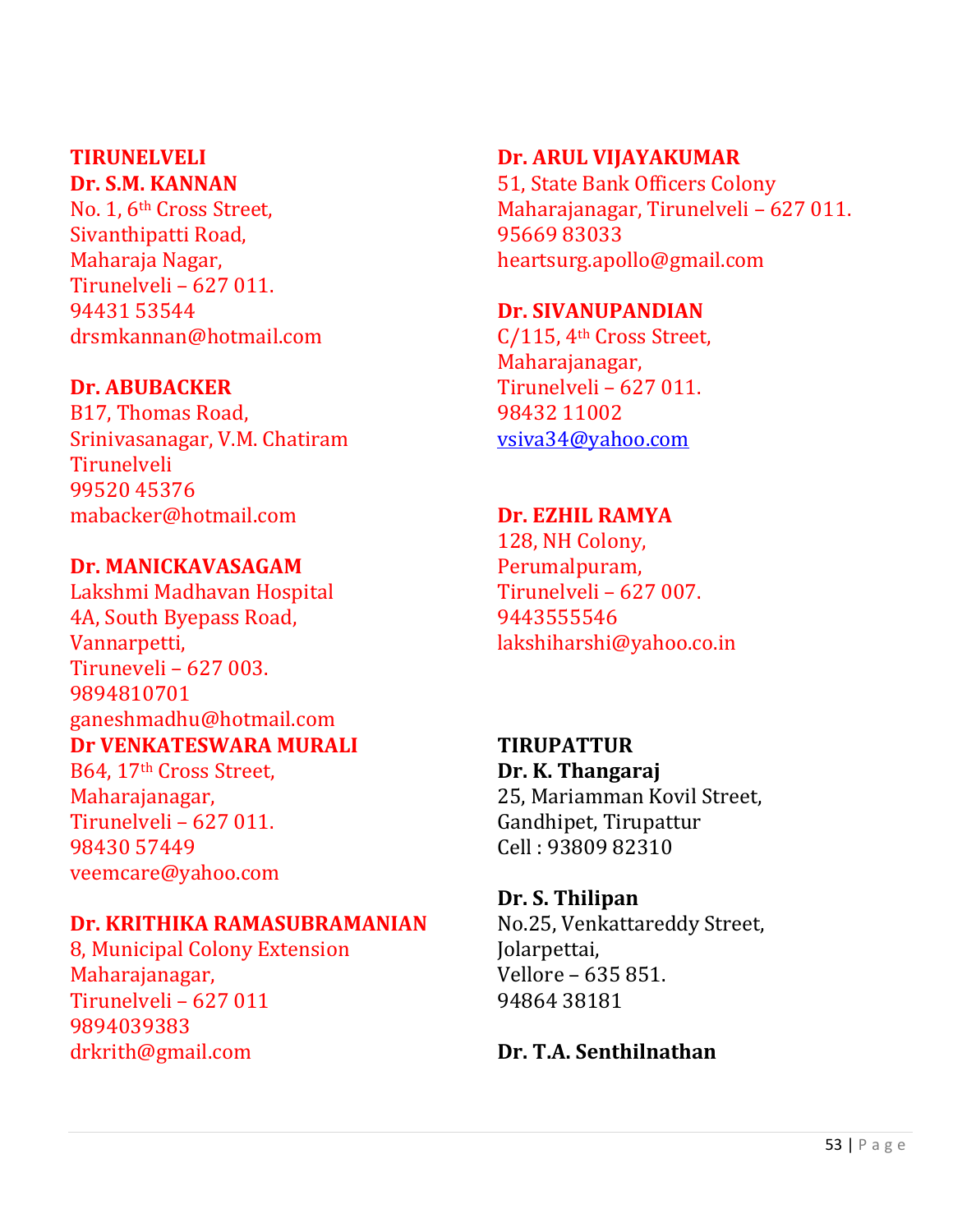**TIRUNELVELI**

**Dr. S.M. KANNAN**
No. 1, 6th Cross Street,
Sivanthipatti Road,
Maharaja Nagar,
Tirunelveli – 627 011.
94431 53544
drsmkannan@hotmail.com

**Dr. ABUBACKER**
B17, Thomas Road,
Srinivasanagar, V.M. Chatiram
Tirunelveli
99520 45376
mabacker@hotmail.com

**Dr. MANICKAVASAGAM**
Lakshmi Madhavan Hospital
4A, South Byepass Road,
Vannarpetti,
Tiruneveli – 627 003.
9894810701
ganeshmadhu@hotmail.com

**Dr VENKATESWARA MURALI**
B64, 17th Cross Street,
Maharajanagar,
Tirunelveli – 627 011.
98430 57449
veemcare@yahoo.com

**Dr. KRITHIKA RAMASUBRAMANIAN**
8, Municipal Colony Extension
Maharajanagar,
Tirunelveli – 627 011
9894039383
drkrith@gmail.com

**Dr. ARUL VIJAYAKUMAR**
51, State Bank Officers Colony
Maharajanagar, Tirunelveli – 627 011.
95669 83033
heartsurg.apollo@gmail.com

**Dr. SIVANUPANDIAN**
C/115, 4th Cross Street,
Maharajanagar,
Tirunelveli – 627 011.
98432 11002
vsiva34@yahoo.com

**Dr. EZHIL RAMYA**
128, NH Colony,
Perumalpuram,
Tirunelveli – 627 007.
9443555546
lakshiharshi@yahoo.co.in

**TIRUPATTUR**

**Dr. K. Thangaraj**
25, Mariamman Kovil Street,
Gandhipet, Tirupattur
Cell : 93809 82310

**Dr. S. Thilipan**
No.25, Venkattareddy Street,
Jolarpettai,
Vellore – 635 851.
94864 38181

**Dr. T.A. Senthilnathan**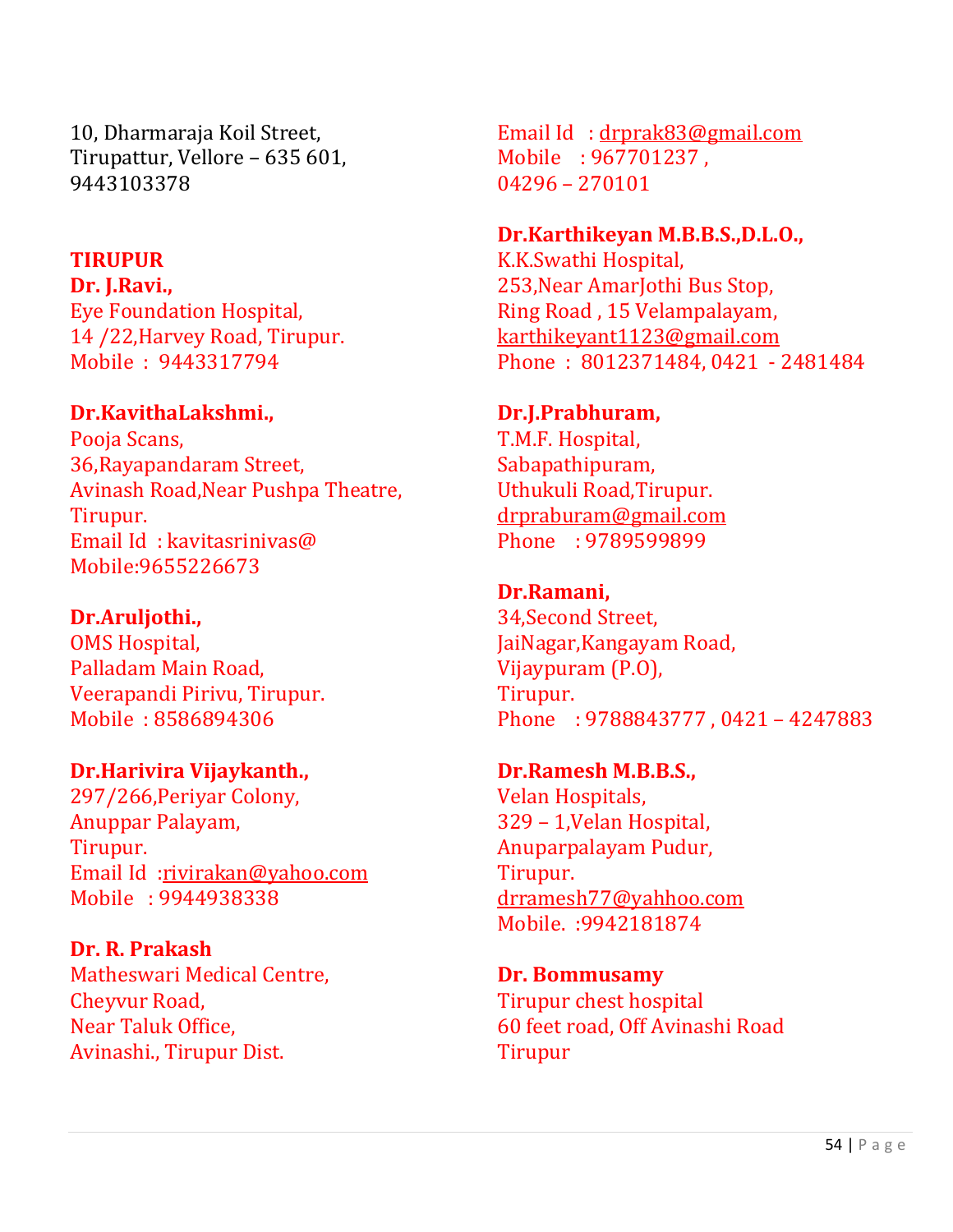10, Dharmaraja Koil Street,
Tirupattur, Vellore – 635 601,
9443103378

**TIRUPUR**

**Dr. J.Ravi.,**
Eye Foundation Hospital,
14 /22,Harvey Road, Tirupur.
Mobile : 9443317794

**Dr.KavithaLakshmi.,**
Pooja Scans,
36,Rayapandaram Street,
Avinash Road,Near Pushpa Theatre,
Tirupur.
Email Id : kavitasrinivas@
Mobile:9655226673

**Dr.Aruljothi.,**
OMS Hospital,
Palladam Main Road,
Veerapandi Pirivu, Tirupur.
Mobile : 8586894306

**Dr.Harivira Vijaykanth.,**
297/266,Periyar Colony,
Anuppar Palayam,
Tirupur.
Email Id :rivirakan@yahoo.com
Mobile : 9944938338

**Dr. R. Prakash**
Matheswari Medical Centre,
Cheyvur Road,
Near Taluk Office,
Avinashi., Tirupur Dist.
Email Id : drprak83@gmail.com
Mobile : 967701237 ,
04296 – 270101

**Dr.Karthikeyan M.B.B.S.,D.L.O.,**
K.K.Swathi Hospital,
253,Near AmarJothi Bus Stop,
Ring Road , 15 Velampalayam,
karthikeyant1123@gmail.com
Phone : 8012371484, 0421 - 2481484

**Dr.J.Prabhuram,**
T.M.F. Hospital,
Sabapathipuram,
Uthukuli Road,Tirupur.
drpraburam@gmail.com
Phone : 9789599899

**Dr.Ramani,**
34,Second Street,
JaiNagar,Kangayam Road,
Vijaypuram (P.O),
Tirupur.
Phone : 9788843777 , 0421 – 4247883

**Dr.Ramesh M.B.B.S.,**
Velan Hospitals,
329 – 1,Velan Hospital,
Anuparpalayam Pudur,
Tirupur.
drramesh77@yahhoo.com
Mobile. :9942181874

**Dr. Bommusamy**
Tirupur chest hospital
60 feet road, Off Avinashi Road
Tirupur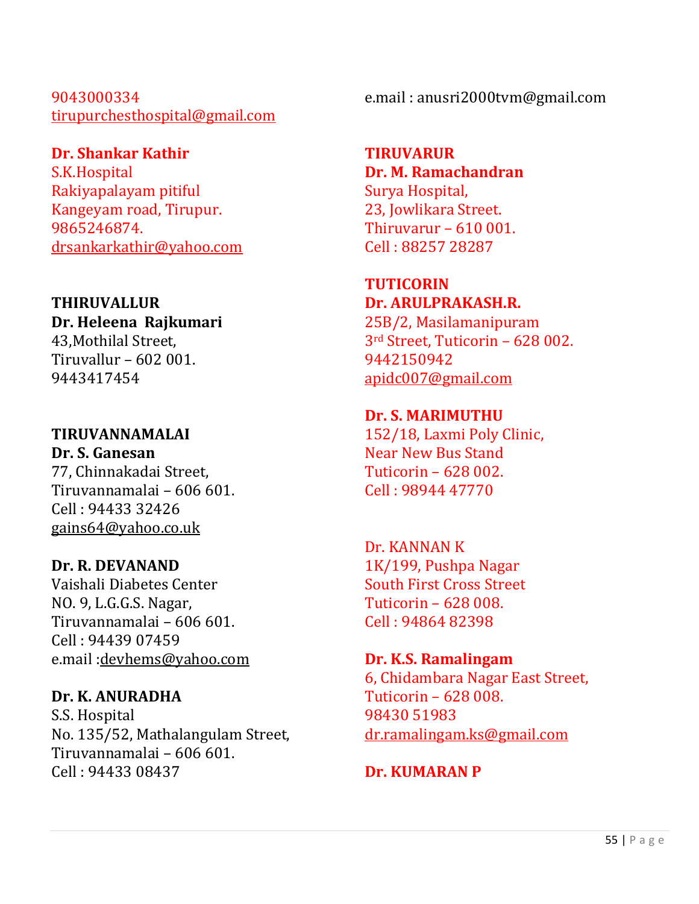9043000334
tirupurchesthospital@gmail.com

**Dr. Shankar Kathir**
S.K.Hospital
Rakiyapalayam pitiful
Kangeyam road, Tirupur.
9865246874.
drsankarkathir@yahoo.com

**THIRUVALLUR**

**Dr. Heleena Rajkumari**
43,Mothilal Street,
Tiruvallur – 602 001.
9443417454

**TIRUVANNAMALAI**

**Dr. S. Ganesan**
77, Chinnakadai Street,
Tiruvannamalai – 606 601.
Cell : 94433 32426
gains64@yahoo.co.uk

**Dr. R. DEVANAND**
Vaishali Diabetes Center
NO. 9, L.G.G.S. Nagar,
Tiruvannamalai – 606 601.
Cell : 94439 07459
e.mail :devhems@yahoo.com

**Dr. K. ANURADHA**
S.S. Hospital
No. 135/52, Mathalangulam Street,
Tiruvannamalai – 606 601.
Cell : 94433 08437
e.mail : anusri2000tvm@gmail.com

**TIRUVARUR**

**Dr. M. Ramachandran**
Surya Hospital,
23, Jowlikara Street.
Thiruvarur – 610 001.
Cell : 88257 28287

**TUTICORIN**

**Dr. ARULPRAKASH.R.**
25B/2, Masilamanipuram
3rd Street, Tuticorin – 628 002.
9442150942
apidc007@gmail.com

**Dr. S. MARIMUTHU**
152/18, Laxmi Poly Clinic,
Near New Bus Stand
Tuticorin – 628 002.
Cell : 98944 47770

Dr. KANNAN K
1K/199, Pushpa Nagar
South First Cross Street
Tuticorin – 628 008.
Cell : 94864 82398

**Dr. K.S. Ramalingam**
6, Chidambara Nagar East Street,
Tuticorin – 628 008.
98430 51983
dr.ramalingam.ks@gmail.com

**Dr. KUMARAN P**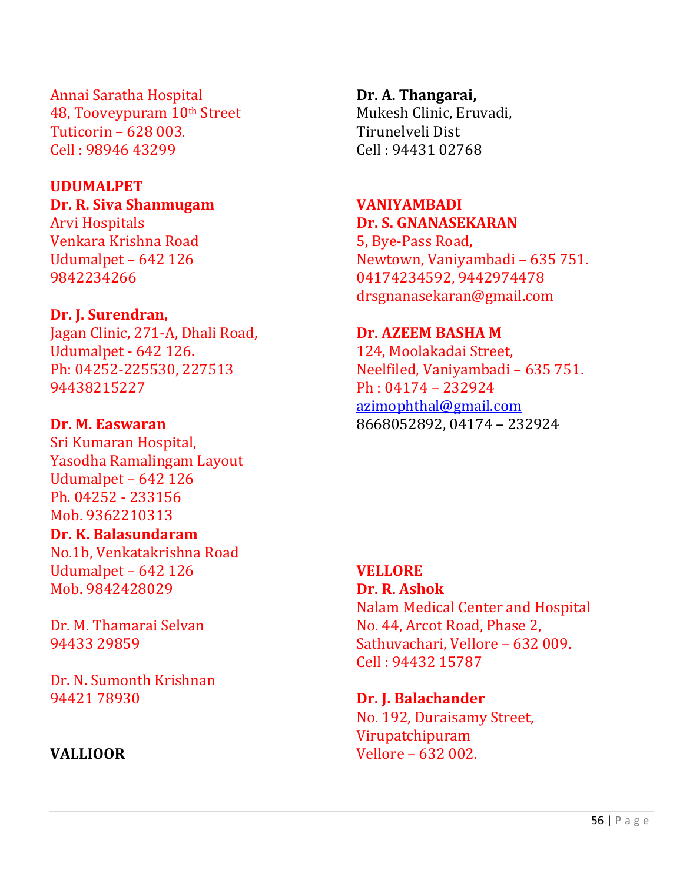Annai Saratha Hospital
48, Tooveypuram 10th Street
Tuticorin – 628 003.
Cell : 98946 43299

**UDUMALPET**

**Dr. R. Siva Shanmugam**
Arvi Hospitals
Venkara Krishna Road
Udumalpet – 642 126
9842234266

**Dr. J. Surendran,**
Jagan Clinic, 271-A, Dhali Road,
Udumalpet - 642 126.
Ph: 04252-225530, 227513
94438215227

**Dr. M. Easwaran**
Sri Kumaran Hospital,
Yasodha Ramalingam Layout
Udumalpet – 642 126
Ph. 04252 - 233156
Mob. 9362210313

**Dr. K. Balasundaram**
No.1b, Venkatakrishna Road
Udumalpet – 642 126
Mob. 9842428029

Dr. M. Thamarai Selvan
94433 29859

Dr. N. Sumonth Krishnan
94421 78930

**VALLIOOR**

**Dr. A. Thangarai,**
Mukesh Clinic, Eruvadi,
Tirunelveli Dist
Cell : 94431 02768

**VANIYAMBADI**

**Dr. S. GNANASEKARAN**
5, Bye-Pass Road,
Newtown, Vaniyambadi – 635 751.
04174234592, 9442974478
drsgnanasekaran@gmail.com

**Dr. AZEEM BASHA M**
124, Moolakadai Street,
Neelfiled, Vaniyambadi – 635 751.
Ph : 04174 – 232924
azimophthal@gmail.com
8668052892, 04174 – 232924

**VELLORE**

**Dr. R. Ashok**
Nalam Medical Center and Hospital
No. 44, Arcot Road, Phase 2,
Sathuvachari, Vellore – 632 009.
Cell : 94432 15787

**Dr. J. Balachander**
No. 192, Duraisamy Street,
Virupatchipuram
Vellore – 632 002.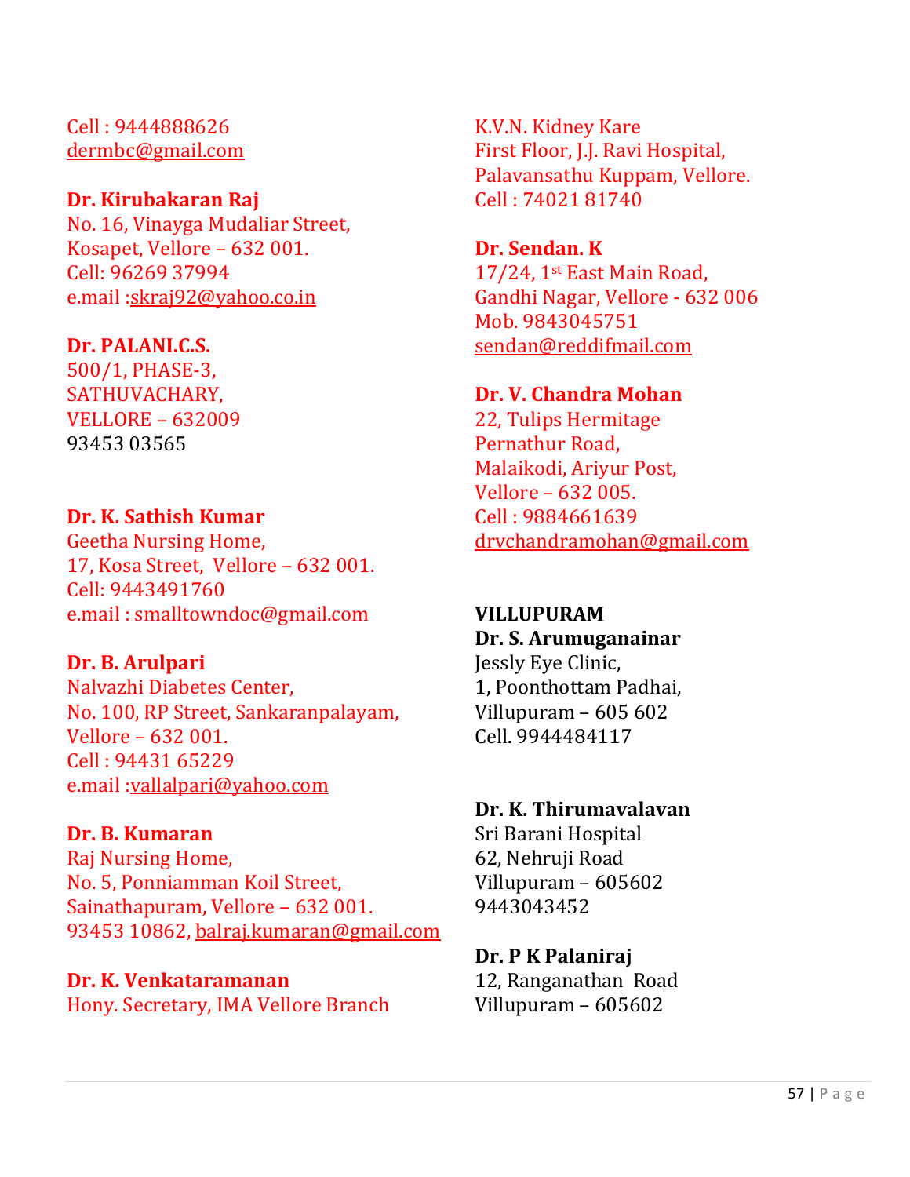Cell : 9444888626
dermbc@gmail.com

**Dr. Kirubakaran Raj**
No. 16, Vinayga Mudaliar Street,
Kosapet, Vellore – 632 001.
Cell: 96269 37994
e.mail :skraj92@yahoo.co.in

**Dr. PALANI.C.S.**
500/1, PHASE-3,
SATHUVACHARY,
VELLORE – 632009
93453 03565

**Dr. K. Sathish Kumar**
Geetha Nursing Home,
17, Kosa Street, Vellore – 632 001.
Cell: 9443491760
e.mail : smalltowndoc@gmail.com

**Dr. B. Arulpari**
Nalvazhi Diabetes Center,
No. 100, RP Street, Sankaranpalayam,
Vellore – 632 001.
Cell : 94431 65229
e.mail :vallalpari@yahoo.com

**Dr. B. Kumaran**
Raj Nursing Home,
No. 5, Ponniamman Koil Street,
Sainathapuram, Vellore – 632 001.
93453 10862, balraj.kumaran@gmail.com

**Dr. K. Venkataramanan**
Hony. Secretary, IMA Vellore Branch
K.V.N. Kidney Kare
First Floor, J.J. Ravi Hospital,
Palavansathu Kuppam, Vellore.
Cell : 74021 81740

**Dr. Sendan. K**
17/24, 1st East Main Road,
Gandhi Nagar, Vellore - 632 006
Mob. 9843045751
sendan@reddifmail.com

**Dr. V. Chandra Mohan**
22, Tulips Hermitage
Pernathur Road,
Malaikodi, Ariyur Post,
Vellore – 632 005.
Cell : 9884661639
drvchandramohan@gmail.com

**VILLUPURAM**

**Dr. S. Arumuganainar**
Jessly Eye Clinic,
1, Poonthottam Padhai,
Villupuram – 605 602
Cell. 9944484117

**Dr. K. Thirumavalavan**
Sri Barani Hospital
62, Nehruji Road
Villupuram – 605602
9443043452

**Dr. P K Palaniraj**
12, Ranganathan Road
Villupuram – 605602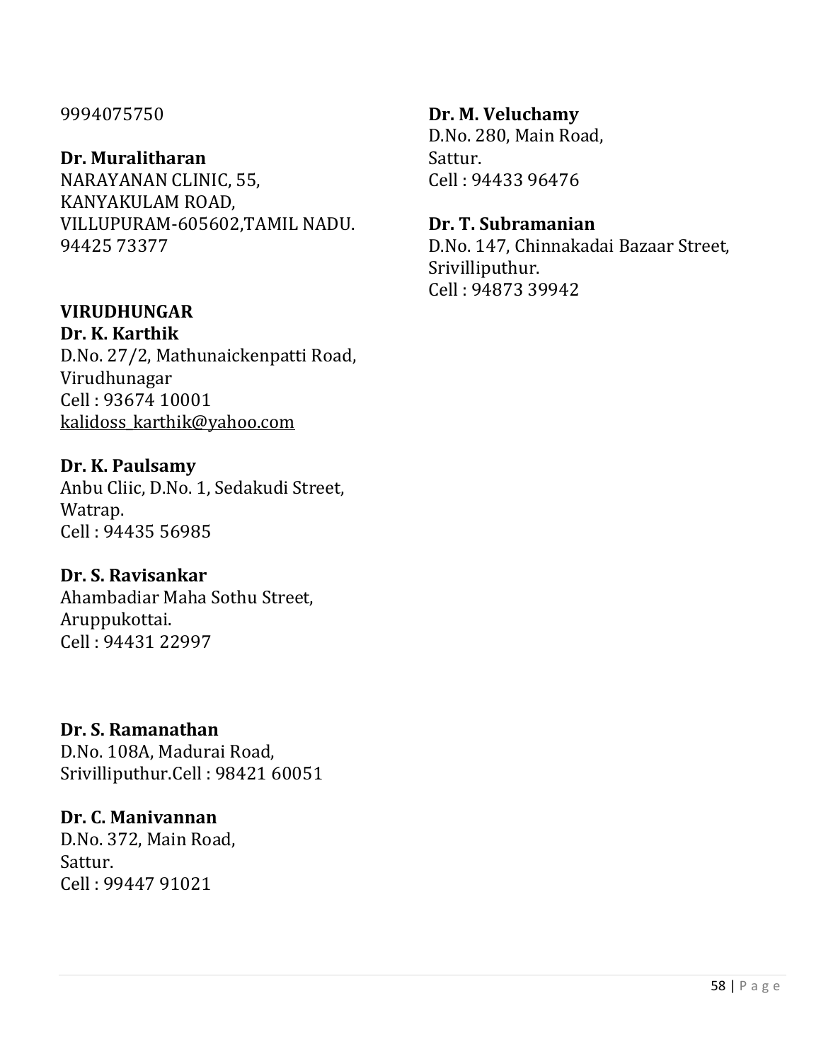9994075750

**Dr. Muralitharan**
NARAYANAN CLINIC, 55,
KANYAKULAM ROAD,
VILLUPURAM-605602,TAMIL NADU.
94425 73377

**VIRUDHUNGAR**

**Dr. K. Karthik**
D.No. 27/2, Mathunaickenpatti Road,
Virudhunagar
Cell : 93674 10001
kalidoss_karthik@yahoo.com

**Dr. K. Paulsamy**
Anbu Cliic, D.No. 1, Sedakudi Street,
Watrap.
Cell : 94435 56985

**Dr. S. Ravisankar**
Ahambadiar Maha Sothu Street,
Aruppukottai.
Cell : 94431 22997

**Dr. S. Ramanathan**
D.No. 108A, Madurai Road,
Srivilliputhur.Cell : 98421 60051

**Dr. C. Manivannan**
D.No. 372, Main Road,
Sattur.
Cell : 99447 91021

**Dr. M. Veluchamy**
D.No. 280, Main Road,
Sattur.
Cell : 94433 96476

**Dr. T. Subramanian**
D.No. 147, Chinnakadai Bazaar Street,
Srivilliputhur.
Cell : 94873 39942